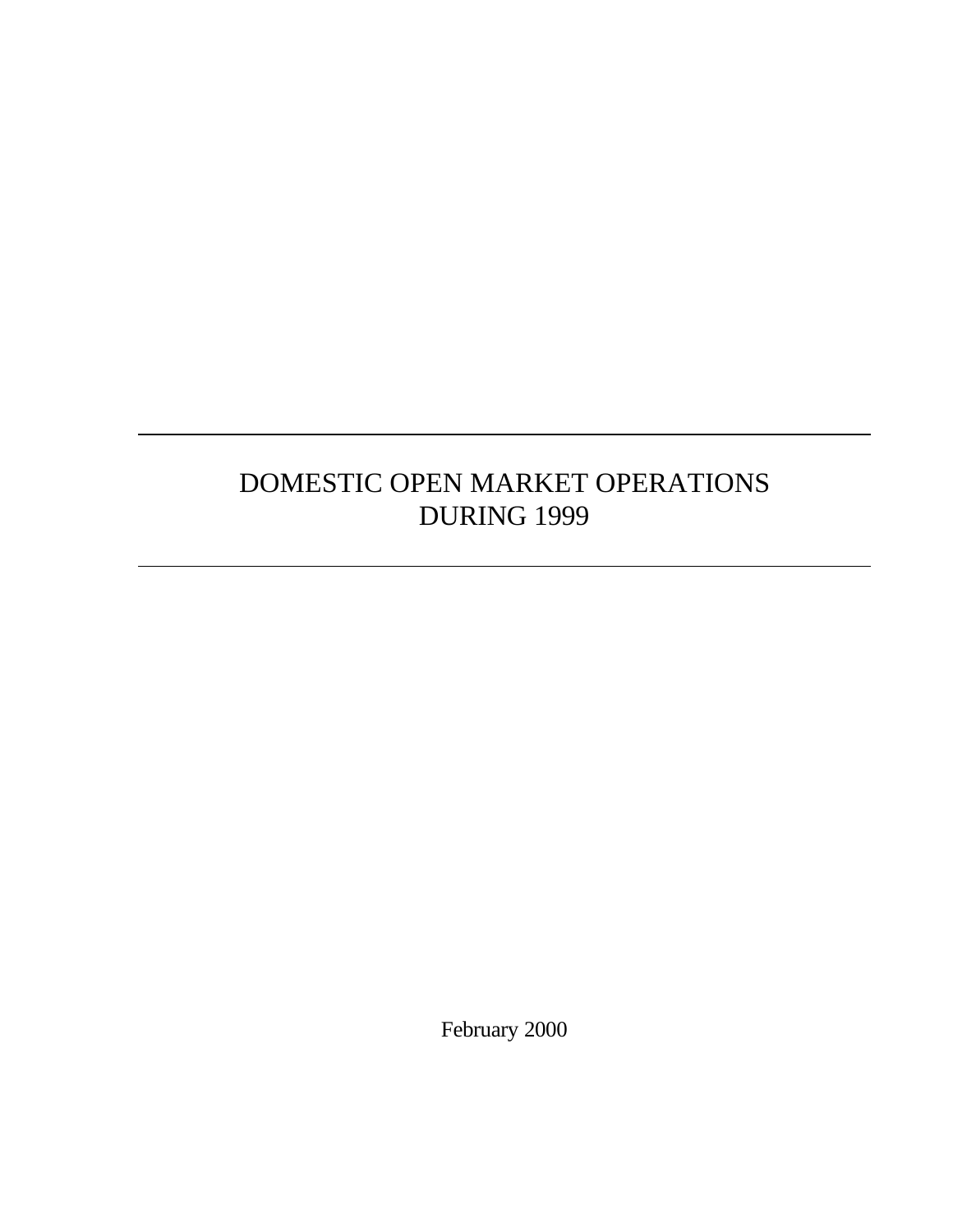# DOMESTIC OPEN MARKET OPERATIONS DURING 1999

February 2000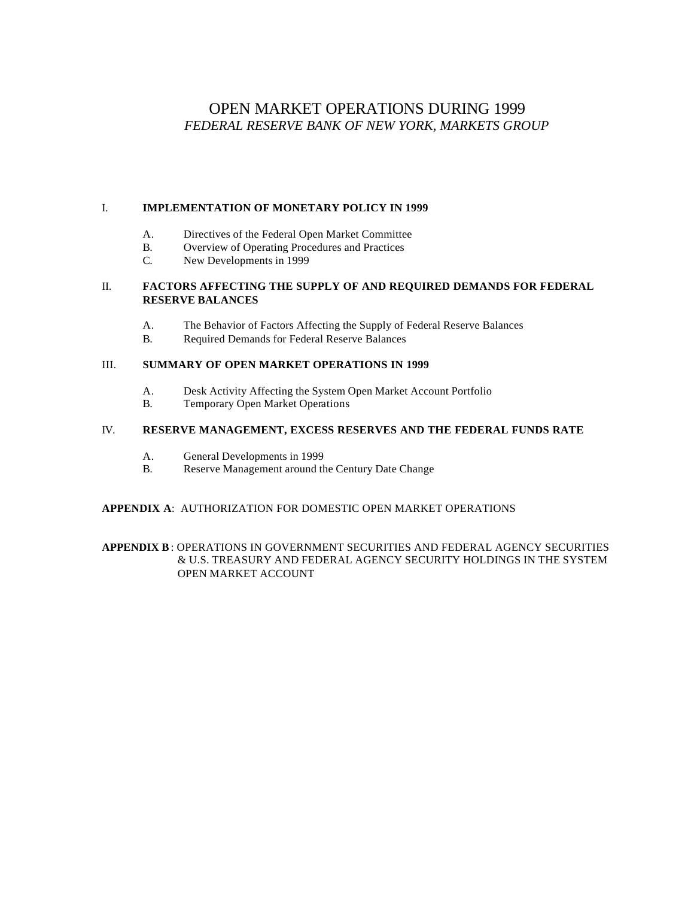# OPEN MARKET OPERATIONS DURING 1999

*FEDERAL RESERVE BANK OF NEW YORK, MARKETS GROUP*

I. **IMPLEMENTATION OF MONETARY POLICY IN 1999**

- A. Directives of the Federal Open Market Committee
- B. Overview of Operating Procedures and Practices
- C. New Developments in 1999

II. **FACTORS AFFECTING THE SUPPLY OF AND REQUIRED DEMANDS FOR FEDERAL RESERVE BALANCES**

- A. The Behavior of Factors Affecting the Supply of Federal Reserve Balances
- B. Required Demands for Federal Reserve Balances

III. **SUMMARY OF OPEN MARKET OPERATIONS IN 1999**

- A. Desk Activity Affecting the System Open Market Account Portfolio
- B. Temporary Open Market Operations

IV. **RESERVE MANAGEMENT, EXCESS RESERVES AND THE FEDERAL FUNDS RATE**

- A. General Developments in 1999
- B. Reserve Management around the Century Date Change

**APPENDIX A**: AUTHORIZATION FOR DOMESTIC OPEN MARKET OPERATIONS

**APPENDIX B**: OPERATIONS IN GOVERNMENT SECURITIES AND FEDERAL AGENCY SECURITIES & U.S. TREASURY AND FEDERAL AGENCY SECURITY HOLDINGS IN THE SYSTEM OPEN MARKET ACCOUNT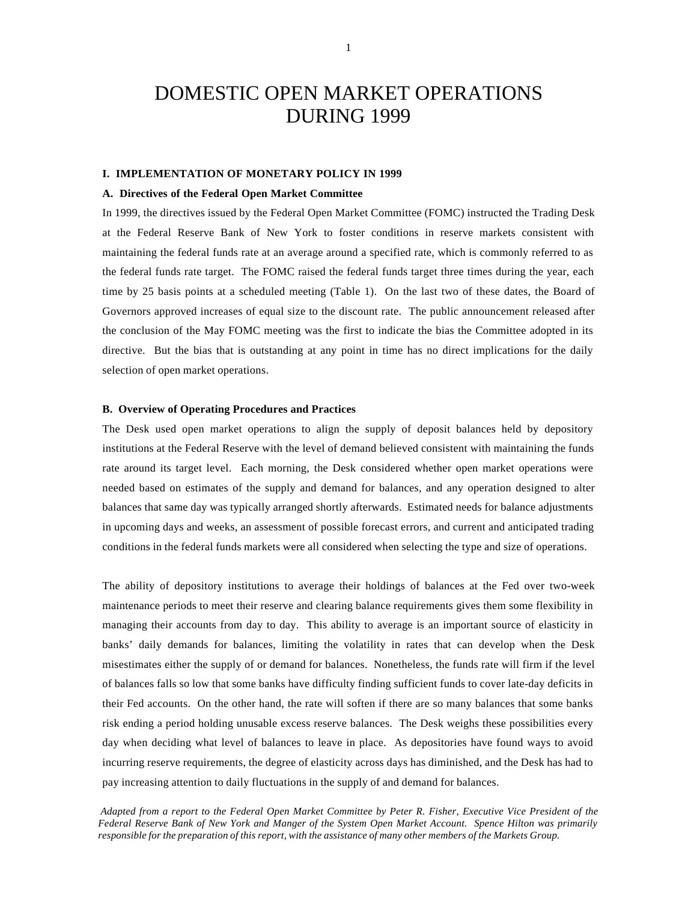# DOMESTIC OPEN MARKET OPERATIONS DURING 1999

### I. IMPLEMENTATION OF MONETARY POLICY IN 1999

#### A. Directives of the Federal Open Market Committee

In 1999, the directives issued by the Federal Open Market Committee (FOMC) instructed the Trading Desk at the Federal Reserve Bank of New York to foster conditions in reserve markets consistent with maintaining the federal funds rate at an average around a specified rate, which is commonly referred to as the federal funds rate target. The FOMC raised the federal funds target three times during the year, each time by 25 basis points at a scheduled meeting (Table 1). On the last two of these dates, the Board of Governors approved increases of equal size to the discount rate. The public announcement released after the conclusion of the May FOMC meeting was the first to indicate the bias the Committee adopted in its directive. But the bias that is outstanding at any point in time has no direct implications for the daily selection of open market operations.

#### B. Overview of Operating Procedures and Practices

The Desk used open market operations to align the supply of deposit balances held by depository institutions at the Federal Reserve with the level of demand believed consistent with maintaining the funds rate around its target level. Each morning, the Desk considered whether open market operations were needed based on estimates of the supply and demand for balances, and any operation designed to alter balances that same day was typically arranged shortly afterwards. Estimated needs for balance adjustments in upcoming days and weeks, an assessment of possible forecast errors, and current and anticipated trading conditions in the federal funds markets were all considered when selecting the type and size of operations.

The ability of depository institutions to average their holdings of balances at the Fed over two-week maintenance periods to meet their reserve and clearing balance requirements gives them some flexibility in managing their accounts from day to day. This ability to average is an important source of elasticity in banks' daily demands for balances, limiting the volatility in rates that can develop when the Desk misestimates either the supply of or demand for balances. Nonetheless, the funds rate will firm if the level of balances falls so low that some banks have difficulty finding sufficient funds to cover late-day deficits in their Fed accounts. On the other hand, the rate will soften if there are so many balances that some banks risk ending a period holding unusable excess reserve balances. The Desk weighs these possibilities every day when deciding what level of balances to leave in place. As depositories have found ways to avoid incurring reserve requirements, the degree of elasticity across days has diminished, and the Desk has had to pay increasing attention to daily fluctuations in the supply of and demand for balances.

*Adapted from a report to the Federal Open Market Committee by Peter R. Fisher, Executive Vice President of the Federal Reserve Bank of New York and Manger of the System Open Market Account. Spence Hilton was primarily responsible for the preparation of this report, with the assistance of many other members of the Markets Group.*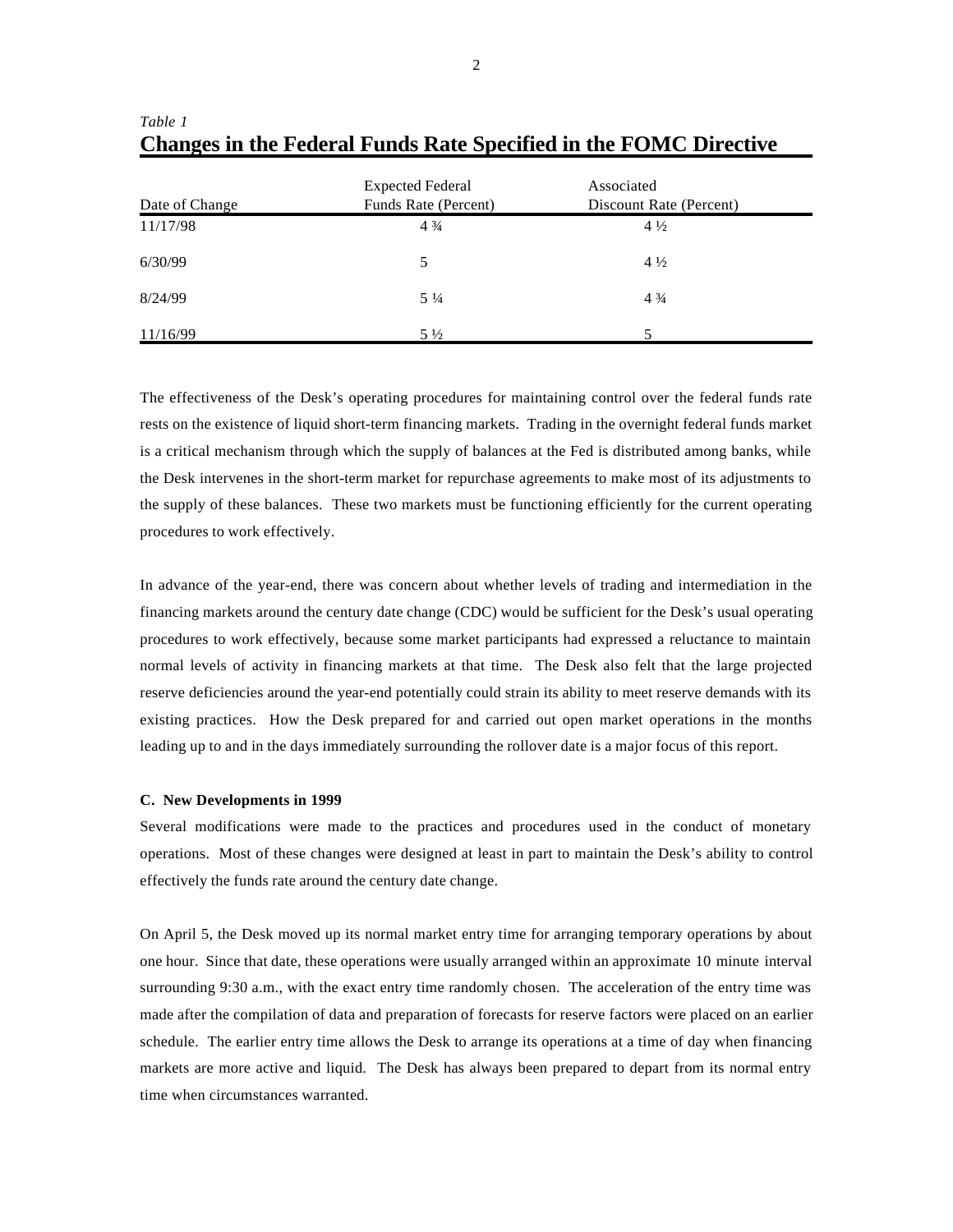*Table 1*
**Changes in the Federal Funds Rate Specified in the FOMC Directive**

| Date of Change | Expected Federal Funds Rate (Percent) | Associated Discount Rate (Percent) |
|---|---|---|
| 11/17/98 | 4 ¾ | 4 ½ |
| 6/30/99 | 5 | 4 ½ |
| 8/24/99 | 5 ¼ | 4 ¾ |
| 11/16/99 | 5 ½ | 5 |

The effectiveness of the Desk's operating procedures for maintaining control over the federal funds rate rests on the existence of liquid short-term financing markets. Trading in the overnight federal funds market is a critical mechanism through which the supply of balances at the Fed is distributed among banks, while the Desk intervenes in the short-term market for repurchase agreements to make most of its adjustments to the supply of these balances. These two markets must be functioning efficiently for the current operating procedures to work effectively.

In advance of the year-end, there was concern about whether levels of trading and intermediation in the financing markets around the century date change (CDC) would be sufficient for the Desk's usual operating procedures to work effectively, because some market participants had expressed a reluctance to maintain normal levels of activity in financing markets at that time. The Desk also felt that the large projected reserve deficiencies around the year-end potentially could strain its ability to meet reserve demands with its existing practices. How the Desk prepared for and carried out open market operations in the months leading up to and in the days immediately surrounding the rollover date is a major focus of this report.

#### C. New Developments in 1999

Several modifications were made to the practices and procedures used in the conduct of monetary operations. Most of these changes were designed at least in part to maintain the Desk's ability to control effectively the funds rate around the century date change.

On April 5, the Desk moved up its normal market entry time for arranging temporary operations by about one hour. Since that date, these operations were usually arranged within an approximate 10 minute interval surrounding 9:30 a.m., with the exact entry time randomly chosen. The acceleration of the entry time was made after the compilation of data and preparation of forecasts for reserve factors were placed on an earlier schedule. The earlier entry time allows the Desk to arrange its operations at a time of day when financing markets are more active and liquid. The Desk has always been prepared to depart from its normal entry time when circumstances warranted.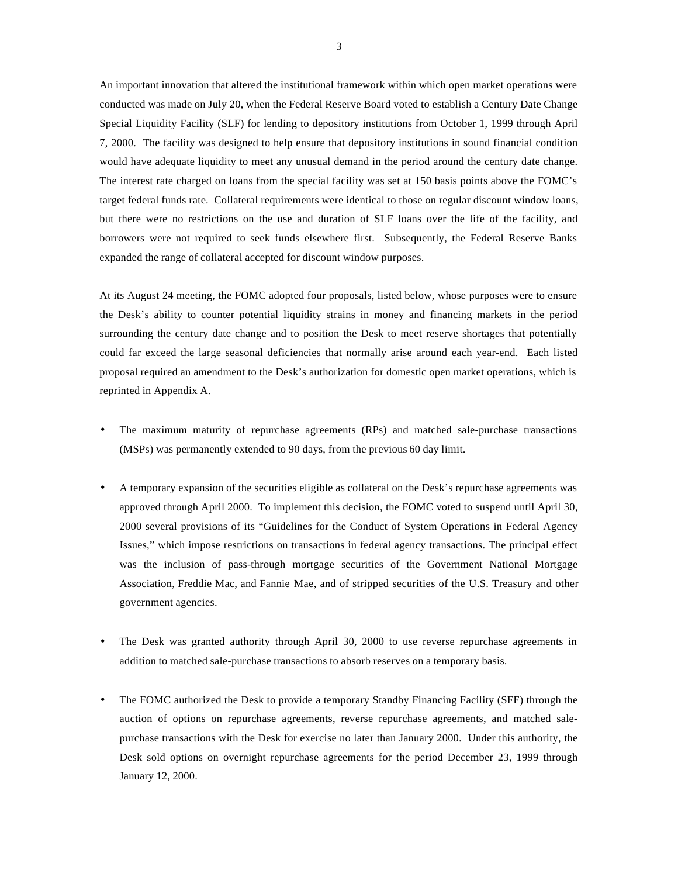An important innovation that altered the institutional framework within which open market operations were conducted was made on July 20, when the Federal Reserve Board voted to establish a Century Date Change Special Liquidity Facility (SLF) for lending to depository institutions from October 1, 1999 through April 7, 2000. The facility was designed to help ensure that depository institutions in sound financial condition would have adequate liquidity to meet any unusual demand in the period around the century date change. The interest rate charged on loans from the special facility was set at 150 basis points above the FOMC's target federal funds rate. Collateral requirements were identical to those on regular discount window loans, but there were no restrictions on the use and duration of SLF loans over the life of the facility, and borrowers were not required to seek funds elsewhere first. Subsequently, the Federal Reserve Banks expanded the range of collateral accepted for discount window purposes.

At its August 24 meeting, the FOMC adopted four proposals, listed below, whose purposes were to ensure the Desk's ability to counter potential liquidity strains in money and financing markets in the period surrounding the century date change and to position the Desk to meet reserve shortages that potentially could far exceed the large seasonal deficiencies that normally arise around each year-end. Each listed proposal required an amendment to the Desk's authorization for domestic open market operations, which is reprinted in Appendix A.

- The maximum maturity of repurchase agreements (RPs) and matched sale-purchase transactions (MSPs) was permanently extended to 90 days, from the previous 60 day limit.

- A temporary expansion of the securities eligible as collateral on the Desk's repurchase agreements was approved through April 2000. To implement this decision, the FOMC voted to suspend until April 30, 2000 several provisions of its "Guidelines for the Conduct of System Operations in Federal Agency Issues," which impose restrictions on transactions in federal agency transactions. The principal effect was the inclusion of pass-through mortgage securities of the Government National Mortgage Association, Freddie Mac, and Fannie Mae, and of stripped securities of the U.S. Treasury and other government agencies.

- The Desk was granted authority through April 30, 2000 to use reverse repurchase agreements in addition to matched sale-purchase transactions to absorb reserves on a temporary basis.

- The FOMC authorized the Desk to provide a temporary Standby Financing Facility (SFF) through the auction of options on repurchase agreements, reverse repurchase agreements, and matched sale-purchase transactions with the Desk for exercise no later than January 2000. Under this authority, the Desk sold options on overnight repurchase agreements for the period December 23, 1999 through January 12, 2000.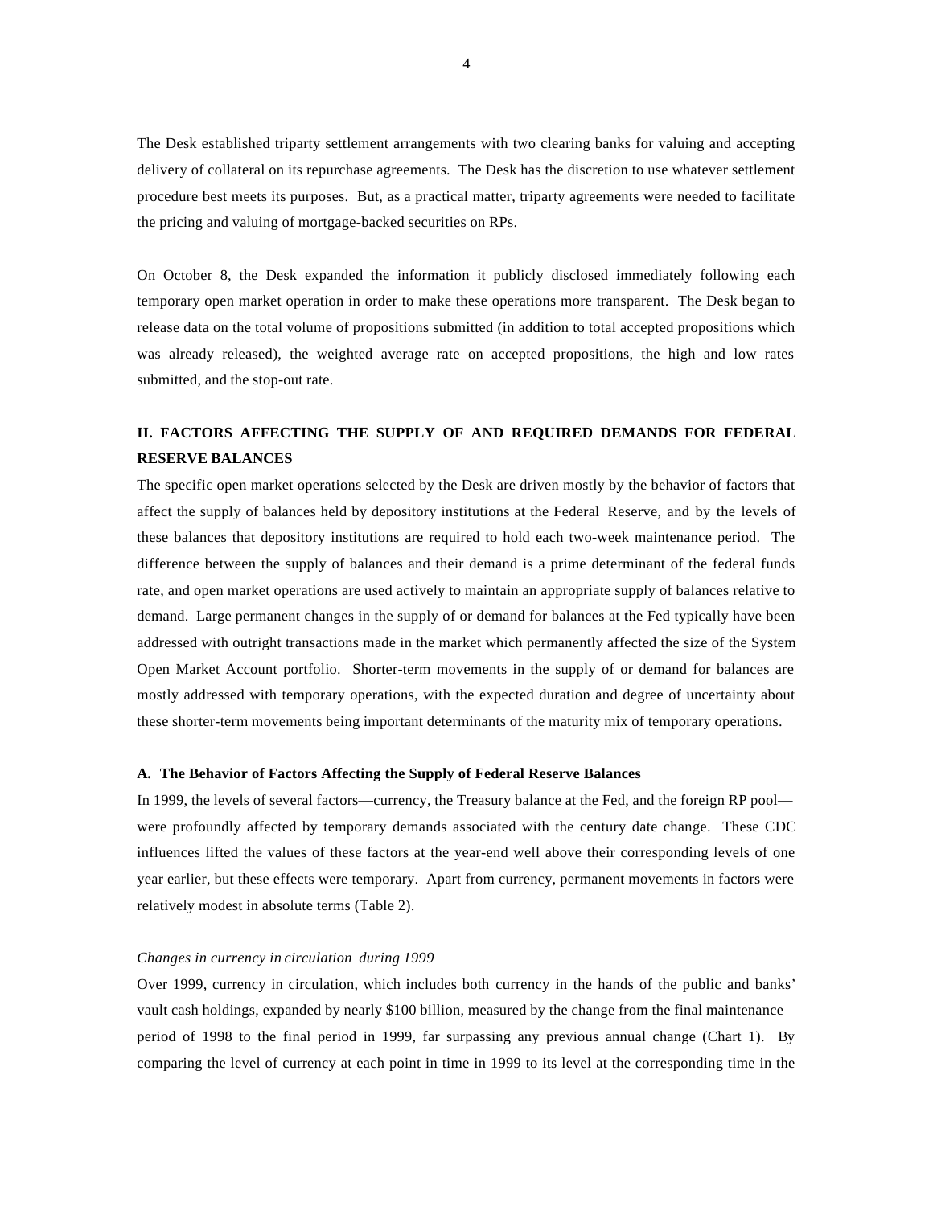The Desk established triparty settlement arrangements with two clearing banks for valuing and accepting delivery of collateral on its repurchase agreements. The Desk has the discretion to use whatever settlement procedure best meets its purposes. But, as a practical matter, triparty agreements were needed to facilitate the pricing and valuing of mortgage-backed securities on RPs.

On October 8, the Desk expanded the information it publicly disclosed immediately following each temporary open market operation in order to make these operations more transparent. The Desk began to release data on the total volume of propositions submitted (in addition to total accepted propositions which was already released), the weighted average rate on accepted propositions, the high and low rates submitted, and the stop-out rate.

## II. FACTORS AFFECTING THE SUPPLY OF AND REQUIRED DEMANDS FOR FEDERAL RESERVE BALANCES

The specific open market operations selected by the Desk are driven mostly by the behavior of factors that affect the supply of balances held by depository institutions at the Federal Reserve, and by the levels of these balances that depository institutions are required to hold each two-week maintenance period. The difference between the supply of balances and their demand is a prime determinant of the federal funds rate, and open market operations are used actively to maintain an appropriate supply of balances relative to demand. Large permanent changes in the supply of or demand for balances at the Fed typically have been addressed with outright transactions made in the market which permanently affected the size of the System Open Market Account portfolio. Shorter-term movements in the supply of or demand for balances are mostly addressed with temporary operations, with the expected duration and degree of uncertainty about these shorter-term movements being important determinants of the maturity mix of temporary operations.

### A. The Behavior of Factors Affecting the Supply of Federal Reserve Balances

In 1999, the levels of several factors—currency, the Treasury balance at the Fed, and the foreign RP pool—were profoundly affected by temporary demands associated with the century date change. These CDC influences lifted the values of these factors at the year-end well above their corresponding levels of one year earlier, but these effects were temporary. Apart from currency, permanent movements in factors were relatively modest in absolute terms (Table 2).

*Changes in currency in circulation during 1999*

Over 1999, currency in circulation, which includes both currency in the hands of the public and banks' vault cash holdings, expanded by nearly $100 billion, measured by the change from the final maintenance period of 1998 to the final period in 1999, far surpassing any previous annual change (Chart 1). By comparing the level of currency at each point in time in 1999 to its level at the corresponding time in the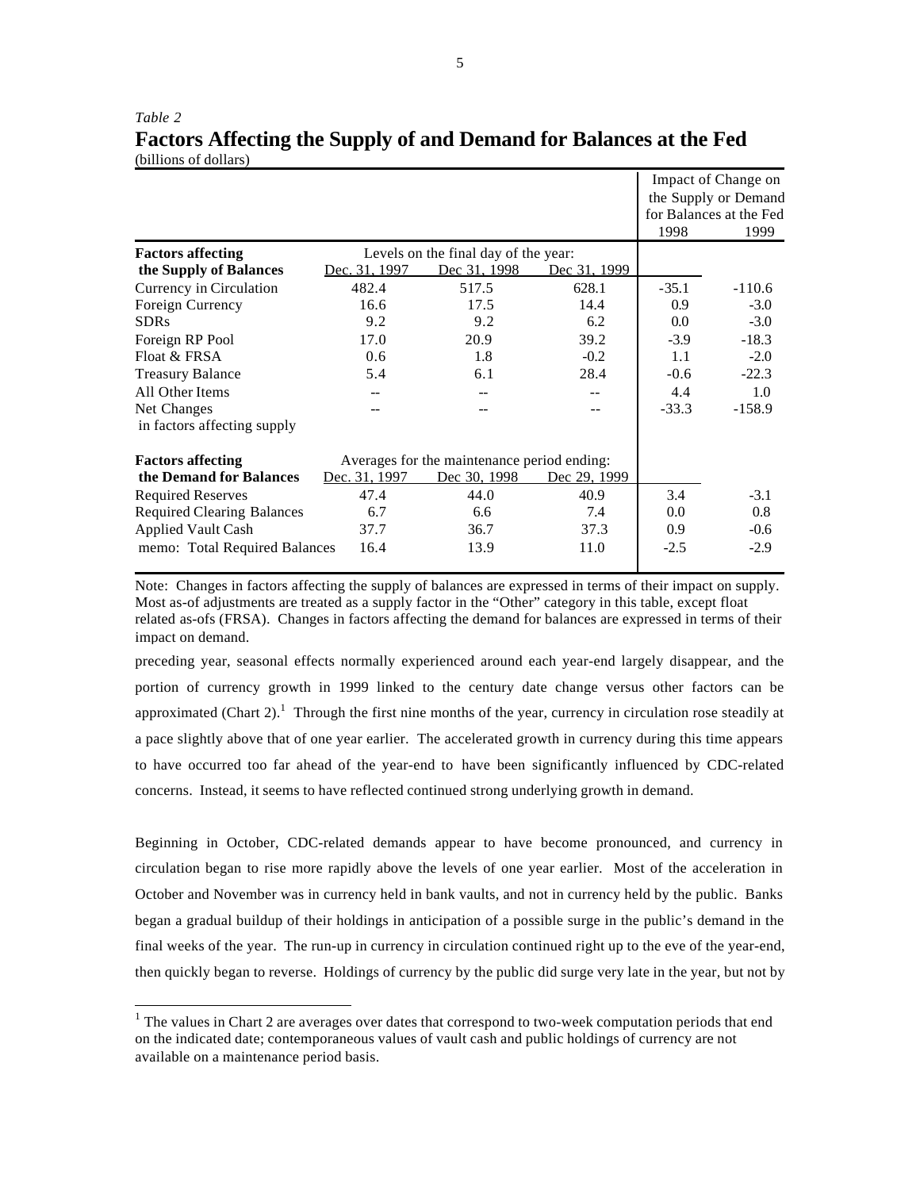*Table 2*

# Factors Affecting the Supply of and Demand for Balances at the Fed

(billions of dollars)

| | | | | Impact of Change on the Supply or Demand for Balances at the Fed | |
|---|---|---|---|---|---|
| | | | | 1998 | 1999 |
| **Factors affecting the Supply of Balances** | Levels on the final day of the year: Dec. 31, 1997 | Dec 31, 1998 | Dec 31, 1999 | | |
| Currency in Circulation | 482.4 | 517.5 | 628.1 | -35.1 | -110.6 |
| Foreign Currency | 16.6 | 17.5 | 14.4 | 0.9 | -3.0 |
| SDRs | 9.2 | 9.2 | 6.2 | 0.0 | -3.0 |
| Foreign RP Pool | 17.0 | 20.9 | 39.2 | -3.9 | -18.3 |
| Float & FRSA | 0.6 | 1.8 | -0.2 | 1.1 | -2.0 |
| Treasury Balance | 5.4 | 6.1 | 28.4 | -0.6 | -22.3 |
| All Other Items | -- | -- | -- | 4.4 | 1.0 |
| Net Changes in factors affecting supply | -- | -- | -- | -33.3 | -158.9 |
| **Factors affecting the Demand for Balances** | Averages for the maintenance period ending: Dec. 31, 1997 | Dec 30, 1998 | Dec 29, 1999 | | |
| Required Reserves | 47.4 | 44.0 | 40.9 | 3.4 | -3.1 |
| Required Clearing Balances | 6.7 | 6.6 | 7.4 | 0.0 | 0.8 |
| Applied Vault Cash | 37.7 | 36.7 | 37.3 | 0.9 | -0.6 |
| memo: Total Required Balances | 16.4 | 13.9 | 11.0 | -2.5 | -2.9 |

Note: Changes in factors affecting the supply of balances are expressed in terms of their impact on supply. Most as-of adjustments are treated as a supply factor in the "Other" category in this table, except float related as-ofs (FRSA). Changes in factors affecting the demand for balances are expressed in terms of their impact on demand.

preceding year, seasonal effects normally experienced around each year-end largely disappear, and the portion of currency growth in 1999 linked to the century date change versus other factors can be approximated (Chart 2).[1] Through the first nine months of the year, currency in circulation rose steadily at a pace slightly above that of one year earlier. The accelerated growth in currency during this time appears to have occurred too far ahead of the year-end to have been significantly influenced by CDC-related concerns. Instead, it seems to have reflected continued strong underlying growth in demand.

Beginning in October, CDC-related demands appear to have become pronounced, and currency in circulation began to rise more rapidly above the levels of one year earlier. Most of the acceleration in October and November was in currency held in bank vaults, and not in currency held by the public. Banks began a gradual buildup of their holdings in anticipation of a possible surge in the public's demand in the final weeks of the year. The run-up in currency in circulation continued right up to the eve of the year-end, then quickly began to reverse. Holdings of currency by the public did surge very late in the year, but not by

[1] The values in Chart 2 are averages over dates that correspond to two-week computation periods that end on the indicated date; contemporaneous values of vault cash and public holdings of currency are not available on a maintenance period basis.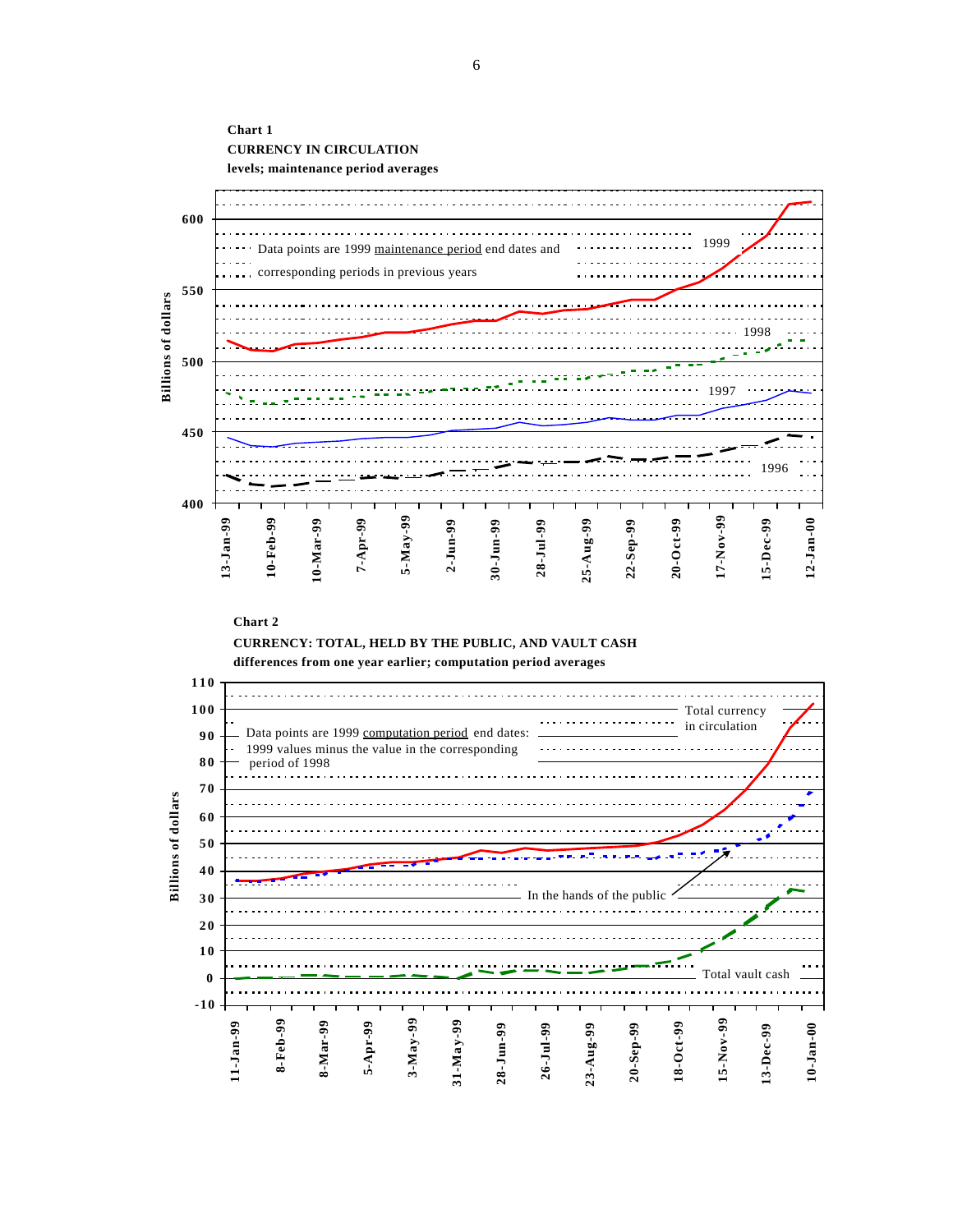**Chart 1**
**CURRENCY IN CIRCULATION**
**levels; maintenance period averages**

Billions of dollars

Data points are 1999 maintenance period end dates and corresponding periods in previous years

1999

1998

1997

1996

600
550
500
450
400

13-Jan-99, 10-Feb-99, 10-Mar-99, 7-Apr-99, 5-May-99, 2-Jun-99, 30-Jun-99, 28-Jul-99, 25-Aug-99, 22-Sep-99, 20-Oct-99, 17-Nov-99, 15-Dec-99, 12-Jan-00

**Chart 2**
**CURRENCY: TOTAL, HELD BY THE PUBLIC, AND VAULT CASH**
**differences from one year earlier; computation period averages**

Billions of dollars

Data points are 1999 computation period end dates: 1999 values minus the value in the corresponding period of 1998

Total currency in circulation

In the hands of the public

Total vault cash

110
100
90
80
70
60
50
40
30
20
10
0
-10

11-Jan-99, 8-Feb-99, 8-Mar-99, 5-Apr-99, 3-May-99, 31-May-99, 28-Jun-99, 26-Jul-99, 23-Aug-99, 20-Sep-99, 18-Oct-99, 15-Nov-99, 13-Dec-99, 10-Jan-00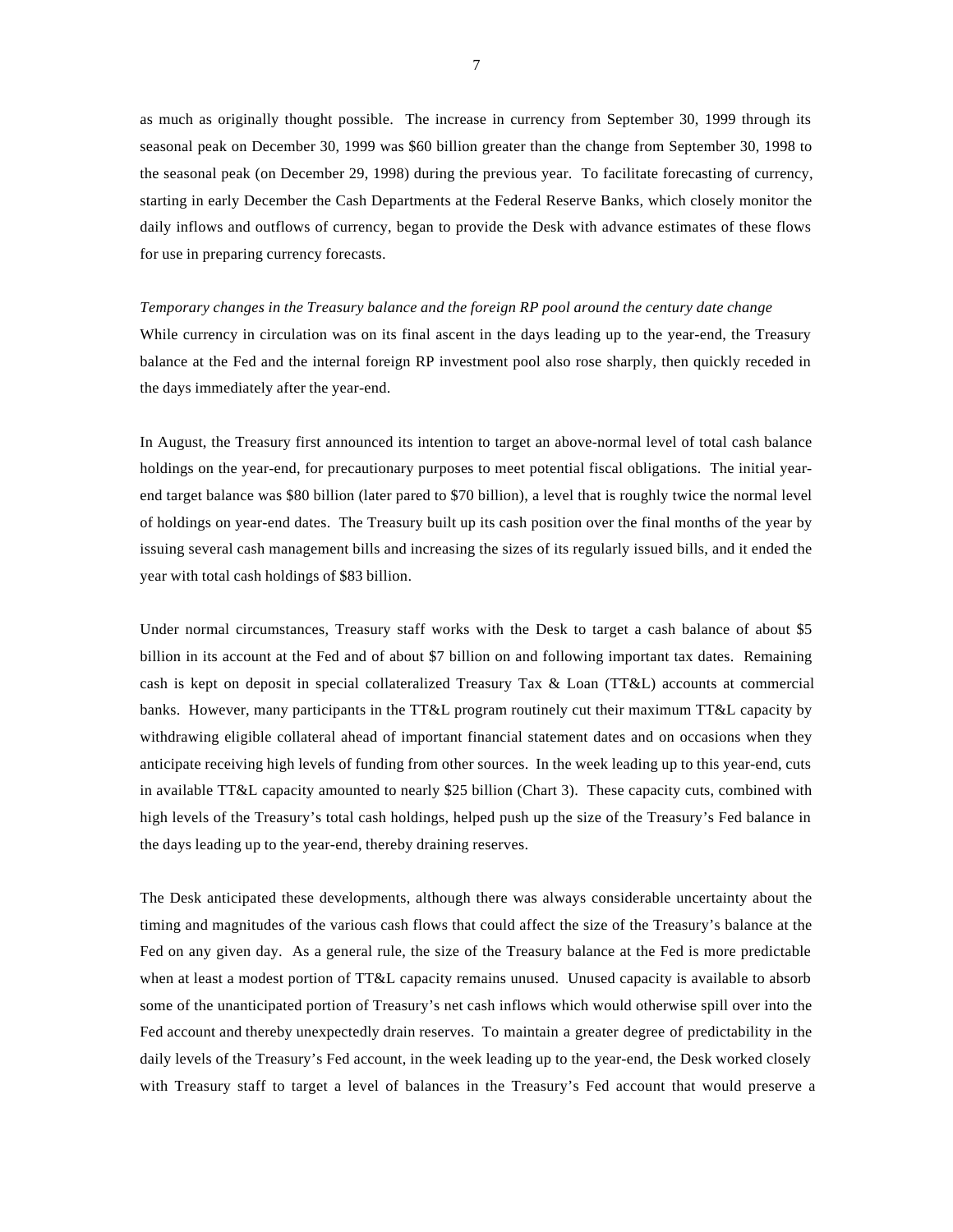as much as originally thought possible. The increase in currency from September 30, 1999 through its seasonal peak on December 30, 1999 was $60 billion greater than the change from September 30, 1998 to the seasonal peak (on December 29, 1998) during the previous year. To facilitate forecasting of currency, starting in early December the Cash Departments at the Federal Reserve Banks, which closely monitor the daily inflows and outflows of currency, began to provide the Desk with advance estimates of these flows for use in preparing currency forecasts.

*Temporary changes in the Treasury balance and the foreign RP pool around the century date change*

While currency in circulation was on its final ascent in the days leading up to the year-end, the Treasury balance at the Fed and the internal foreign RP investment pool also rose sharply, then quickly receded in the days immediately after the year-end.

In August, the Treasury first announced its intention to target an above-normal level of total cash balance holdings on the year-end, for precautionary purposes to meet potential fiscal obligations. The initial year-end target balance was $80 billion (later pared to $70 billion), a level that is roughly twice the normal level of holdings on year-end dates. The Treasury built up its cash position over the final months of the year by issuing several cash management bills and increasing the sizes of its regularly issued bills, and it ended the year with total cash holdings of $83 billion.

Under normal circumstances, Treasury staff works with the Desk to target a cash balance of about $5 billion in its account at the Fed and of about $7 billion on and following important tax dates. Remaining cash is kept on deposit in special collateralized Treasury Tax & Loan (TT&L) accounts at commercial banks. However, many participants in the TT&L program routinely cut their maximum TT&L capacity by withdrawing eligible collateral ahead of important financial statement dates and on occasions when they anticipate receiving high levels of funding from other sources. In the week leading up to this year-end, cuts in available TT&L capacity amounted to nearly $25 billion (Chart 3). These capacity cuts, combined with high levels of the Treasury's total cash holdings, helped push up the size of the Treasury's Fed balance in the days leading up to the year-end, thereby draining reserves.

The Desk anticipated these developments, although there was always considerable uncertainty about the timing and magnitudes of the various cash flows that could affect the size of the Treasury's balance at the Fed on any given day. As a general rule, the size of the Treasury balance at the Fed is more predictable when at least a modest portion of TT&L capacity remains unused. Unused capacity is available to absorb some of the unanticipated portion of Treasury's net cash inflows which would otherwise spill over into the Fed account and thereby unexpectedly drain reserves. To maintain a greater degree of predictability in the daily levels of the Treasury's Fed account, in the week leading up to the year-end, the Desk worked closely with Treasury staff to target a level of balances in the Treasury's Fed account that would preserve a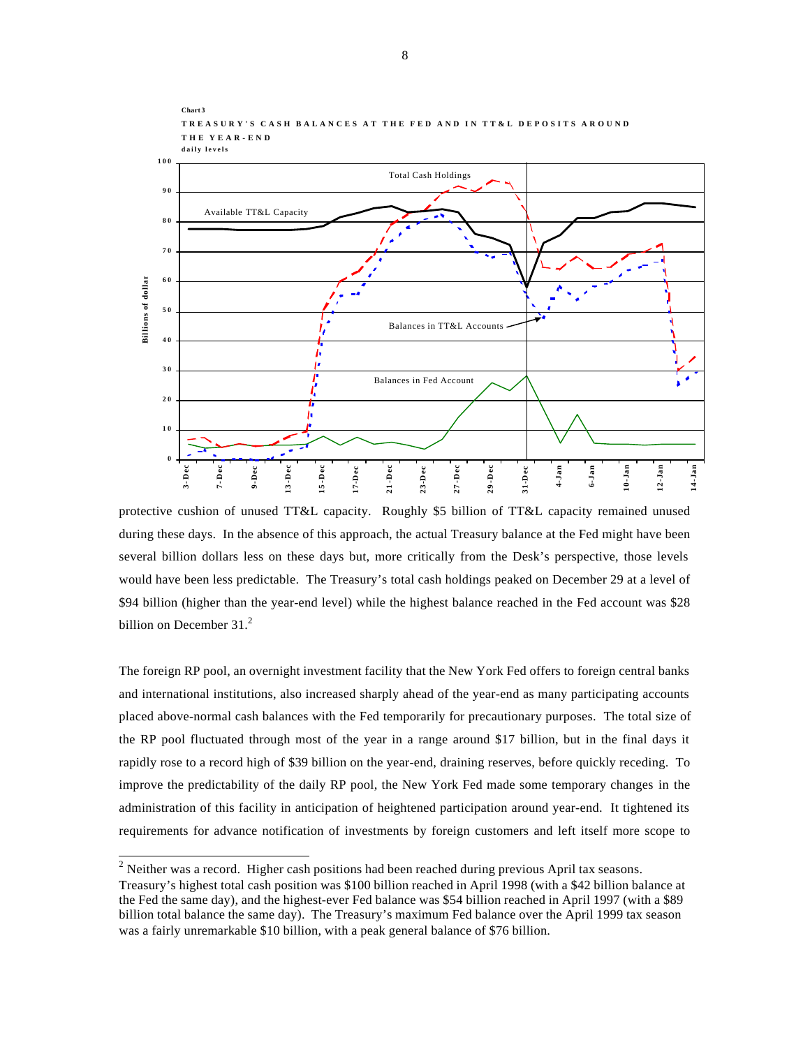Chart 3

TREASURY'S CASH BALANCES AT THE FED AND IN TT&L DEPOSITS AROUND THE YEAR-END

daily levels

protective cushion of unused TT&L capacity. Roughly $5 billion of TT&L capacity remained unused during these days. In the absence of this approach, the actual Treasury balance at the Fed might have been several billion dollars less on these days but, more critically from the Desk's perspective, those levels would have been less predictable. The Treasury's total cash holdings peaked on December 29 at a level of $94 billion (higher than the year-end level) while the highest balance reached in the Fed account was $28 billion on December 31.[2]

The foreign RP pool, an overnight investment facility that the New York Fed offers to foreign central banks and international institutions, also increased sharply ahead of the year-end as many participating accounts placed above-normal cash balances with the Fed temporarily for precautionary purposes. The total size of the RP pool fluctuated through most of the year in a range around $17 billion, but in the final days it rapidly rose to a record high of $39 billion on the year-end, draining reserves, before quickly receding. To improve the predictability of the daily RP pool, the New York Fed made some temporary changes in the administration of this facility in anticipation of heightened participation around year-end. It tightened its requirements for advance notification of investments by foreign customers and left itself more scope to

[2] Neither was a record. Higher cash positions had been reached during previous April tax seasons. Treasury's highest total cash position was $100 billion reached in April 1998 (with a $42 billion balance at the Fed the same day), and the highest-ever Fed balance was $54 billion reached in April 1997 (with a $89 billion total balance the same day). The Treasury's maximum Fed balance over the April 1999 tax season was a fairly unremarkable $10 billion, with a peak general balance of $76 billion.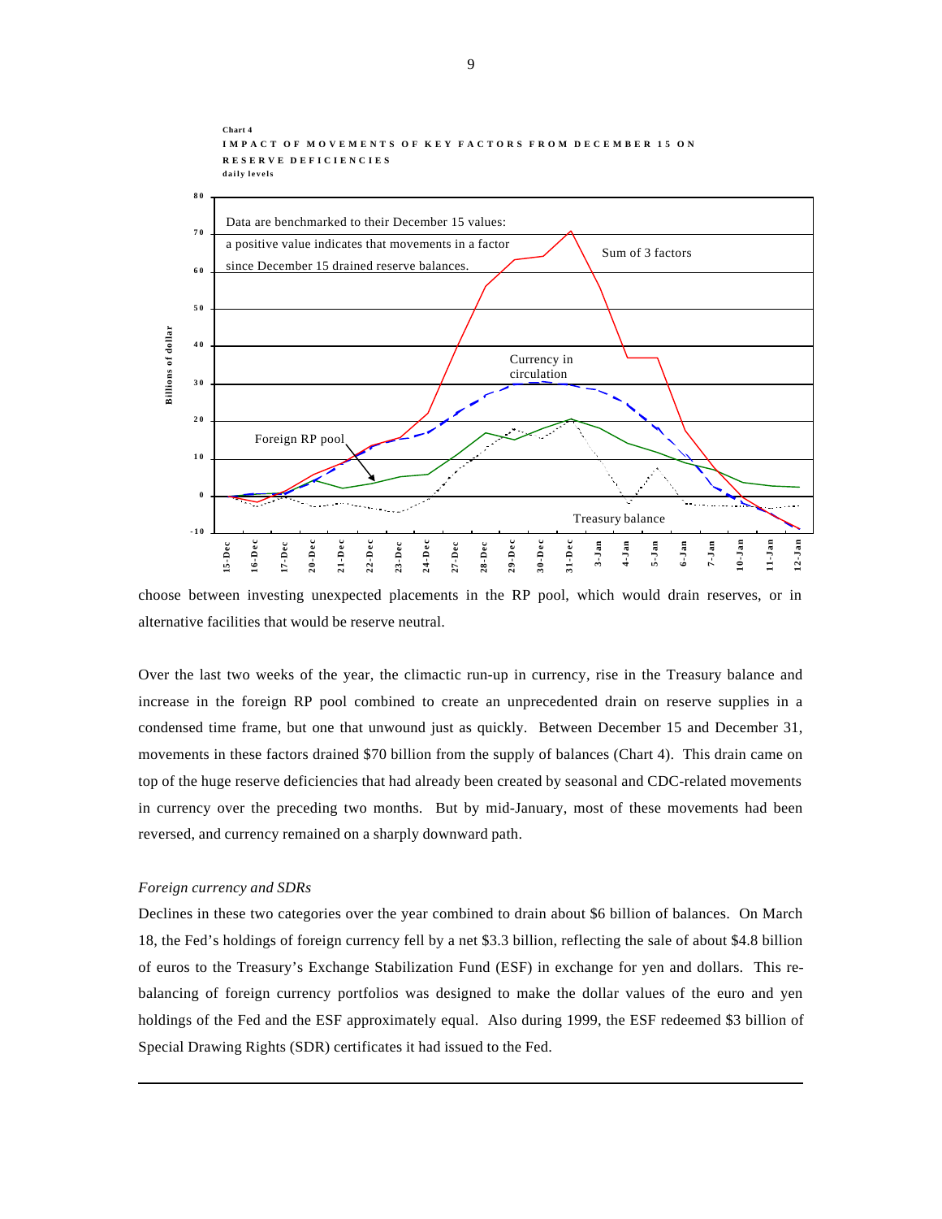Chart 4

IMPACT OF MOVEMENTS OF KEY FACTORS FROM DECEMBER 15 ON RESERVE DEFICIENCIES

daily levels

choose between investing unexpected placements in the RP pool, which would drain reserves, or in alternative facilities that would be reserve neutral.

Over the last two weeks of the year, the climactic run-up in currency, rise in the Treasury balance and increase in the foreign RP pool combined to create an unprecedented drain on reserve supplies in a condensed time frame, but one that unwound just as quickly. Between December 15 and December 31, movements in these factors drained $70 billion from the supply of balances (Chart 4). This drain came on top of the huge reserve deficiencies that had already been created by seasonal and CDC-related movements in currency over the preceding two months. But by mid-January, most of these movements had been reversed, and currency remained on a sharply downward path.

*Foreign currency and SDRs*

Declines in these two categories over the year combined to drain about $6 billion of balances. On March 18, the Fed's holdings of foreign currency fell by a net $3.3 billion, reflecting the sale of about $4.8 billion of euros to the Treasury's Exchange Stabilization Fund (ESF) in exchange for yen and dollars. This re-balancing of foreign currency portfolios was designed to make the dollar values of the euro and yen holdings of the Fed and the ESF approximately equal. Also during 1999, the ESF redeemed $3 billion of Special Drawing Rights (SDR) certificates it had issued to the Fed.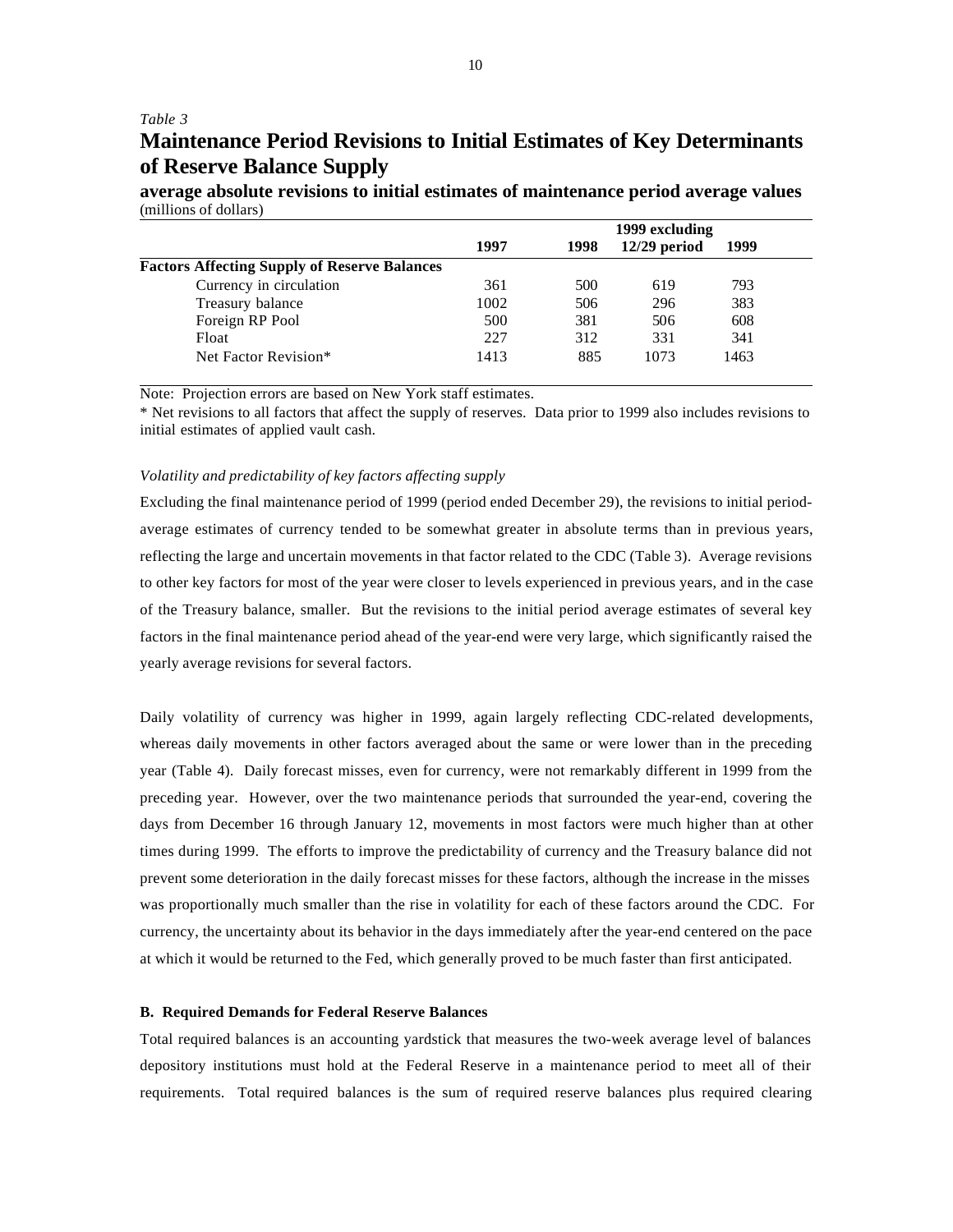*Table 3*

## Maintenance Period Revisions to Initial Estimates of Key Determinants of Reserve Balance Supply

**average absolute revisions to initial estimates of maintenance period average values**
(millions of dollars)

| | 1997 | 1998 | 1999 excluding 12/29 period | 1999 |
|---|---|---|---|---|
| **Factors Affecting Supply of Reserve Balances** | | | | |
| Currency in circulation | 361 | 500 | 619 | 793 |
| Treasury balance | 1002 | 506 | 296 | 383 |
| Foreign RP Pool | 500 | 381 | 506 | 608 |
| Float | 227 | 312 | 331 | 341 |
| Net Factor Revision* | 1413 | 885 | 1073 | 1463 |

Note: Projection errors are based on New York staff estimates.

* Net revisions to all factors that affect the supply of reserves. Data prior to 1999 also includes revisions to initial estimates of applied vault cash.

*Volatility and predictability of key factors affecting supply*

Excluding the final maintenance period of 1999 (period ended December 29), the revisions to initial period-average estimates of currency tended to be somewhat greater in absolute terms than in previous years, reflecting the large and uncertain movements in that factor related to the CDC (Table 3). Average revisions to other key factors for most of the year were closer to levels experienced in previous years, and in the case of the Treasury balance, smaller. But the revisions to the initial period average estimates of several key factors in the final maintenance period ahead of the year-end were very large, which significantly raised the yearly average revisions for several factors.

Daily volatility of currency was higher in 1999, again largely reflecting CDC-related developments, whereas daily movements in other factors averaged about the same or were lower than in the preceding year (Table 4). Daily forecast misses, even for currency, were not remarkably different in 1999 from the preceding year. However, over the two maintenance periods that surrounded the year-end, covering the days from December 16 through January 12, movements in most factors were much higher than at other times during 1999. The efforts to improve the predictability of currency and the Treasury balance did not prevent some deterioration in the daily forecast misses for these factors, although the increase in the misses was proportionally much smaller than the rise in volatility for each of these factors around the CDC. For currency, the uncertainty about its behavior in the days immediately after the year-end centered on the pace at which it would be returned to the Fed, which generally proved to be much faster than first anticipated.

#### B. Required Demands for Federal Reserve Balances

Total required balances is an accounting yardstick that measures the two-week average level of balances depository institutions must hold at the Federal Reserve in a maintenance period to meet all of their requirements. Total required balances is the sum of required reserve balances plus required clearing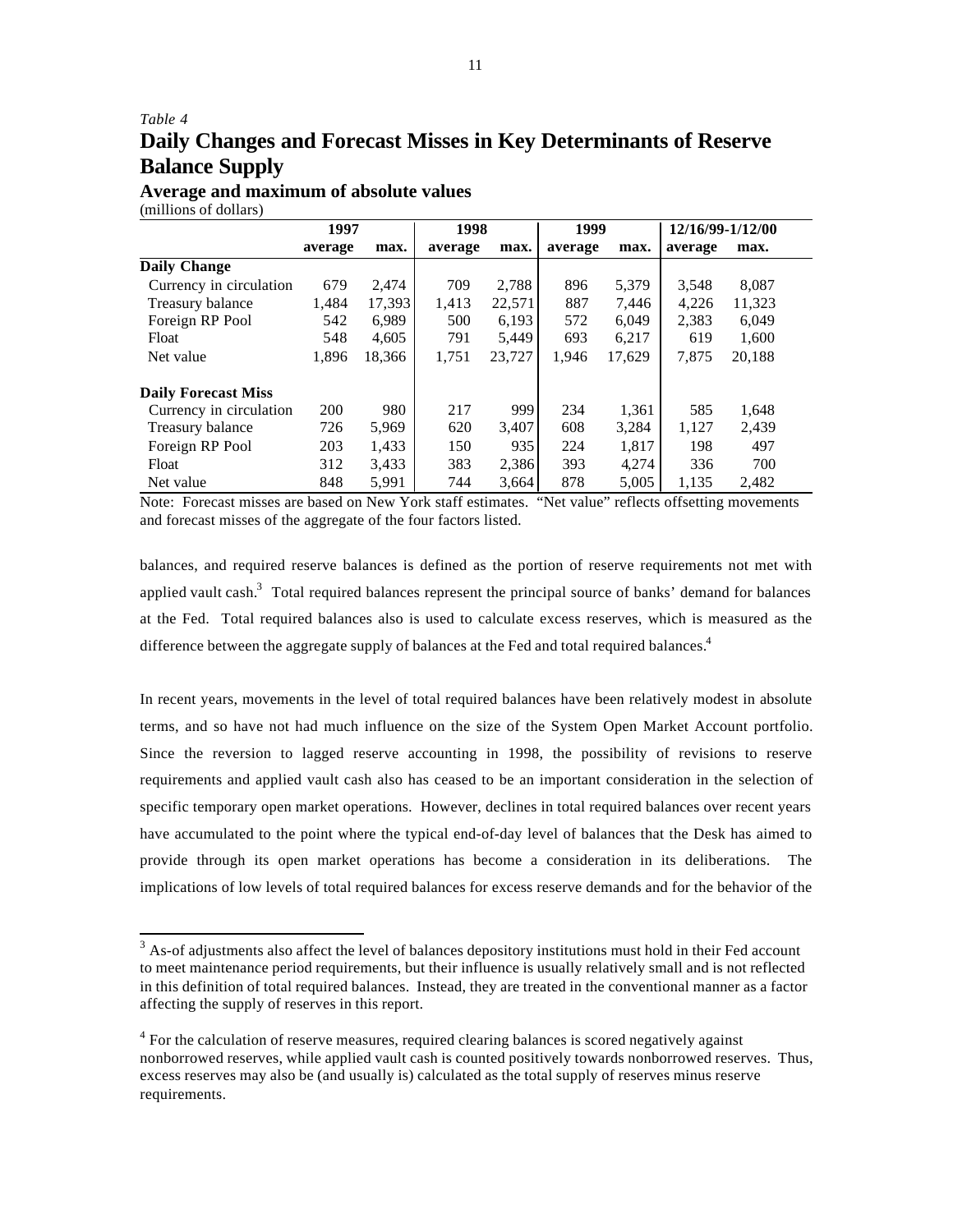*Table 4*

# Daily Changes and Forecast Misses in Key Determinants of Reserve Balance Supply

### Average and maximum of absolute values

(millions of dollars)

| | 1997 | | 1998 | | 1999 | | 12/16/99-1/12/00 | |
|---|---|---|---|---|---|---|---|---|
| | average | max. | average | max. | average | max. | average | max. |
| **Daily Change** | | | | | | | | |
| Currency in circulation | 679 | 2,474 | 709 | 2,788 | 896 | 5,379 | 3,548 | 8,087 |
| Treasury balance | 1,484 | 17,393 | 1,413 | 22,571 | 887 | 7,446 | 4,226 | 11,323 |
| Foreign RP Pool | 542 | 6,989 | 500 | 6,193 | 572 | 6,049 | 2,383 | 6,049 |
| Float | 548 | 4,605 | 791 | 5,449 | 693 | 6,217 | 619 | 1,600 |
| Net value | 1,896 | 18,366 | 1,751 | 23,727 | 1,946 | 17,629 | 7,875 | 20,188 |
| **Daily Forecast Miss** | | | | | | | | |
| Currency in circulation | 200 | 980 | 217 | 999 | 234 | 1,361 | 585 | 1,648 |
| Treasury balance | 726 | 5,969 | 620 | 3,407 | 608 | 3,284 | 1,127 | 2,439 |
| Foreign RP Pool | 203 | 1,433 | 150 | 935 | 224 | 1,817 | 198 | 497 |
| Float | 312 | 3,433 | 383 | 2,386 | 393 | 4,274 | 336 | 700 |
| Net value | 848 | 5,991 | 744 | 3,664 | 878 | 5,005 | 1,135 | 2,482 |

Note: Forecast misses are based on New York staff estimates. "Net value" reflects offsetting movements and forecast misses of the aggregate of the four factors listed.

balances, and required reserve balances is defined as the portion of reserve requirements not met with applied vault cash.[3] Total required balances represent the principal source of banks' demand for balances at the Fed. Total required balances also is used to calculate excess reserves, which is measured as the difference between the aggregate supply of balances at the Fed and total required balances.[4]

In recent years, movements in the level of total required balances have been relatively modest in absolute terms, and so have not had much influence on the size of the System Open Market Account portfolio. Since the reversion to lagged reserve accounting in 1998, the possibility of revisions to reserve requirements and applied vault cash also has ceased to be an important consideration in the selection of specific temporary open market operations. However, declines in total required balances over recent years have accumulated to the point where the typical end-of-day level of balances that the Desk has aimed to provide through its open market operations has become a consideration in its deliberations. The implications of low levels of total required balances for excess reserve demands and for the behavior of the

[3] As-of adjustments also affect the level of balances depository institutions must hold in their Fed account to meet maintenance period requirements, but their influence is usually relatively small and is not reflected in this definition of total required balances. Instead, they are treated in the conventional manner as a factor affecting the supply of reserves in this report.

[4] For the calculation of reserve measures, required clearing balances is scored negatively against nonborrowed reserves, while applied vault cash is counted positively towards nonborrowed reserves. Thus, excess reserves may also be (and usually is) calculated as the total supply of reserves minus reserve requirements.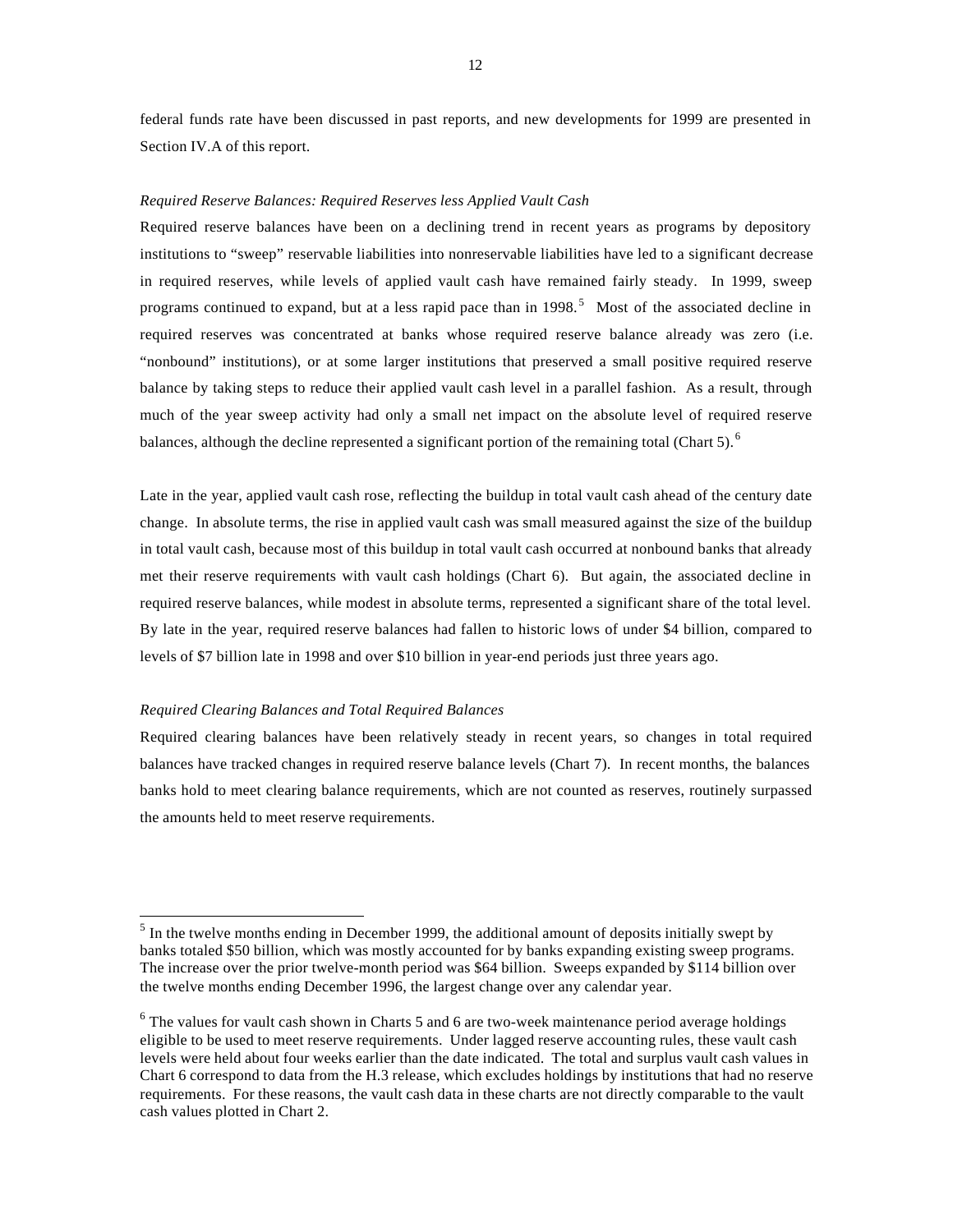federal funds rate have been discussed in past reports, and new developments for 1999 are presented in Section IV.A of this report.

*Required Reserve Balances: Required Reserves less Applied Vault Cash*

Required reserve balances have been on a declining trend in recent years as programs by depository institutions to "sweep" reservable liabilities into nonreservable liabilities have led to a significant decrease in required reserves, while levels of applied vault cash have remained fairly steady. In 1999, sweep programs continued to expand, but at a less rapid pace than in 1998.[5] Most of the associated decline in required reserves was concentrated at banks whose required reserve balance already was zero (i.e. "nonbound" institutions), or at some larger institutions that preserved a small positive required reserve balance by taking steps to reduce their applied vault cash level in a parallel fashion. As a result, through much of the year sweep activity had only a small net impact on the absolute level of required reserve balances, although the decline represented a significant portion of the remaining total (Chart 5).[6]

Late in the year, applied vault cash rose, reflecting the buildup in total vault cash ahead of the century date change. In absolute terms, the rise in applied vault cash was small measured against the size of the buildup in total vault cash, because most of this buildup in total vault cash occurred at nonbound banks that already met their reserve requirements with vault cash holdings (Chart 6). But again, the associated decline in required reserve balances, while modest in absolute terms, represented a significant share of the total level. By late in the year, required reserve balances had fallen to historic lows of under $4 billion, compared to levels of $7 billion late in 1998 and over $10 billion in year-end periods just three years ago.

*Required Clearing Balances and Total Required Balances*

Required clearing balances have been relatively steady in recent years, so changes in total required balances have tracked changes in required reserve balance levels (Chart 7). In recent months, the balances banks hold to meet clearing balance requirements, which are not counted as reserves, routinely surpassed the amounts held to meet reserve requirements.

---

[5] In the twelve months ending in December 1999, the additional amount of deposits initially swept by banks totaled $50 billion, which was mostly accounted for by banks expanding existing sweep programs. The increase over the prior twelve-month period was $64 billion. Sweeps expanded by $114 billion over the twelve months ending December 1996, the largest change over any calendar year.

[6] The values for vault cash shown in Charts 5 and 6 are two-week maintenance period average holdings eligible to be used to meet reserve requirements. Under lagged reserve accounting rules, these vault cash levels were held about four weeks earlier than the date indicated. The total and surplus vault cash values in Chart 6 correspond to data from the H.3 release, which excludes holdings by institutions that had no reserve requirements. For these reasons, the vault cash data in these charts are not directly comparable to the vault cash values plotted in Chart 2.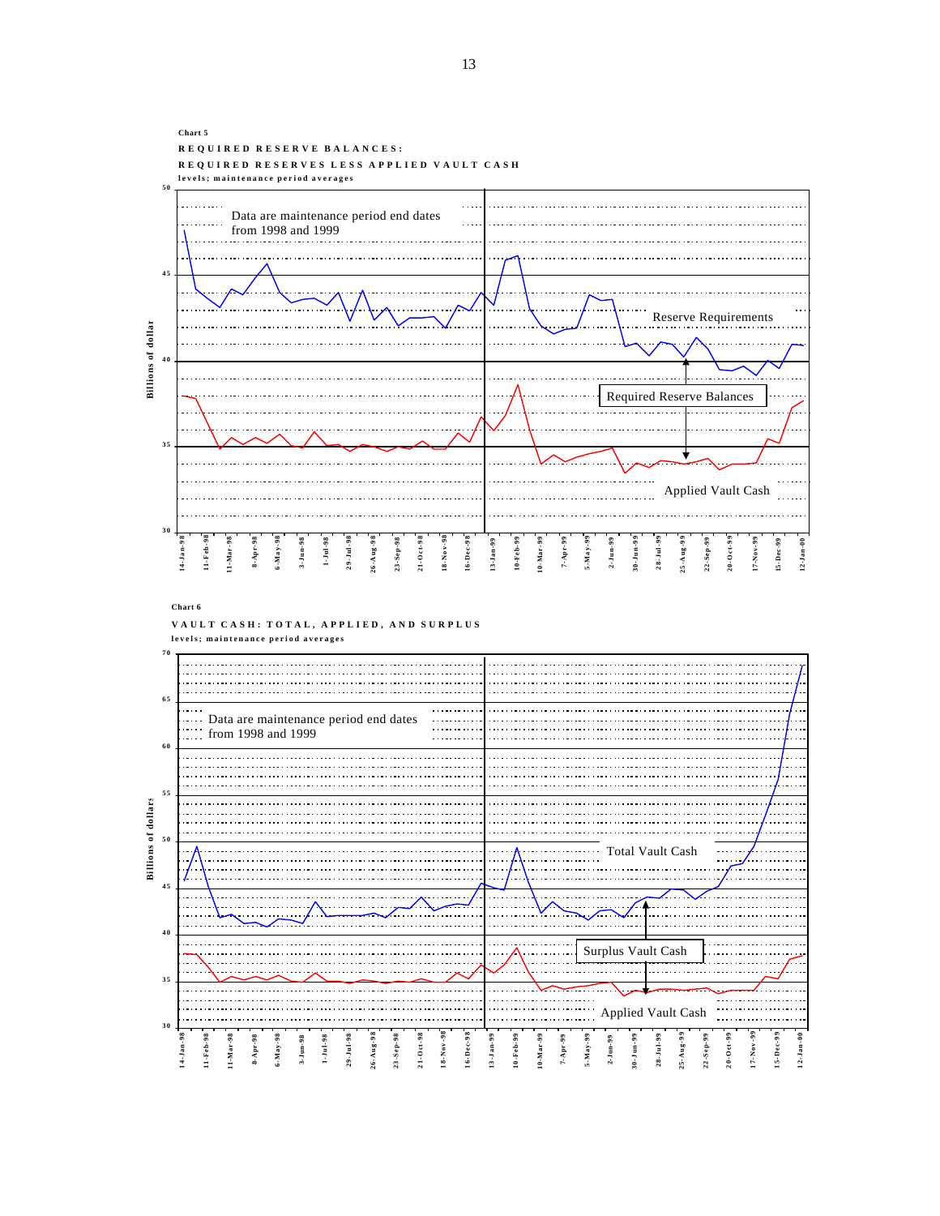Chart 5

**REQUIRED RESERVE BALANCES:**

**REQUIRED RESERVES LESS APPLIED VAULT CASH**

levels; maintenance period averages

Billions of dollar

Data are maintenance period end dates from 1998 and 1999

Reserve Requirements

Required Reserve Balances

Applied Vault Cash

50, 45, 40, 35, 30

14-Jan-98, 11-Feb-98, 11-Mar-98, 8-Apr-98, 6-May-98, 3-Jun-98, 1-Jul-98, 29-Jul-98, 26-Aug-98, 23-Sep-98, 21-Oct-98, 18-Nov-98, 16-Dec-98, 13-Jan-99, 10-Feb-99, 10-Mar-99, 7-Apr-99, 5-May-99, 2-Jun-99, 30-Jun-99, 28-Jul-99, 25-Aug-99, 22-Sep-99, 20-Oct-99, 17-Nov-99, 15-Dec-99, 12-Jan-00

Chart 6

**VAULT CASH: TOTAL, APPLIED, AND SURPLUS**

levels; maintenance period averages

Billions of dollars

Data are maintenance period end dates from 1998 and 1999

Total Vault Cash

Surplus Vault Cash

Applied Vault Cash

70, 65, 60, 55, 50, 45, 40, 35, 30

14-Jan-98, 11-Feb-98, 11-Mar-98, 8-Apr-98, 6-May-98, 3-Jun-98, 1-Jul-98, 29-Jul-98, 26-Aug-98, 23-Sep-98, 21-Oct-98, 18-Nov-98, 16-Dec-98, 13-Jan-99, 10-Feb-99, 10-Mar-99, 7-Apr-99, 5-May-99, 2-Jun-99, 30-Jun-99, 28-Jul-99, 25-Aug-99, 22-Sep-99, 20-Oct-99, 17-Nov-99, 15-Dec-99, 12-Jan-00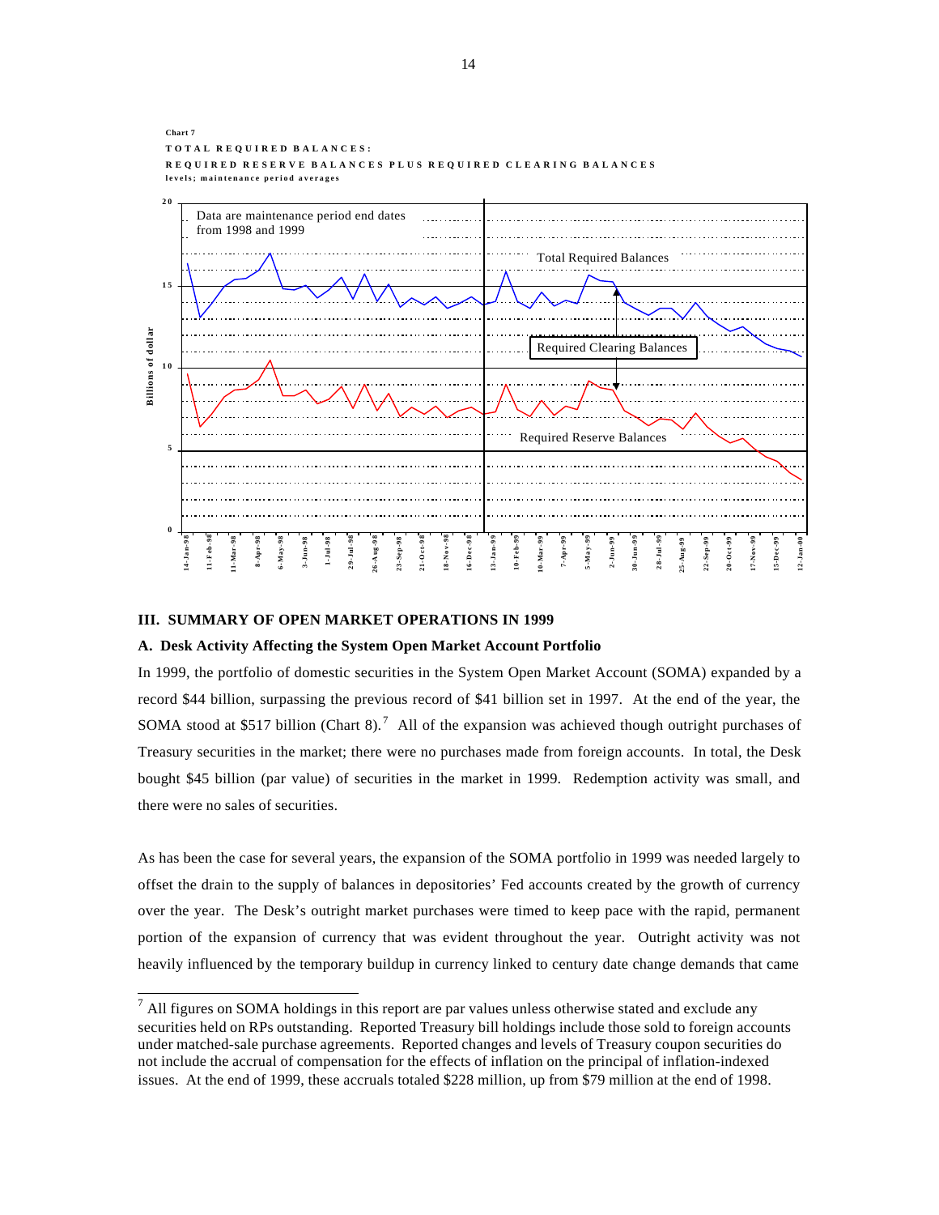Chart 7

**TOTAL REQUIRED BALANCES:**

**REQUIRED RESERVE BALANCES PLUS REQUIRED CLEARING BALANCES**

**levels; maintenance period averages**

Data are maintenance period end dates from 1998 and 1999

Total Required Balances

Required Clearing Balances

Required Reserve Balances

Billions of dollar

20, 15, 10, 5, 0

14-Jan-98, 11-Feb-98, 11-Mar-98, 8-Apr-98, 6-May-98, 3-Jun-98, 1-Jul-98, 29-Jul-98, 26-Aug-98, 23-Sep-98, 21-Oct-98, 18-Nov-98, 16-Dec-98, 13-Jan-99, 10-Feb-99, 10-Mar-99, 7-Apr-99, 5-May-99, 2-Jun-99, 30-Jun-99, 28-Jul-99, 25-Aug-99, 22-Sep-99, 20-Oct-99, 17-Nov-99, 15-Dec-99, 12-Jan-00

## III. SUMMARY OF OPEN MARKET OPERATIONS IN 1999

### A. Desk Activity Affecting the System Open Market Account Portfolio

In 1999, the portfolio of domestic securities in the System Open Market Account (SOMA) expanded by a record $44 billion, surpassing the previous record of $41 billion set in 1997. At the end of the year, the SOMA stood at $517 billion (Chart 8).[7] All of the expansion was achieved though outright purchases of Treasury securities in the market; there were no purchases made from foreign accounts. In total, the Desk bought $45 billion (par value) of securities in the market in 1999. Redemption activity was small, and there were no sales of securities.

As has been the case for several years, the expansion of the SOMA portfolio in 1999 was needed largely to offset the drain to the supply of balances in depositories' Fed accounts created by the growth of currency over the year. The Desk's outright market purchases were timed to keep pace with the rapid, permanent portion of the expansion of currency that was evident throughout the year. Outright activity was not heavily influenced by the temporary buildup in currency linked to century date change demands that came

[7] All figures on SOMA holdings in this report are par values unless otherwise stated and exclude any securities held on RPs outstanding. Reported Treasury bill holdings include those sold to foreign accounts under matched-sale purchase agreements. Reported changes and levels of Treasury coupon securities do not include the accrual of compensation for the effects of inflation on the principal of inflation-indexed issues. At the end of 1999, these accruals totaled $228 million, up from $79 million at the end of 1998.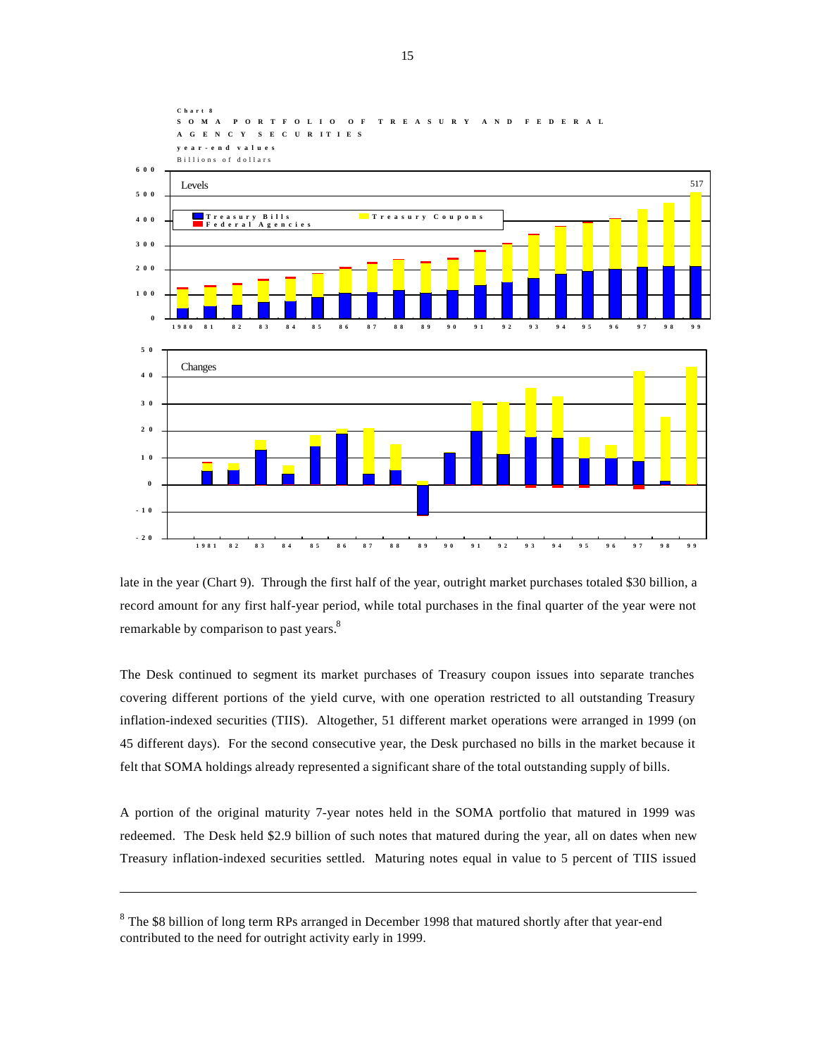Chart 8
SOMA PORTFOLIO OF TREASURY AND FEDERAL AGENCY SECURITIES
year-end values
Billions of dollars

late in the year (Chart 9). Through the first half of the year, outright market purchases totaled $30 billion, a record amount for any first half-year period, while total purchases in the final quarter of the year were not remarkable by comparison to past years.[8]

The Desk continued to segment its market purchases of Treasury coupon issues into separate tranches covering different portions of the yield curve, with one operation restricted to all outstanding Treasury inflation-indexed securities (TIIS). Altogether, 51 different market operations were arranged in 1999 (on 45 different days). For the second consecutive year, the Desk purchased no bills in the market because it felt that SOMA holdings already represented a significant share of the total outstanding supply of bills.

A portion of the original maturity 7-year notes held in the SOMA portfolio that matured in 1999 was redeemed. The Desk held $2.9 billion of such notes that matured during the year, all on dates when new Treasury inflation-indexed securities settled. Maturing notes equal in value to 5 percent of TIIS issued

---

[8] The $8 billion of long term RPs arranged in December 1998 that matured shortly after that year-end contributed to the need for outright activity early in 1999.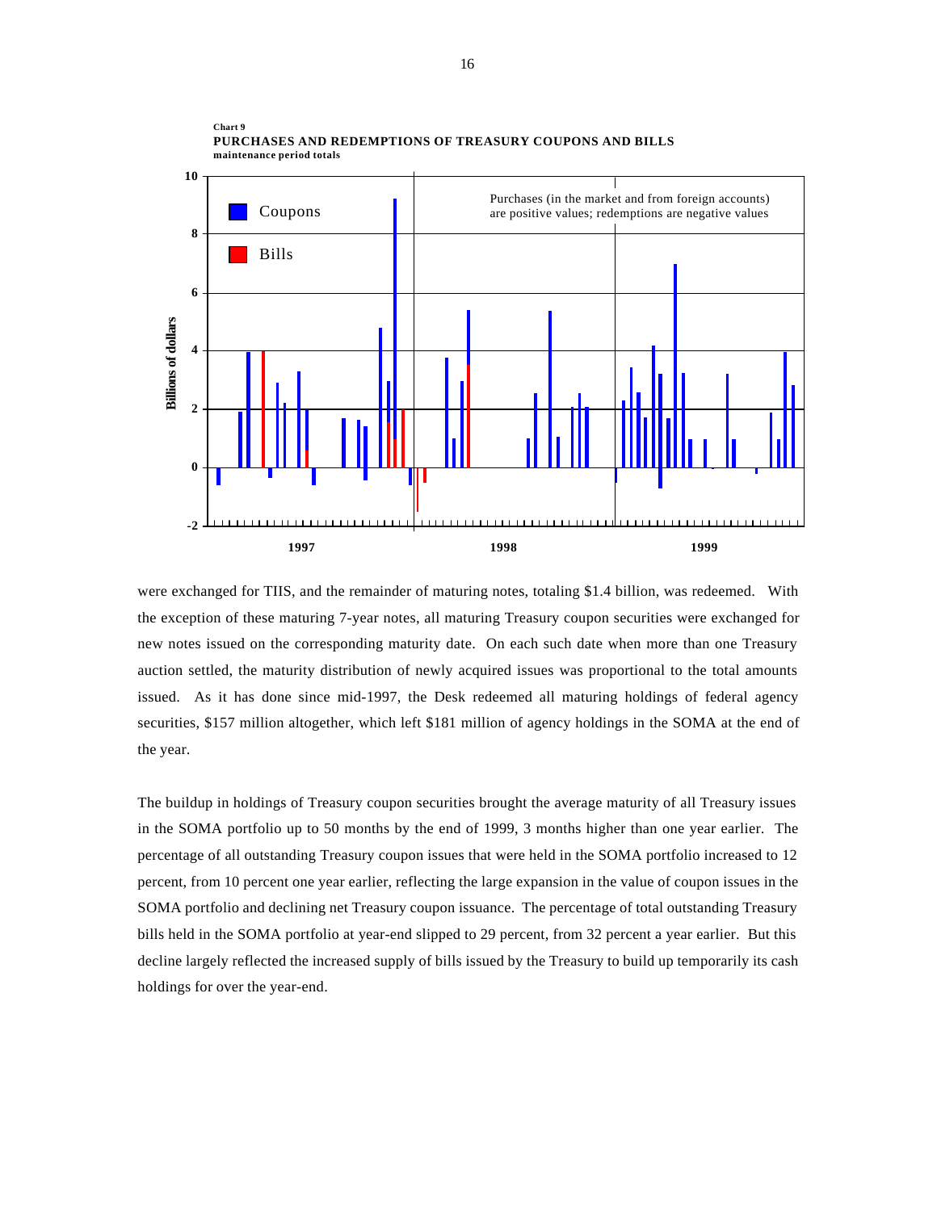**Chart 9**
**PURCHASES AND REDEMPTIONS OF TREASURY COUPONS AND BILLS**
**maintenance period totals**

were exchanged for TIIS, and the remainder of maturing notes, totaling $1.4 billion, was redeemed. With the exception of these maturing 7-year notes, all maturing Treasury coupon securities were exchanged for new notes issued on the corresponding maturity date. On each such date when more than one Treasury auction settled, the maturity distribution of newly acquired issues was proportional to the total amounts issued. As it has done since mid-1997, the Desk redeemed all maturing holdings of federal agency securities, $157 million altogether, which left $181 million of agency holdings in the SOMA at the end of the year.

The buildup in holdings of Treasury coupon securities brought the average maturity of all Treasury issues in the SOMA portfolio up to 50 months by the end of 1999, 3 months higher than one year earlier. The percentage of all outstanding Treasury coupon issues that were held in the SOMA portfolio increased to 12 percent, from 10 percent one year earlier, reflecting the large expansion in the value of coupon issues in the SOMA portfolio and declining net Treasury coupon issuance. The percentage of total outstanding Treasury bills held in the SOMA portfolio at year-end slipped to 29 percent, from 32 percent a year earlier. But this decline largely reflected the increased supply of bills issued by the Treasury to build up temporarily its cash holdings for over the year-end.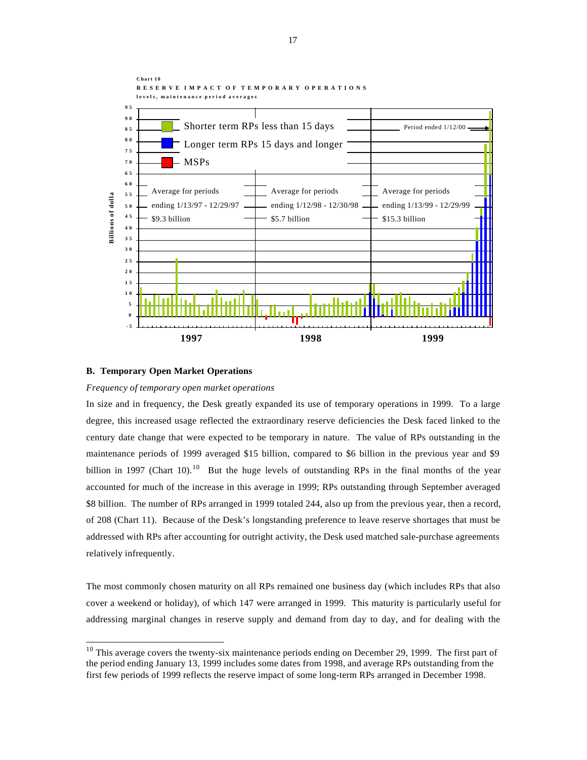Chart 10

RESERVE IMPACT OF TEMPORARY OPERATIONS

levels, maintenance period averages

Shorter term RPs less than 15 days

Longer term RPs 15 days and longer

MSPs

Period ended 1/12/00

Average for periods ending 1/13/97 - 12/29/97 $9.3 billion

Average for periods ending 1/12/98 - 12/30/98 $5.7 billion

Average for periods ending 1/13/99 - 12/29/99 $15.3 billion

Billions of dolla

1997 1998 1999

## B. Temporary Open Market Operations

*Frequency of temporary open market operations*

In size and in frequency, the Desk greatly expanded its use of temporary operations in 1999. To a large degree, this increased usage reflected the extraordinary reserve deficiencies the Desk faced linked to the century date change that were expected to be temporary in nature. The value of RPs outstanding in the maintenance periods of 1999 averaged $15 billion, compared to $6 billion in the previous year and $9 billion in 1997 (Chart 10).[10] But the huge levels of outstanding RPs in the final months of the year accounted for much of the increase in this average in 1999; RPs outstanding through September averaged $8 billion. The number of RPs arranged in 1999 totaled 244, also up from the previous year, then a record, of 208 (Chart 11). Because of the Desk's longstanding preference to leave reserve shortages that must be addressed with RPs after accounting for outright activity, the Desk used matched sale-purchase agreements relatively infrequently.

The most commonly chosen maturity on all RPs remained one business day (which includes RPs that also cover a weekend or holiday), of which 147 were arranged in 1999. This maturity is particularly useful for addressing marginal changes in reserve supply and demand from day to day, and for dealing with the

[10] This average covers the twenty-six maintenance periods ending on December 29, 1999. The first part of the period ending January 13, 1999 includes some dates from 1998, and average RPs outstanding from the first few periods of 1999 reflects the reserve impact of some long-term RPs arranged in December 1998.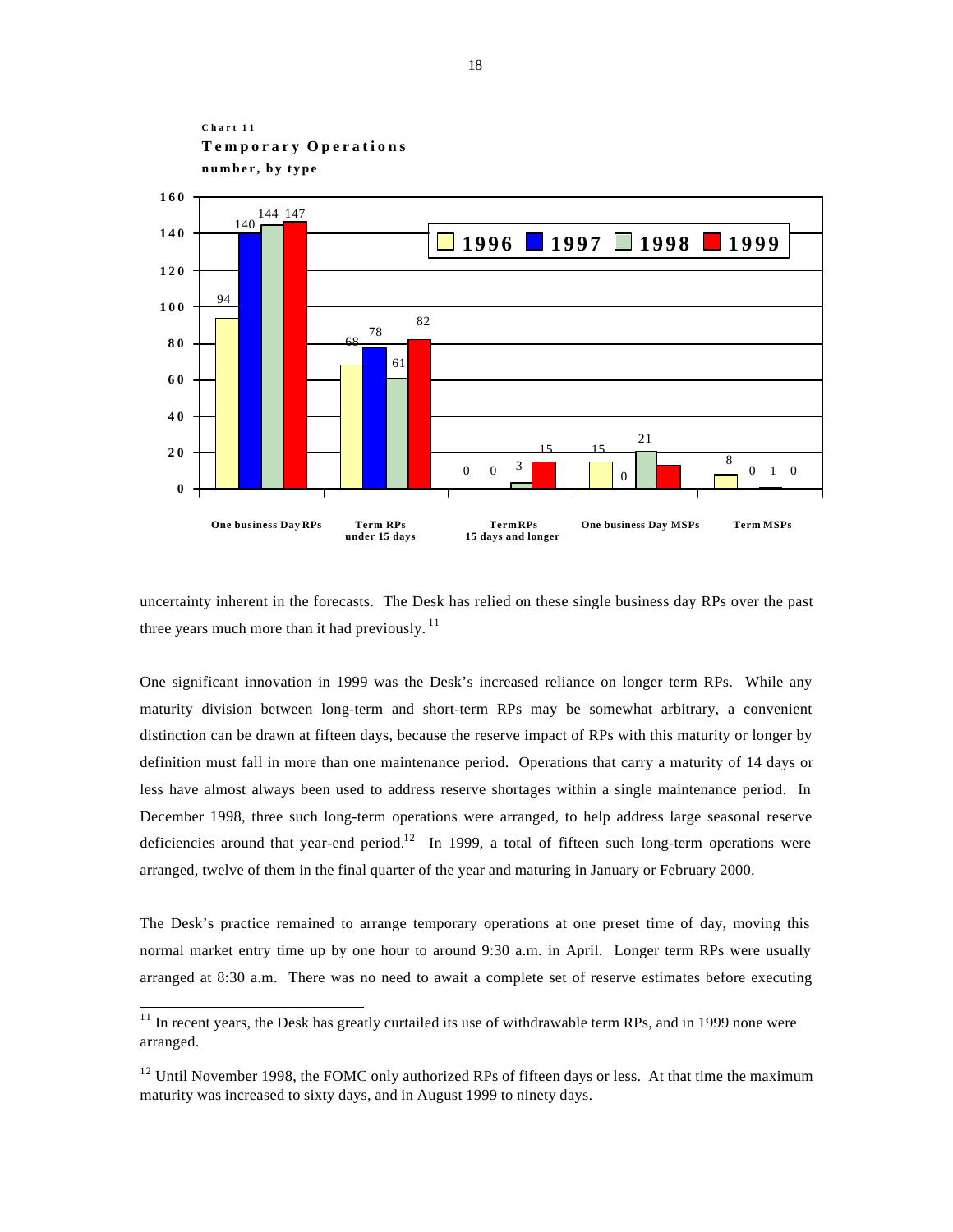Chart 11

**Temporary Operations**

**number, by type**

| | 1996 | 1997 | 1998 | 1999 |
|---|---|---|---|---|
| One business Day RPs | 94 | 140 | 144 | 147 |
| Term RPs under 15 days | 68 | 78 | 61 | 82 |
| Term RPs 15 days and longer | 0 | 0 | 3 | 15 |
| One business Day MSPs | 15 | 0 | 21 | |
| Term MSPs | 8 | 0 | 1 | 0 |

uncertainty inherent in the forecasts. The Desk has relied on these single business day RPs over the past three years much more than it had previously.[11]

One significant innovation in 1999 was the Desk's increased reliance on longer term RPs. While any maturity division between long-term and short-term RPs may be somewhat arbitrary, a convenient distinction can be drawn at fifteen days, because the reserve impact of RPs with this maturity or longer by definition must fall in more than one maintenance period. Operations that carry a maturity of 14 days or less have almost always been used to address reserve shortages within a single maintenance period. In December 1998, three such long-term operations were arranged, to help address large seasonal reserve deficiencies around that year-end period.[12] In 1999, a total of fifteen such long-term operations were arranged, twelve of them in the final quarter of the year and maturing in January or February 2000.

The Desk's practice remained to arrange temporary operations at one preset time of day, moving this normal market entry time up by one hour to around 9:30 a.m. in April. Longer term RPs were usually arranged at 8:30 a.m. There was no need to await a complete set of reserve estimates before executing

---

[11] In recent years, the Desk has greatly curtailed its use of withdrawable term RPs, and in 1999 none were arranged.

[12] Until November 1998, the FOMC only authorized RPs of fifteen days or less. At that time the maximum maturity was increased to sixty days, and in August 1999 to ninety days.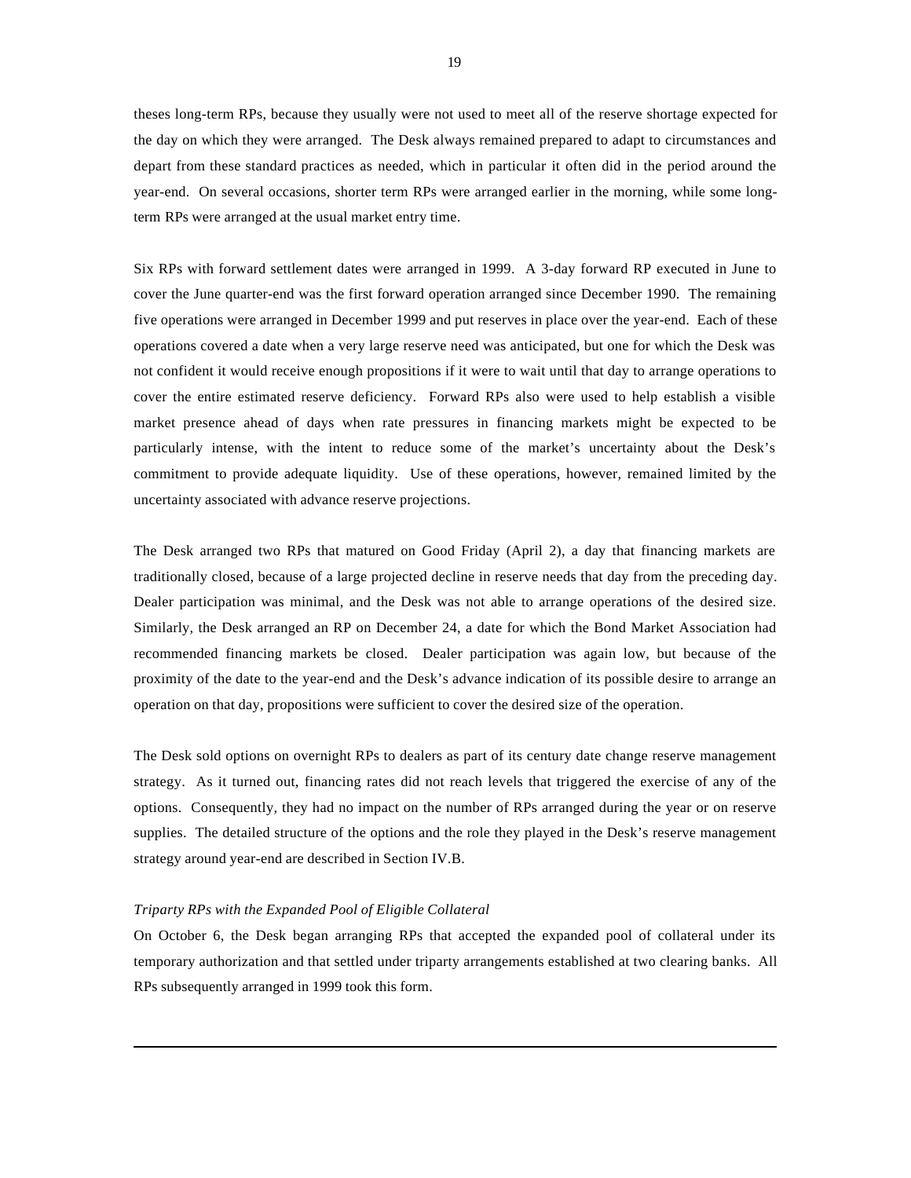theses long-term RPs, because they usually were not used to meet all of the reserve shortage expected for the day on which they were arranged. The Desk always remained prepared to adapt to circumstances and depart from these standard practices as needed, which in particular it often did in the period around the year-end. On several occasions, shorter term RPs were arranged earlier in the morning, while some long-term RPs were arranged at the usual market entry time.

Six RPs with forward settlement dates were arranged in 1999. A 3-day forward RP executed in June to cover the June quarter-end was the first forward operation arranged since December 1990. The remaining five operations were arranged in December 1999 and put reserves in place over the year-end. Each of these operations covered a date when a very large reserve need was anticipated, but one for which the Desk was not confident it would receive enough propositions if it were to wait until that day to arrange operations to cover the entire estimated reserve deficiency. Forward RPs also were used to help establish a visible market presence ahead of days when rate pressures in financing markets might be expected to be particularly intense, with the intent to reduce some of the market's uncertainty about the Desk's commitment to provide adequate liquidity. Use of these operations, however, remained limited by the uncertainty associated with advance reserve projections.

The Desk arranged two RPs that matured on Good Friday (April 2), a day that financing markets are traditionally closed, because of a large projected decline in reserve needs that day from the preceding day. Dealer participation was minimal, and the Desk was not able to arrange operations of the desired size. Similarly, the Desk arranged an RP on December 24, a date for which the Bond Market Association had recommended financing markets be closed. Dealer participation was again low, but because of the proximity of the date to the year-end and the Desk's advance indication of its possible desire to arrange an operation on that day, propositions were sufficient to cover the desired size of the operation.

The Desk sold options on overnight RPs to dealers as part of its century date change reserve management strategy. As it turned out, financing rates did not reach levels that triggered the exercise of any of the options. Consequently, they had no impact on the number of RPs arranged during the year or on reserve supplies. The detailed structure of the options and the role they played in the Desk's reserve management strategy around year-end are described in Section IV.B.

*Triparty RPs with the Expanded Pool of Eligible Collateral*

On October 6, the Desk began arranging RPs that accepted the expanded pool of collateral under its temporary authorization and that settled under triparty arrangements established at two clearing banks. All RPs subsequently arranged in 1999 took this form.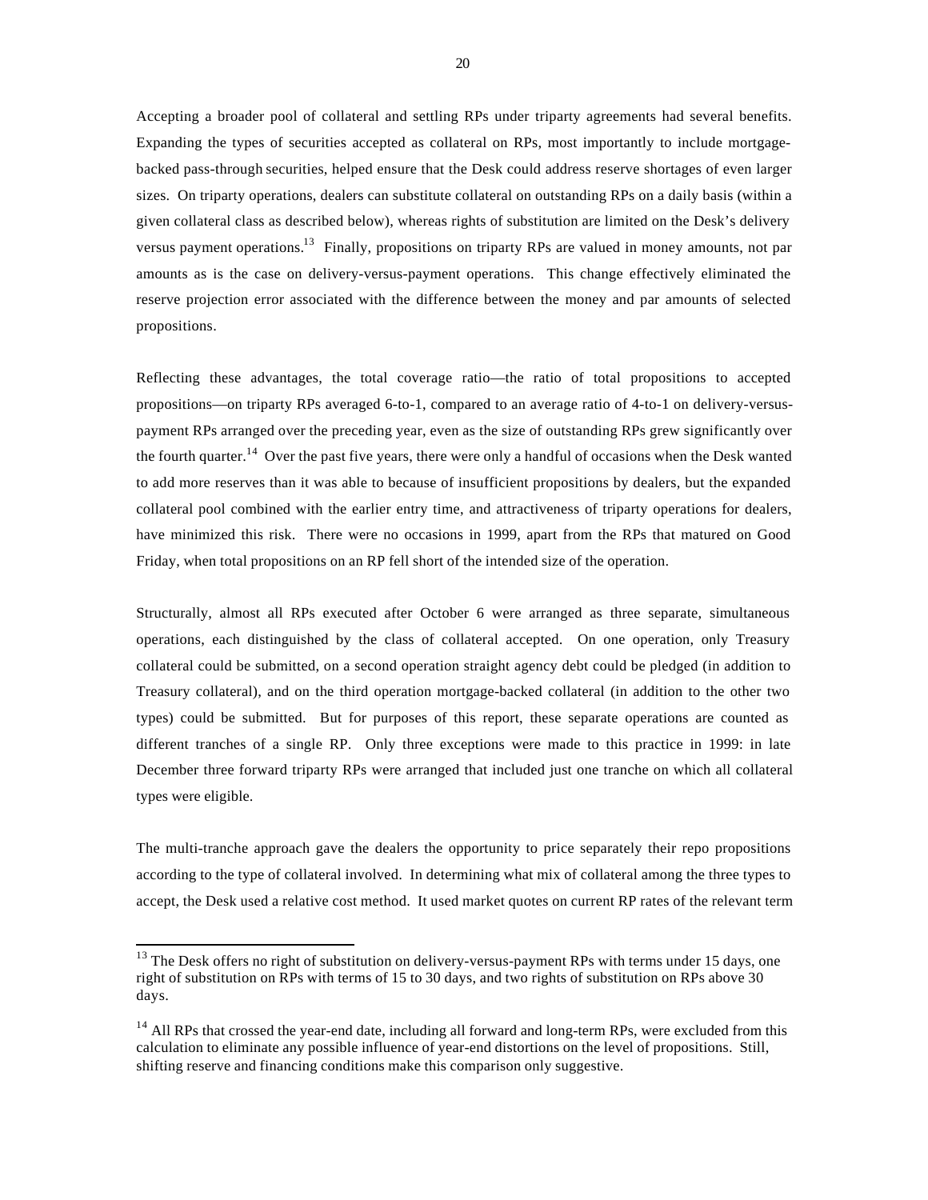Accepting a broader pool of collateral and settling RPs under triparty agreements had several benefits. Expanding the types of securities accepted as collateral on RPs, most importantly to include mortgage-backed pass-through securities, helped ensure that the Desk could address reserve shortages of even larger sizes. On triparty operations, dealers can substitute collateral on outstanding RPs on a daily basis (within a given collateral class as described below), whereas rights of substitution are limited on the Desk's delivery versus payment operations.[13] Finally, propositions on triparty RPs are valued in money amounts, not par amounts as is the case on delivery-versus-payment operations. This change effectively eliminated the reserve projection error associated with the difference between the money and par amounts of selected propositions.

Reflecting these advantages, the total coverage ratio—the ratio of total propositions to accepted propositions—on triparty RPs averaged 6-to-1, compared to an average ratio of 4-to-1 on delivery-versus-payment RPs arranged over the preceding year, even as the size of outstanding RPs grew significantly over the fourth quarter.[14] Over the past five years, there were only a handful of occasions when the Desk wanted to add more reserves than it was able to because of insufficient propositions by dealers, but the expanded collateral pool combined with the earlier entry time, and attractiveness of triparty operations for dealers, have minimized this risk. There were no occasions in 1999, apart from the RPs that matured on Good Friday, when total propositions on an RP fell short of the intended size of the operation.

Structurally, almost all RPs executed after October 6 were arranged as three separate, simultaneous operations, each distinguished by the class of collateral accepted. On one operation, only Treasury collateral could be submitted, on a second operation straight agency debt could be pledged (in addition to Treasury collateral), and on the third operation mortgage-backed collateral (in addition to the other two types) could be submitted. But for purposes of this report, these separate operations are counted as different tranches of a single RP. Only three exceptions were made to this practice in 1999: in late December three forward triparty RPs were arranged that included just one tranche on which all collateral types were eligible.

The multi-tranche approach gave the dealers the opportunity to price separately their repo propositions according to the type of collateral involved. In determining what mix of collateral among the three types to accept, the Desk used a relative cost method. It used market quotes on current RP rates of the relevant term

---

[13] The Desk offers no right of substitution on delivery-versus-payment RPs with terms under 15 days, one right of substitution on RPs with terms of 15 to 30 days, and two rights of substitution on RPs above 30 days.

[14] All RPs that crossed the year-end date, including all forward and long-term RPs, were excluded from this calculation to eliminate any possible influence of year-end distortions on the level of propositions. Still, shifting reserve and financing conditions make this comparison only suggestive.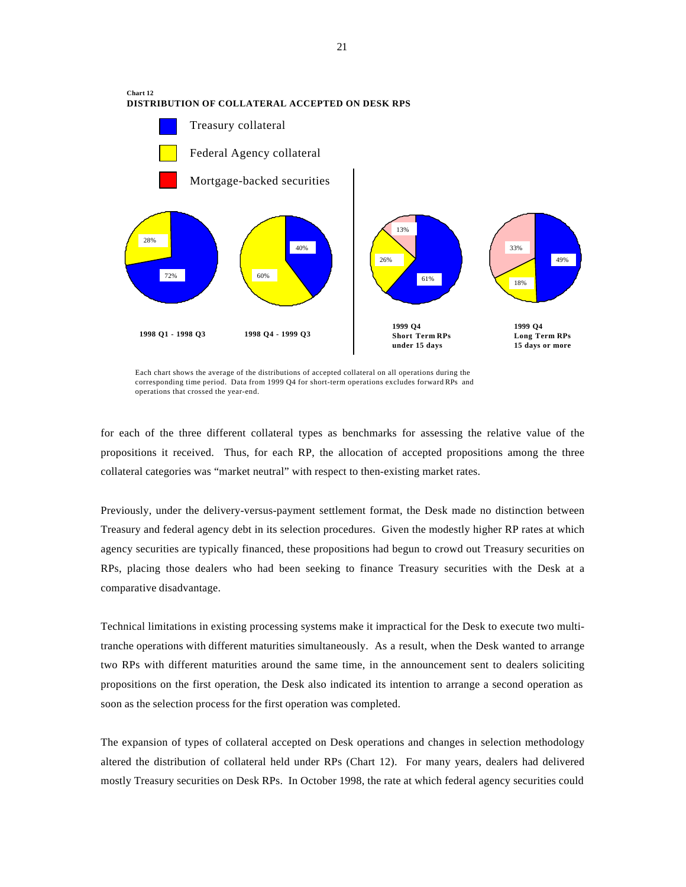**Chart 12**
**DISTRIBUTION OF COLLATERAL ACCEPTED ON DESK RPS**

Treasury collateral

Federal Agency collateral

Mortgage-backed securities

| | Treasury collateral | Federal Agency collateral | Mortgage-backed securities |
|---|---|---|---|
| 1998 Q1 - 1998 Q3 | 72% | 28% | |
| 1998 Q4 - 1999 Q3 | 40% | 60% | |
| 1999 Q4 Short Term RPs under 15 days | 61% | 26% | 13% |
| 1999 Q4 Long Term RPs 15 days or more | 49% | 18% | 33% |

Each chart shows the average of the distributions of accepted collateral on all operations during the corresponding time period. Data from 1999 Q4 for short-term operations excludes forward RPs and operations that crossed the year-end.

for each of the three different collateral types as benchmarks for assessing the relative value of the propositions it received. Thus, for each RP, the allocation of accepted propositions among the three collateral categories was "market neutral" with respect to then-existing market rates.

Previously, under the delivery-versus-payment settlement format, the Desk made no distinction between Treasury and federal agency debt in its selection procedures. Given the modestly higher RP rates at which agency securities are typically financed, these propositions had begun to crowd out Treasury securities on RPs, placing those dealers who had been seeking to finance Treasury securities with the Desk at a comparative disadvantage.

Technical limitations in existing processing systems make it impractical for the Desk to execute two multi-tranche operations with different maturities simultaneously. As a result, when the Desk wanted to arrange two RPs with different maturities around the same time, in the announcement sent to dealers soliciting propositions on the first operation, the Desk also indicated its intention to arrange a second operation as soon as the selection process for the first operation was completed.

The expansion of types of collateral accepted on Desk operations and changes in selection methodology altered the distribution of collateral held under RPs (Chart 12). For many years, dealers had delivered mostly Treasury securities on Desk RPs. In October 1998, the rate at which federal agency securities could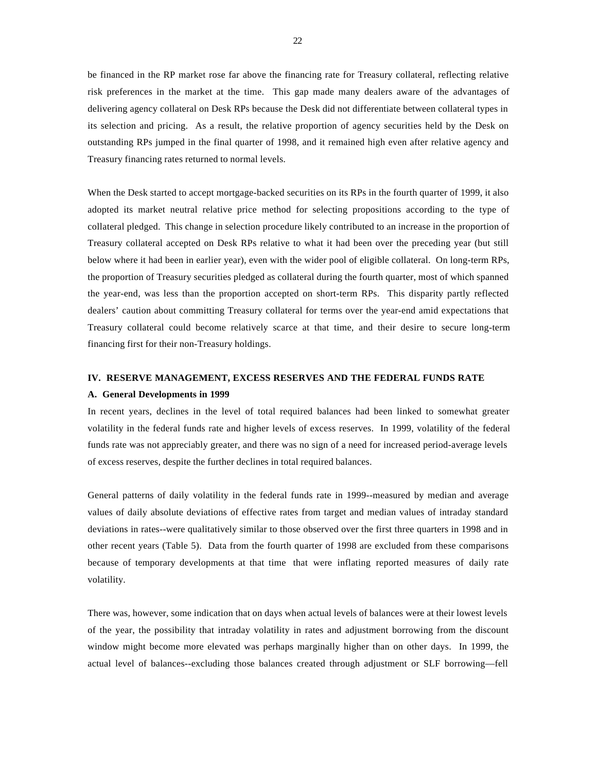be financed in the RP market rose far above the financing rate for Treasury collateral, reflecting relative risk preferences in the market at the time. This gap made many dealers aware of the advantages of delivering agency collateral on Desk RPs because the Desk did not differentiate between collateral types in its selection and pricing. As a result, the relative proportion of agency securities held by the Desk on outstanding RPs jumped in the final quarter of 1998, and it remained high even after relative agency and Treasury financing rates returned to normal levels.

When the Desk started to accept mortgage-backed securities on its RPs in the fourth quarter of 1999, it also adopted its market neutral relative price method for selecting propositions according to the type of collateral pledged. This change in selection procedure likely contributed to an increase in the proportion of Treasury collateral accepted on Desk RPs relative to what it had been over the preceding year (but still below where it had been in earlier year), even with the wider pool of eligible collateral. On long-term RPs, the proportion of Treasury securities pledged as collateral during the fourth quarter, most of which spanned the year-end, was less than the proportion accepted on short-term RPs. This disparity partly reflected dealers' caution about committing Treasury collateral for terms over the year-end amid expectations that Treasury collateral could become relatively scarce at that time, and their desire to secure long-term financing first for their non-Treasury holdings.

## IV. RESERVE MANAGEMENT, EXCESS RESERVES AND THE FEDERAL FUNDS RATE

### A. General Developments in 1999

In recent years, declines in the level of total required balances had been linked to somewhat greater volatility in the federal funds rate and higher levels of excess reserves. In 1999, volatility of the federal funds rate was not appreciably greater, and there was no sign of a need for increased period-average levels of excess reserves, despite the further declines in total required balances.

General patterns of daily volatility in the federal funds rate in 1999--measured by median and average values of daily absolute deviations of effective rates from target and median values of intraday standard deviations in rates--were qualitatively similar to those observed over the first three quarters in 1998 and in other recent years (Table 5). Data from the fourth quarter of 1998 are excluded from these comparisons because of temporary developments at that time that were inflating reported measures of daily rate volatility.

There was, however, some indication that on days when actual levels of balances were at their lowest levels of the year, the possibility that intraday volatility in rates and adjustment borrowing from the discount window might become more elevated was perhaps marginally higher than on other days. In 1999, the actual level of balances--excluding those balances created through adjustment or SLF borrowing—fell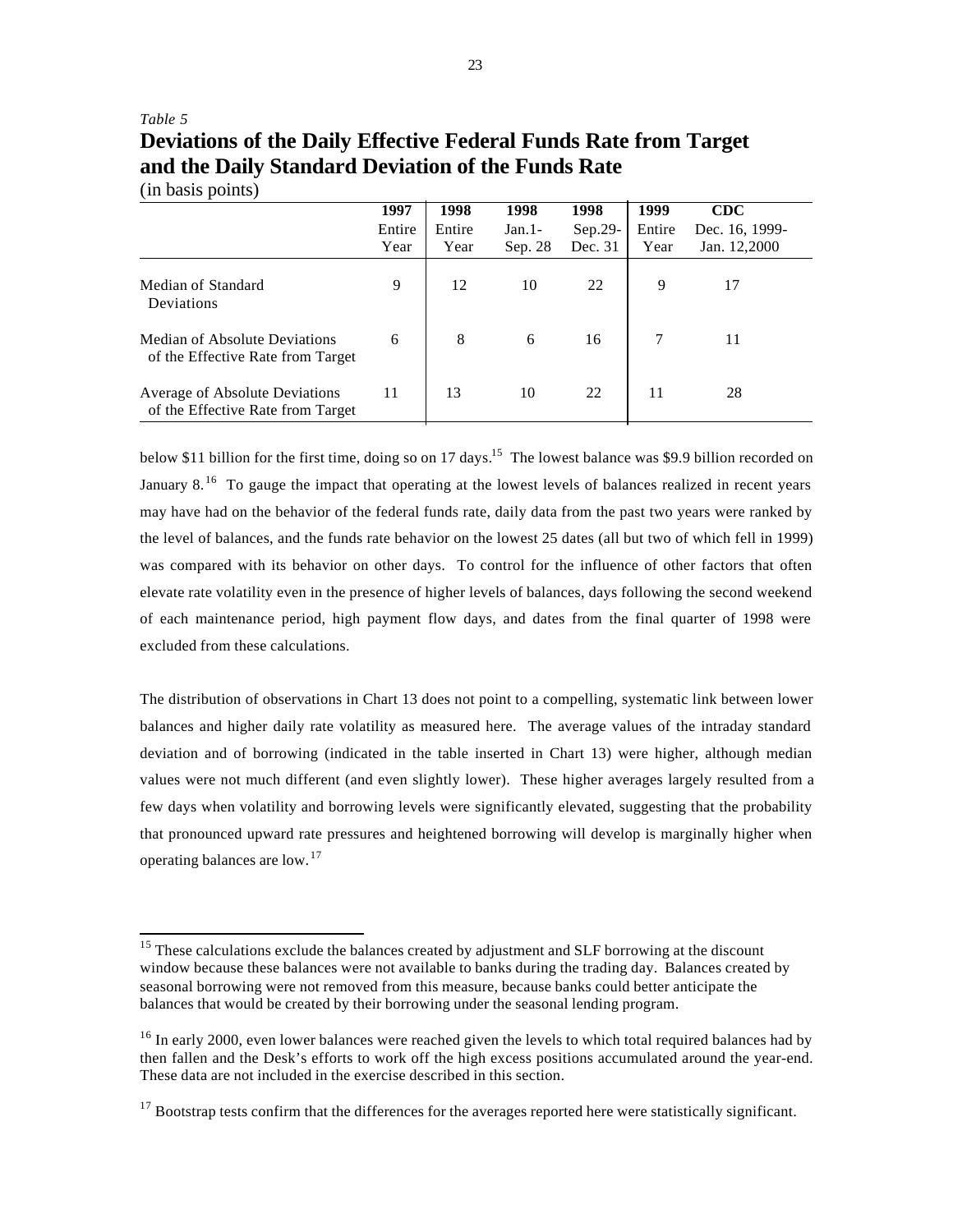*Table 5*

**Deviations of the Daily Effective Federal Funds Rate from Target and the Daily Standard Deviation of the Funds Rate**

(in basis points)

| | 1997 Entire Year | 1998 Entire Year | 1998 Jan.1- Sep. 28 | 1998 Sep.29- Dec. 31 | 1999 Entire Year | CDC Dec. 16, 1999- Jan. 12,2000 |
|---|---|---|---|---|---|---|
| Median of Standard Deviations | 9 | 12 | 10 | 22 | 9 | 17 |
| Median of Absolute Deviations of the Effective Rate from Target | 6 | 8 | 6 | 16 | 7 | 11 |
| Average of Absolute Deviations of the Effective Rate from Target | 11 | 13 | 10 | 22 | 11 | 28 |

below \$11 billion for the first time, doing so on 17 days.[15] The lowest balance was \$9.9 billion recorded on January 8.[16] To gauge the impact that operating at the lowest levels of balances realized in recent years may have had on the behavior of the federal funds rate, daily data from the past two years were ranked by the level of balances, and the funds rate behavior on the lowest 25 dates (all but two of which fell in 1999) was compared with its behavior on other days. To control for the influence of other factors that often elevate rate volatility even in the presence of higher levels of balances, days following the second weekend of each maintenance period, high payment flow days, and dates from the final quarter of 1998 were excluded from these calculations.

The distribution of observations in Chart 13 does not point to a compelling, systematic link between lower balances and higher daily rate volatility as measured here. The average values of the intraday standard deviation and of borrowing (indicated in the table inserted in Chart 13) were higher, although median values were not much different (and even slightly lower). These higher averages largely resulted from a few days when volatility and borrowing levels were significantly elevated, suggesting that the probability that pronounced upward rate pressures and heightened borrowing will develop is marginally higher when operating balances are low.[17]

---

[15] These calculations exclude the balances created by adjustment and SLF borrowing at the discount window because these balances were not available to banks during the trading day. Balances created by seasonal borrowing were not removed from this measure, because banks could better anticipate the balances that would be created by their borrowing under the seasonal lending program.

[16] In early 2000, even lower balances were reached given the levels to which total required balances had by then fallen and the Desk's efforts to work off the high excess positions accumulated around the year-end. These data are not included in the exercise described in this section.

[17] Bootstrap tests confirm that the differences for the averages reported here were statistically significant.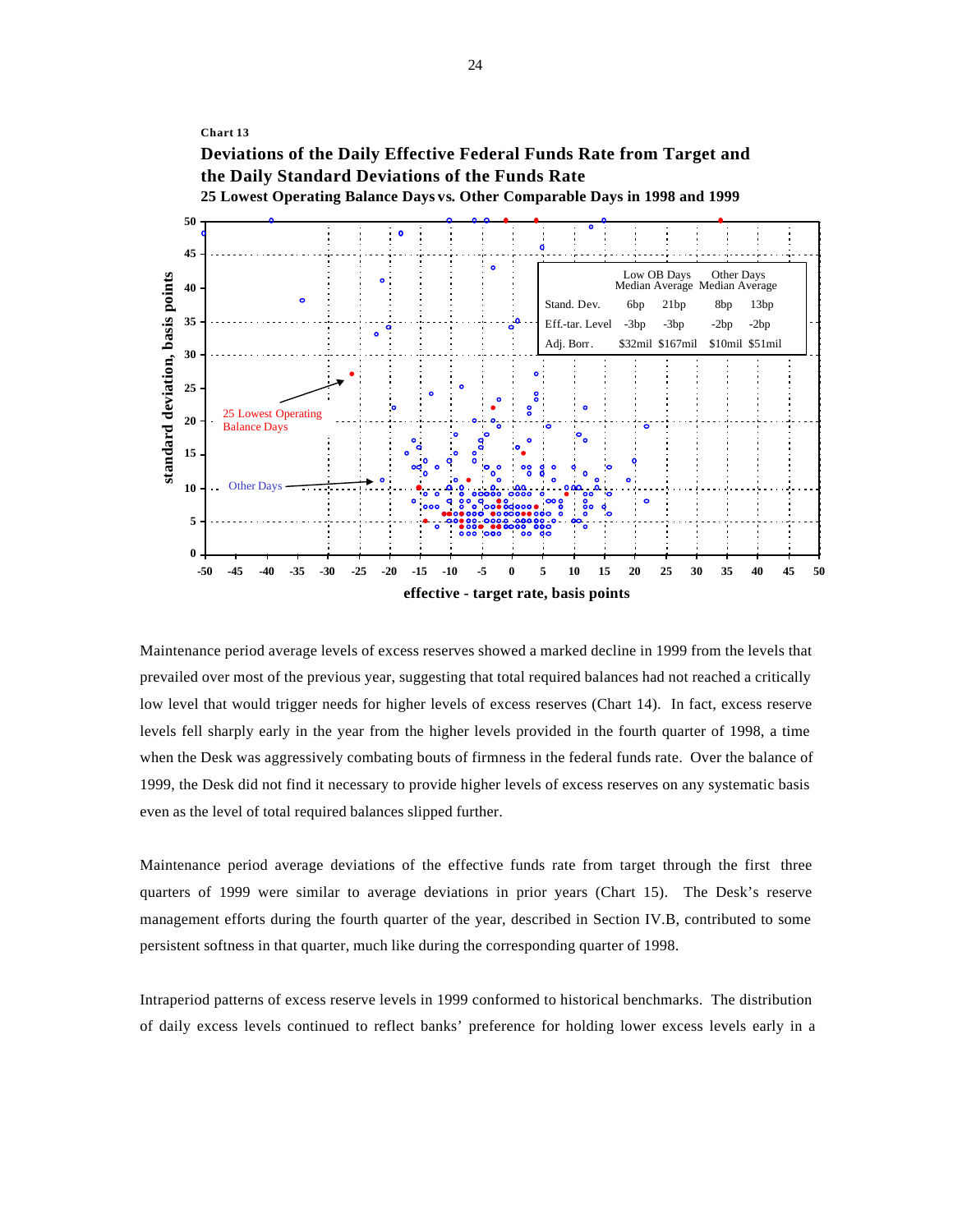Chart 13

**Deviations of the Daily Effective Federal Funds Rate from Target and the Daily Standard Deviations of the Funds Rate**

**25 Lowest Operating Balance Days vs. Other Comparable Days in 1998 and 1999**

| | Low OB Days Median | Low OB Days Average | Other Days Median | Other Days Average |
|---|---|---|---|---|
| Stand. Dev. | 6bp | 21bp | 8bp | 13bp |
| Eff.-tar. Level | -3bp | -3bp | -2bp | -2bp |
| Adj. Borr. | $32mil | $167mil | $10mil | $51mil |

Maintenance period average levels of excess reserves showed a marked decline in 1999 from the levels that prevailed over most of the previous year, suggesting that total required balances had not reached a critically low level that would trigger needs for higher levels of excess reserves (Chart 14). In fact, excess reserve levels fell sharply early in the year from the higher levels provided in the fourth quarter of 1998, a time when the Desk was aggressively combating bouts of firmness in the federal funds rate. Over the balance of 1999, the Desk did not find it necessary to provide higher levels of excess reserves on any systematic basis even as the level of total required balances slipped further.

Maintenance period average deviations of the effective funds rate from target through the first three quarters of 1999 were similar to average deviations in prior years (Chart 15). The Desk's reserve management efforts during the fourth quarter of the year, described in Section IV.B, contributed to some persistent softness in that quarter, much like during the corresponding quarter of 1998.

Intraperiod patterns of excess reserve levels in 1999 conformed to historical benchmarks. The distribution of daily excess levels continued to reflect banks' preference for holding lower excess levels early in a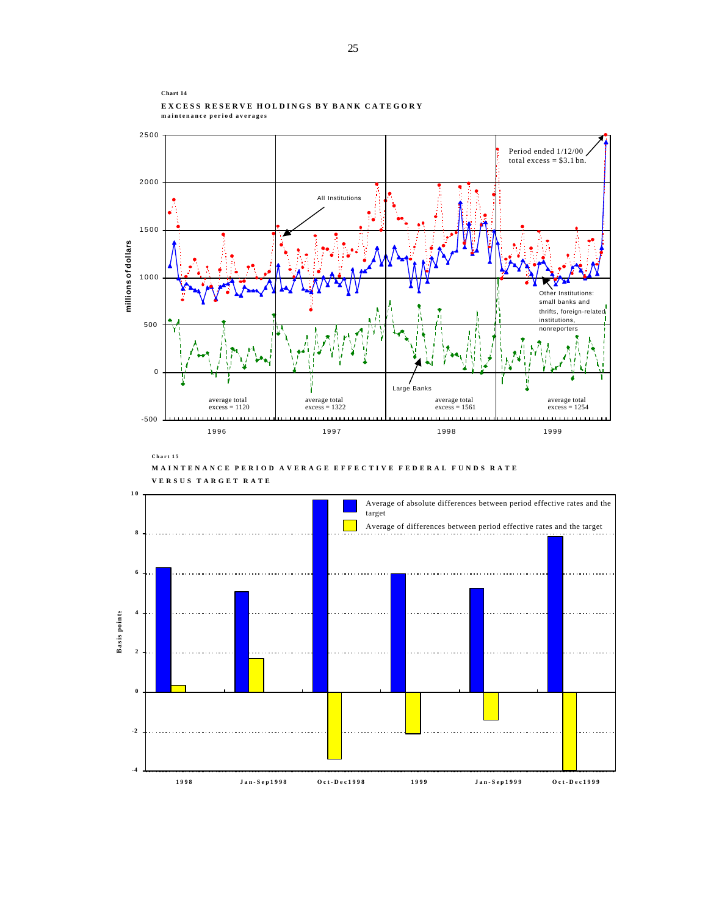**Chart 14**

**EXCESS RESERVE HOLDINGS BY BANK CATEGORY**
**maintenance period averages**

Period ended 1/12/00
total excess = $3.1 bn.

All Institutions

Other Institutions: small banks and thrifts, foreign-related institutions, nonreporters

Large Banks

millions of dollars

average total excess = 1120

average total excess = 1322

average total excess = 1561

average total excess = 1254

1996 1997 1998 1999

**Chart 15**

**MAINTENANCE PERIOD AVERAGE EFFECTIVE FEDERAL FUNDS RATE VERSUS TARGET RATE**

Average of absolute differences between period effective rates and the target

Average of differences between period effective rates and the target

Basis points

1998 Jan-Sep1998 Oct-Dec1998 1999 Jan-Sep1999 Oct-Dec1999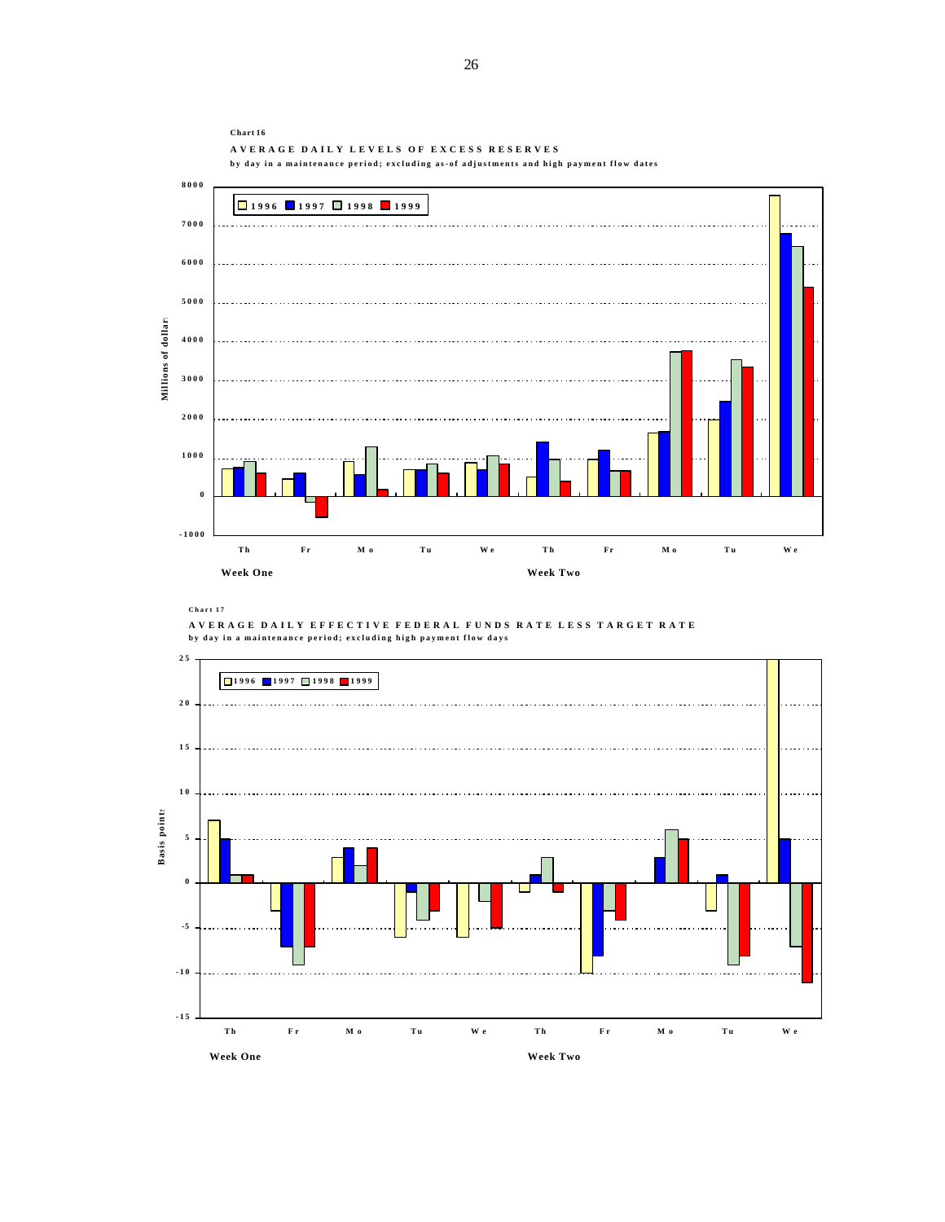Chart 16

**AVERAGE DAILY LEVELS OF EXCESS RESERVES**

by day in a maintenance period; excluding as-of adjustments and high payment flow dates

Chart 17

**AVERAGE DAILY EFFECTIVE FEDERAL FUNDS RATE LESS TARGET RATE**

by day in a maintenance period; excluding high payment flow days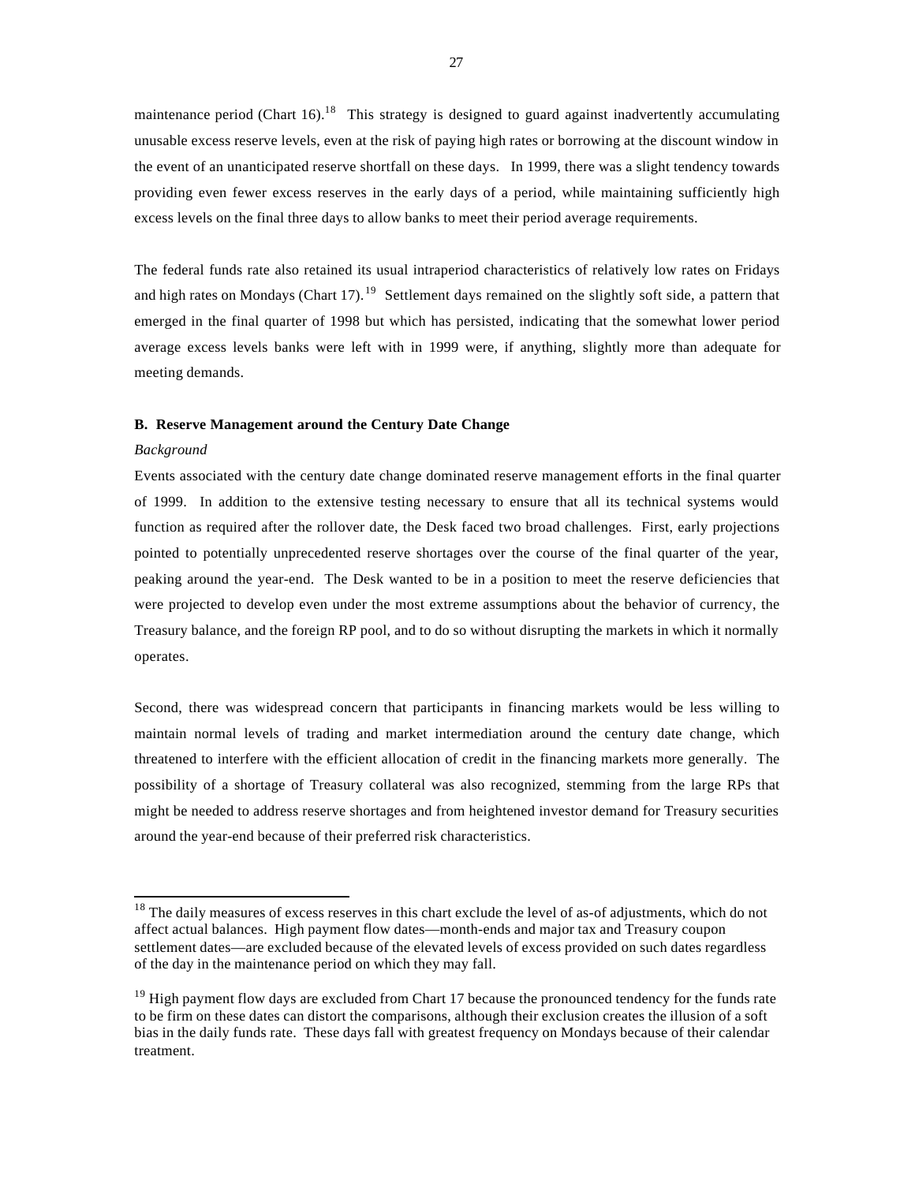maintenance period (Chart 16).[18] This strategy is designed to guard against inadvertently accumulating unusable excess reserve levels, even at the risk of paying high rates or borrowing at the discount window in the event of an unanticipated reserve shortfall on these days. In 1999, there was a slight tendency towards providing even fewer excess reserves in the early days of a period, while maintaining sufficiently high excess levels on the final three days to allow banks to meet their period average requirements.

The federal funds rate also retained its usual intraperiod characteristics of relatively low rates on Fridays and high rates on Mondays (Chart 17).[19] Settlement days remained on the slightly soft side, a pattern that emerged in the final quarter of 1998 but which has persisted, indicating that the somewhat lower period average excess levels banks were left with in 1999 were, if anything, slightly more than adequate for meeting demands.

**B. Reserve Management around the Century Date Change**

*Background*

Events associated with the century date change dominated reserve management efforts in the final quarter of 1999. In addition to the extensive testing necessary to ensure that all its technical systems would function as required after the rollover date, the Desk faced two broad challenges. First, early projections pointed to potentially unprecedented reserve shortages over the course of the final quarter of the year, peaking around the year-end. The Desk wanted to be in a position to meet the reserve deficiencies that were projected to develop even under the most extreme assumptions about the behavior of currency, the Treasury balance, and the foreign RP pool, and to do so without disrupting the markets in which it normally operates.

Second, there was widespread concern that participants in financing markets would be less willing to maintain normal levels of trading and market intermediation around the century date change, which threatened to interfere with the efficient allocation of credit in the financing markets more generally. The possibility of a shortage of Treasury collateral was also recognized, stemming from the large RPs that might be needed to address reserve shortages and from heightened investor demand for Treasury securities around the year-end because of their preferred risk characteristics.

---

[18] The daily measures of excess reserves in this chart exclude the level of as-of adjustments, which do not affect actual balances. High payment flow dates—month-ends and major tax and Treasury coupon settlement dates—are excluded because of the elevated levels of excess provided on such dates regardless of the day in the maintenance period on which they may fall.

[19] High payment flow days are excluded from Chart 17 because the pronounced tendency for the funds rate to be firm on these dates can distort the comparisons, although their exclusion creates the illusion of a soft bias in the daily funds rate. These days fall with greatest frequency on Mondays because of their calendar treatment.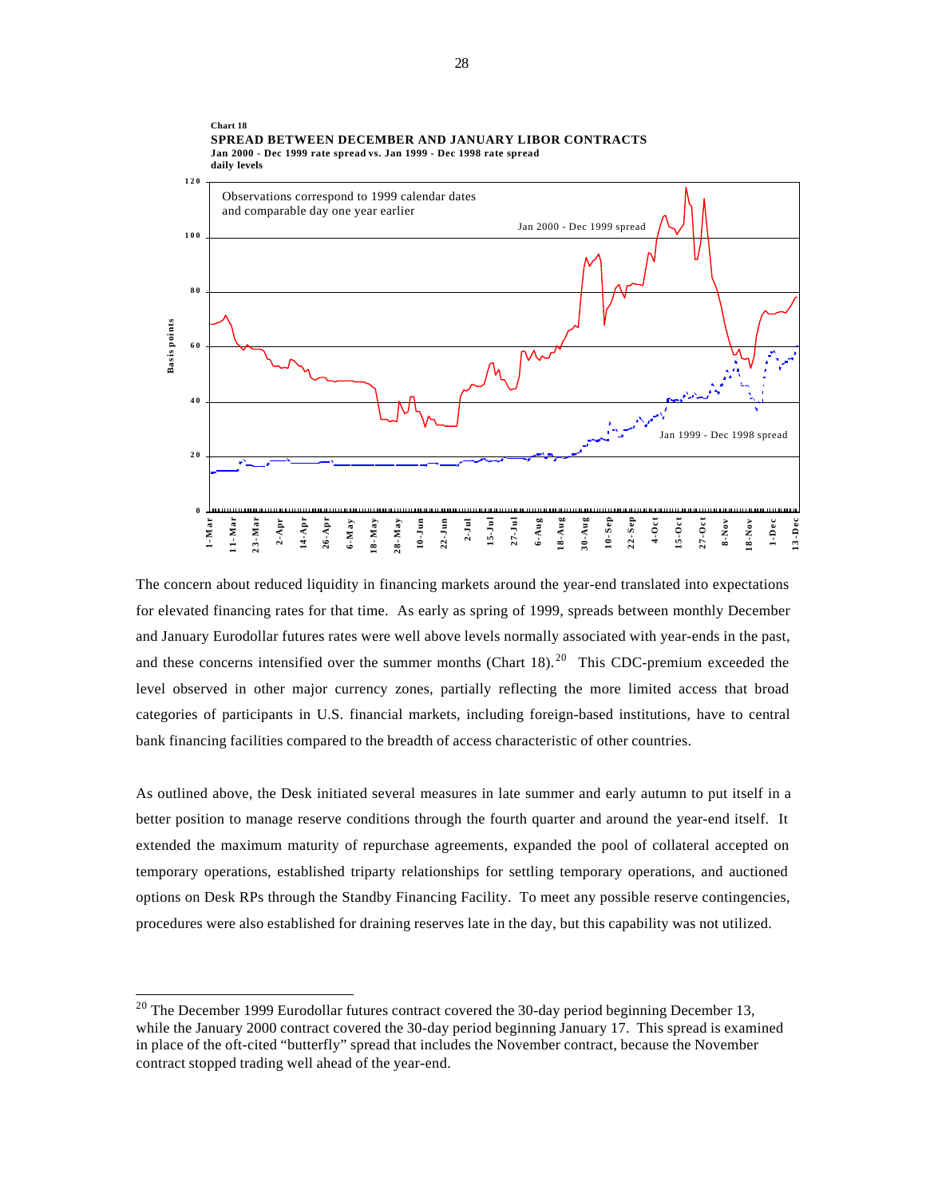**Chart 18**

**SPREAD BETWEEN DECEMBER AND JANUARY LIBOR CONTRACTS**

**Jan 2000 - Dec 1999 rate spread vs. Jan 1999 - Dec 1998 rate spread**

**daily levels**

The concern about reduced liquidity in financing markets around the year-end translated into expectations for elevated financing rates for that time. As early as spring of 1999, spreads between monthly December and January Eurodollar futures rates were well above levels normally associated with year-ends in the past, and these concerns intensified over the summer months (Chart 18).[20] This CDC-premium exceeded the level observed in other major currency zones, partially reflecting the more limited access that broad categories of participants in U.S. financial markets, including foreign-based institutions, have to central bank financing facilities compared to the breadth of access characteristic of other countries.

As outlined above, the Desk initiated several measures in late summer and early autumn to put itself in a better position to manage reserve conditions through the fourth quarter and around the year-end itself. It extended the maximum maturity of repurchase agreements, expanded the pool of collateral accepted on temporary operations, established triparty relationships for settling temporary operations, and auctioned options on Desk RPs through the Standby Financing Facility. To meet any possible reserve contingencies, procedures were also established for draining reserves late in the day, but this capability was not utilized.

---

[20] The December 1999 Eurodollar futures contract covered the 30-day period beginning December 13, while the January 2000 contract covered the 30-day period beginning January 17. This spread is examined in place of the oft-cited "butterfly" spread that includes the November contract, because the November contract stopped trading well ahead of the year-end.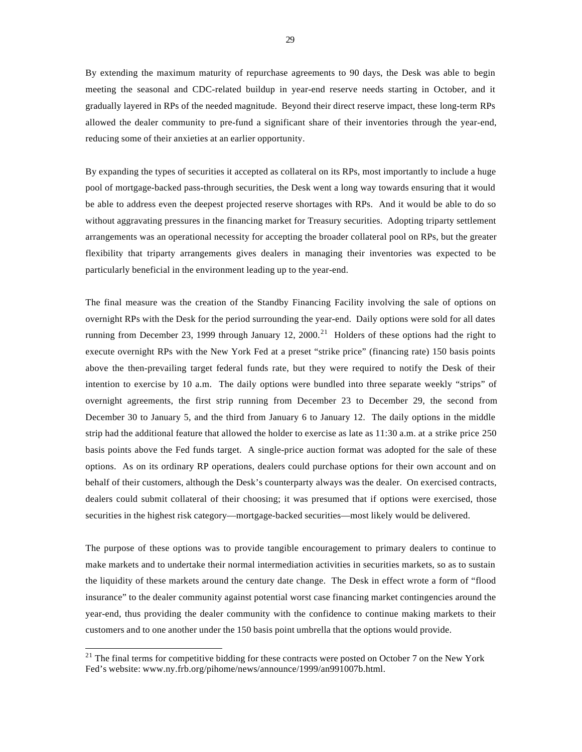By extending the maximum maturity of repurchase agreements to 90 days, the Desk was able to begin meeting the seasonal and CDC-related buildup in year-end reserve needs starting in October, and it gradually layered in RPs of the needed magnitude. Beyond their direct reserve impact, these long-term RPs allowed the dealer community to pre-fund a significant share of their inventories through the year-end, reducing some of their anxieties at an earlier opportunity.

By expanding the types of securities it accepted as collateral on its RPs, most importantly to include a huge pool of mortgage-backed pass-through securities, the Desk went a long way towards ensuring that it would be able to address even the deepest projected reserve shortages with RPs. And it would be able to do so without aggravating pressures in the financing market for Treasury securities. Adopting triparty settlement arrangements was an operational necessity for accepting the broader collateral pool on RPs, but the greater flexibility that triparty arrangements gives dealers in managing their inventories was expected to be particularly beneficial in the environment leading up to the year-end.

The final measure was the creation of the Standby Financing Facility involving the sale of options on overnight RPs with the Desk for the period surrounding the year-end. Daily options were sold for all dates running from December 23, 1999 through January 12, 2000.[21] Holders of these options had the right to execute overnight RPs with the New York Fed at a preset "strike price" (financing rate) 150 basis points above the then-prevailing target federal funds rate, but they were required to notify the Desk of their intention to exercise by 10 a.m. The daily options were bundled into three separate weekly "strips" of overnight agreements, the first strip running from December 23 to December 29, the second from December 30 to January 5, and the third from January 6 to January 12. The daily options in the middle strip had the additional feature that allowed the holder to exercise as late as 11:30 a.m. at a strike price 250 basis points above the Fed funds target. A single-price auction format was adopted for the sale of these options. As on its ordinary RP operations, dealers could purchase options for their own account and on behalf of their customers, although the Desk's counterparty always was the dealer. On exercised contracts, dealers could submit collateral of their choosing; it was presumed that if options were exercised, those securities in the highest risk category—mortgage-backed securities—most likely would be delivered.

The purpose of these options was to provide tangible encouragement to primary dealers to continue to make markets and to undertake their normal intermediation activities in securities markets, so as to sustain the liquidity of these markets around the century date change. The Desk in effect wrote a form of "flood insurance" to the dealer community against potential worst case financing market contingencies around the year-end, thus providing the dealer community with the confidence to continue making markets to their customers and to one another under the 150 basis point umbrella that the options would provide.

[21] The final terms for competitive bidding for these contracts were posted on October 7 on the New York Fed's website: www.ny.frb.org/pihome/news/announce/1999/an991007b.html.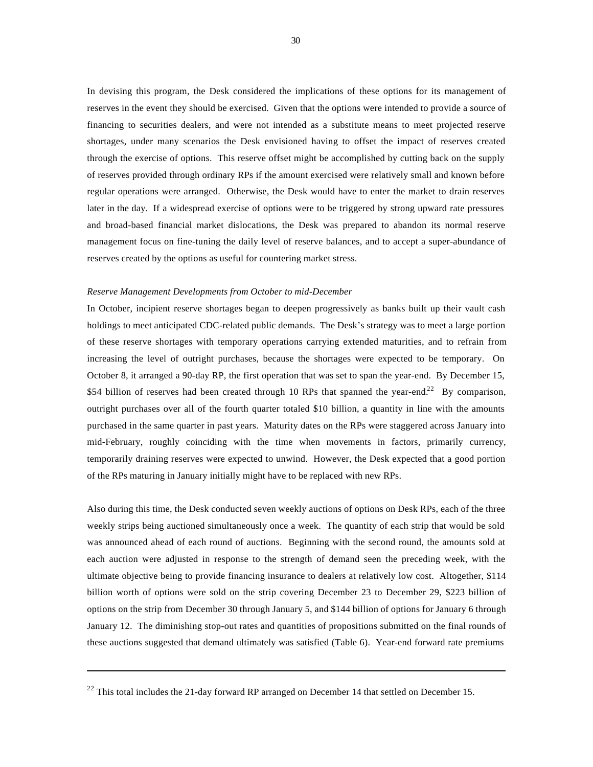In devising this program, the Desk considered the implications of these options for its management of reserves in the event they should be exercised. Given that the options were intended to provide a source of financing to securities dealers, and were not intended as a substitute means to meet projected reserve shortages, under many scenarios the Desk envisioned having to offset the impact of reserves created through the exercise of options. This reserve offset might be accomplished by cutting back on the supply of reserves provided through ordinary RPs if the amount exercised were relatively small and known before regular operations were arranged. Otherwise, the Desk would have to enter the market to drain reserves later in the day. If a widespread exercise of options were to be triggered by strong upward rate pressures and broad-based financial market dislocations, the Desk was prepared to abandon its normal reserve management focus on fine-tuning the daily level of reserve balances, and to accept a super-abundance of reserves created by the options as useful for countering market stress.

*Reserve Management Developments from October to mid-December*

In October, incipient reserve shortages began to deepen progressively as banks built up their vault cash holdings to meet anticipated CDC-related public demands. The Desk's strategy was to meet a large portion of these reserve shortages with temporary operations carrying extended maturities, and to refrain from increasing the level of outright purchases, because the shortages were expected to be temporary. On October 8, it arranged a 90-day RP, the first operation that was set to span the year-end. By December 15, $54 billion of reserves had been created through 10 RPs that spanned the year-end.[22] By comparison, outright purchases over all of the fourth quarter totaled $10 billion, a quantity in line with the amounts purchased in the same quarter in past years. Maturity dates on the RPs were staggered across January into mid-February, roughly coinciding with the time when movements in factors, primarily currency, temporarily draining reserves were expected to unwind. However, the Desk expected that a good portion of the RPs maturing in January initially might have to be replaced with new RPs.

Also during this time, the Desk conducted seven weekly auctions of options on Desk RPs, each of the three weekly strips being auctioned simultaneously once a week. The quantity of each strip that would be sold was announced ahead of each round of auctions. Beginning with the second round, the amounts sold at each auction were adjusted in response to the strength of demand seen the preceding week, with the ultimate objective being to provide financing insurance to dealers at relatively low cost. Altogether, $114 billion worth of options were sold on the strip covering December 23 to December 29, $223 billion of options on the strip from December 30 through January 5, and $144 billion of options for January 6 through January 12. The diminishing stop-out rates and quantities of propositions submitted on the final rounds of these auctions suggested that demand ultimately was satisfied (Table 6). Year-end forward rate premiums

---

[22] This total includes the 21-day forward RP arranged on December 14 that settled on December 15.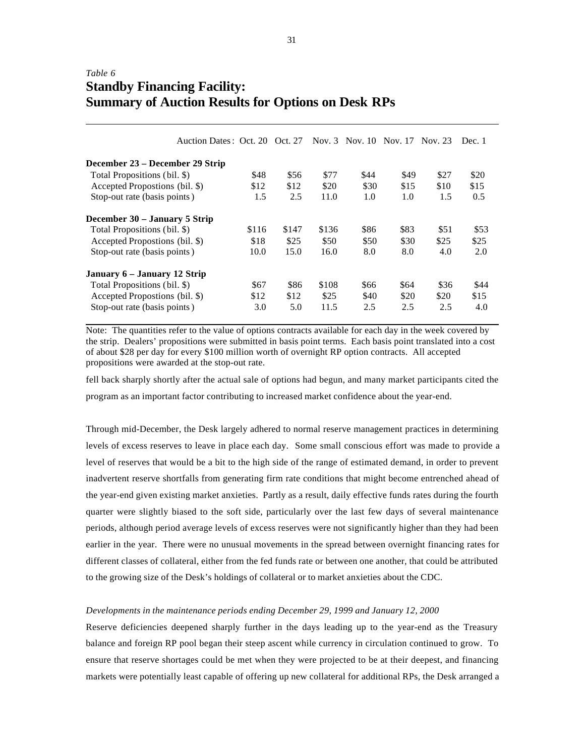*Table 6*

**Standby Financing Facility:**
**Summary of Auction Results for Options on Desk RPs**

| Auction Dates: | Oct. 20 | Oct. 27 | Nov. 3 | Nov. 10 | Nov. 17 | Nov. 23 | Dec. 1 |
|---|---|---|---|---|---|---|---|
| **December 23 – December 29 Strip** | | | | | | | |
| Total Propositions (bil. $) | $48 | $56 | $77 | $44 | $49 | $27 | $20 |
| Accepted Propostions (bil. $) | $12 | $12 | $20 | $30 | $15 | $10 | $15 |
| Stop-out rate (basis points) | 1.5 | 2.5 | 11.0 | 1.0 | 1.0 | 1.5 | 0.5 |
| **December 30 – January 5 Strip** | | | | | | | |
| Total Propositions (bil. $) | $116 | $147 | $136 | $86 | $83 | $51 | $53 |
| Accepted Propostions (bil. $) | $18 | $25 | $50 | $50 | $30 | $25 | $25 |
| Stop-out rate (basis points) | 10.0 | 15.0 | 16.0 | 8.0 | 8.0 | 4.0 | 2.0 |
| **January 6 – January 12 Strip** | | | | | | | |
| Total Propositions (bil. $) | $67 | $86 | $108 | $66 | $64 | $36 | $44 |
| Accepted Propostions (bil. $) | $12 | $12 | $25 | $40 | $20 | $20 | $15 |
| Stop-out rate (basis points) | 3.0 | 5.0 | 11.5 | 2.5 | 2.5 | 2.5 | 4.0 |

Note: The quantities refer to the value of options contracts available for each day in the week covered by the strip. Dealers' propositions were submitted in basis point terms. Each basis point translated into a cost of about $28 per day for every $100 million worth of overnight RP option contracts. All accepted propositions were awarded at the stop-out rate.

fell back sharply shortly after the actual sale of options had begun, and many market participants cited the program as an important factor contributing to increased market confidence about the year-end.

Through mid-December, the Desk largely adhered to normal reserve management practices in determining levels of excess reserves to leave in place each day. Some small conscious effort was made to provide a level of reserves that would be a bit to the high side of the range of estimated demand, in order to prevent inadvertent reserve shortfalls from generating firm rate conditions that might become entrenched ahead of the year-end given existing market anxieties. Partly as a result, daily effective funds rates during the fourth quarter were slightly biased to the soft side, particularly over the last few days of several maintenance periods, although period average levels of excess reserves were not significantly higher than they had been earlier in the year. There were no unusual movements in the spread between overnight financing rates for different classes of collateral, either from the fed funds rate or between one another, that could be attributed to the growing size of the Desk's holdings of collateral or to market anxieties about the CDC.

*Developments in the maintenance periods ending December 29, 1999 and January 12, 2000*

Reserve deficiencies deepened sharply further in the days leading up to the year-end as the Treasury balance and foreign RP pool began their steep ascent while currency in circulation continued to grow. To ensure that reserve shortages could be met when they were projected to be at their deepest, and financing markets were potentially least capable of offering up new collateral for additional RPs, the Desk arranged a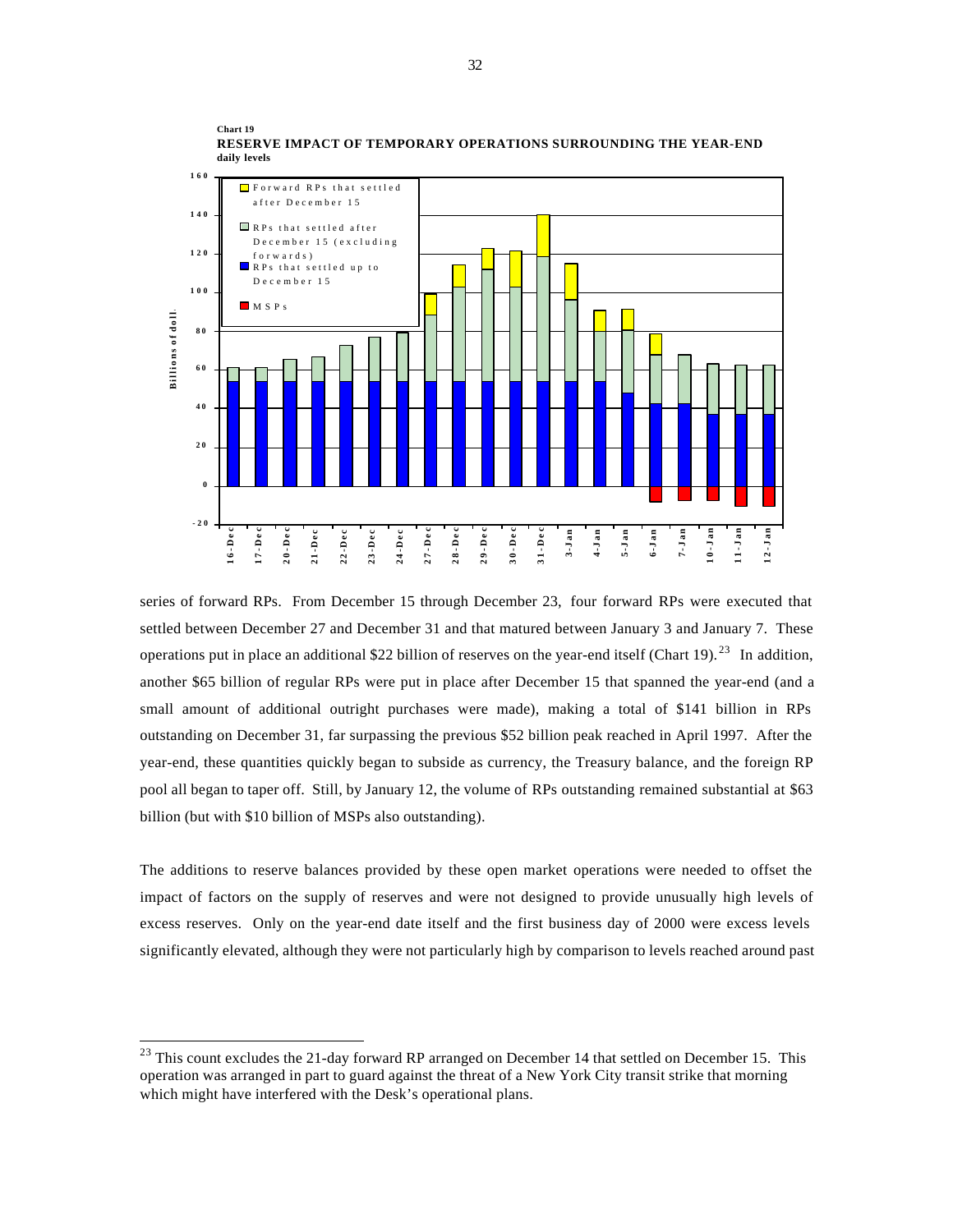**Chart 19**
**RESERVE IMPACT OF TEMPORARY OPERATIONS SURROUNDING THE YEAR-END**
**daily levels**

series of forward RPs. From December 15 through December 23, four forward RPs were executed that settled between December 27 and December 31 and that matured between January 3 and January 7. These operations put in place an additional \$22 billion of reserves on the year-end itself (Chart 19).[23] In addition, another \$65 billion of regular RPs were put in place after December 15 that spanned the year-end (and a small amount of additional outright purchases were made), making a total of \$141 billion in RPs outstanding on December 31, far surpassing the previous \$52 billion peak reached in April 1997. After the year-end, these quantities quickly began to subside as currency, the Treasury balance, and the foreign RP pool all began to taper off. Still, by January 12, the volume of RPs outstanding remained substantial at \$63 billion (but with \$10 billion of MSPs also outstanding).

The additions to reserve balances provided by these open market operations were needed to offset the impact of factors on the supply of reserves and were not designed to provide unusually high levels of excess reserves. Only on the year-end date itself and the first business day of 2000 were excess levels significantly elevated, although they were not particularly high by comparison to levels reached around past

[23] This count excludes the 21-day forward RP arranged on December 14 that settled on December 15. This operation was arranged in part to guard against the threat of a New York City transit strike that morning which might have interfered with the Desk's operational plans.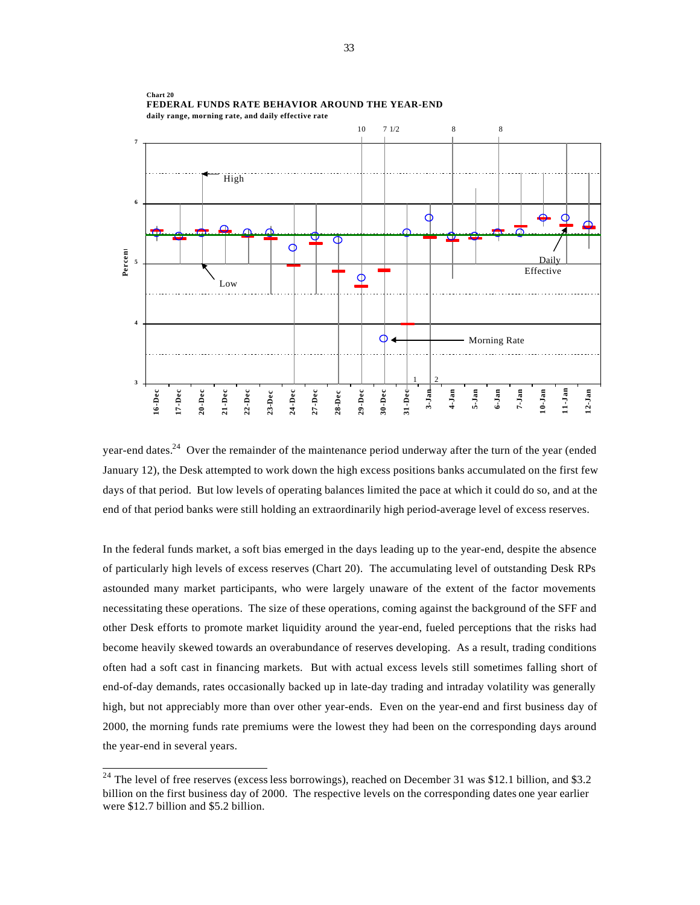**Chart 20**
**FEDERAL FUNDS RATE BEHAVIOR AROUND THE YEAR-END**
**daily range, morning rate, and daily effective rate**

year-end dates.[24] Over the remainder of the maintenance period underway after the turn of the year (ended January 12), the Desk attempted to work down the high excess positions banks accumulated on the first few days of that period. But low levels of operating balances limited the pace at which it could do so, and at the end of that period banks were still holding an extraordinarily high period-average level of excess reserves.

In the federal funds market, a soft bias emerged in the days leading up to the year-end, despite the absence of particularly high levels of excess reserves (Chart 20). The accumulating level of outstanding Desk RPs astounded many market participants, who were largely unaware of the extent of the factor movements necessitating these operations. The size of these operations, coming against the background of the SFF and other Desk efforts to promote market liquidity around the year-end, fueled perceptions that the risks had become heavily skewed towards an overabundance of reserves developing. As a result, trading conditions often had a soft cast in financing markets. But with actual excess levels still sometimes falling short of end-of-day demands, rates occasionally backed up in late-day trading and intraday volatility was generally high, but not appreciably more than over other year-ends. Even on the year-end and first business day of 2000, the morning funds rate premiums were the lowest they had been on the corresponding days around the year-end in several years.

---

[24] The level of free reserves (excess less borrowings), reached on December 31 was \$12.1 billion, and \$3.2 billion on the first business day of 2000. The respective levels on the corresponding dates one year earlier were \$12.7 billion and \$5.2 billion.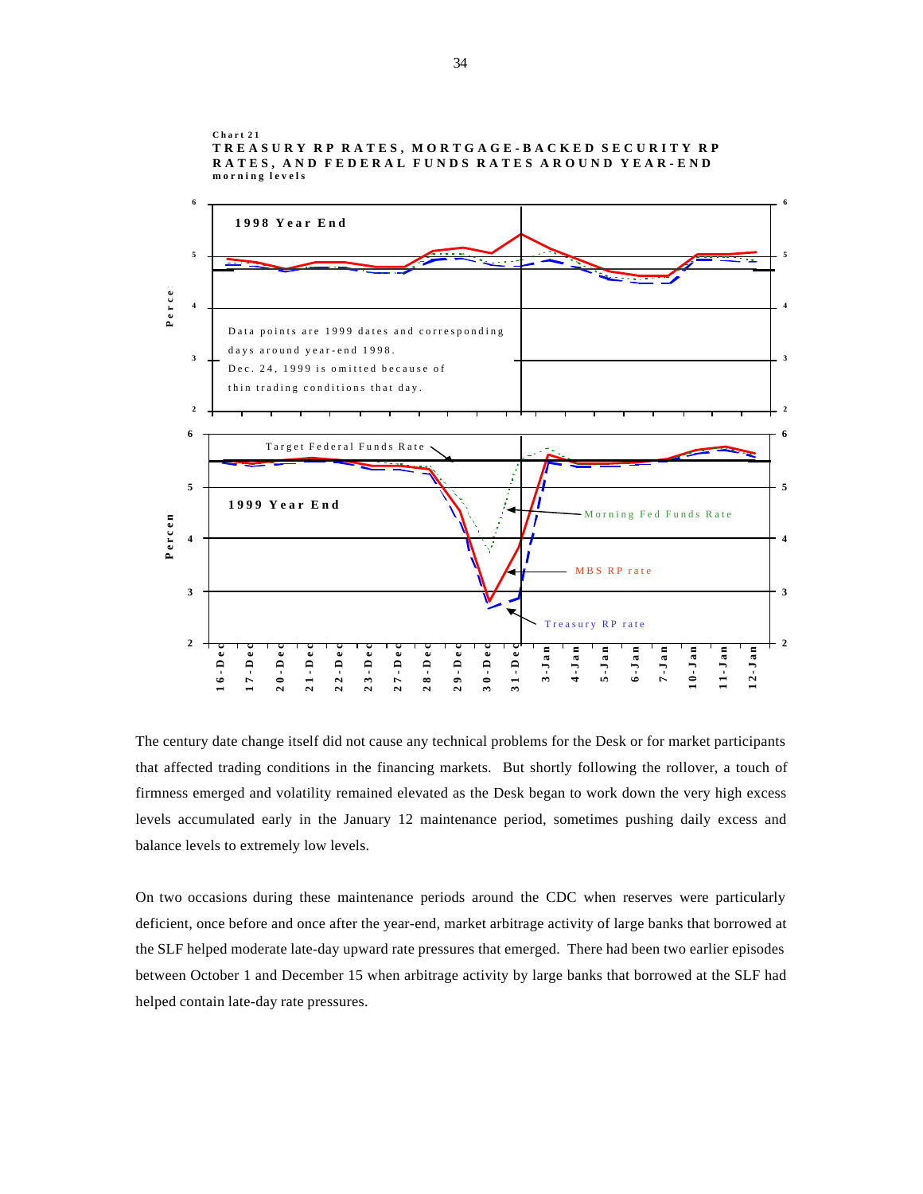Chart 21
**TREASURY RP RATES, MORTGAGE-BACKED SECURITY RP RATES, AND FEDERAL FUNDS RATES AROUND YEAR-END**
**morning levels**

**1998 Year End**

Data points are 1999 dates and corresponding days around year-end 1998.
Dec. 24, 1999 is omitted because of thin trading conditions that day.

**1999 Year End**

Target Federal Funds Rate

Morning Fed Funds Rate

MBS RP rate

Treasury RP rate

Percent

16-Dec, 17-Dec, 20-Dec, 21-Dec, 22-Dec, 23-Dec, 27-Dec, 28-Dec, 29-Dec, 30-Dec, 31-Dec, 3-Jan, 4-Jan, 5-Jan, 6-Jan, 7-Jan, 10-Jan, 11-Jan, 12-Jan

The century date change itself did not cause any technical problems for the Desk or for market participants that affected trading conditions in the financing markets. But shortly following the rollover, a touch of firmness emerged and volatility remained elevated as the Desk began to work down the very high excess levels accumulated early in the January 12 maintenance period, sometimes pushing daily excess and balance levels to extremely low levels.

On two occasions during these maintenance periods around the CDC when reserves were particularly deficient, once before and once after the year-end, market arbitrage activity of large banks that borrowed at the SLF helped moderate late-day upward rate pressures that emerged. There had been two earlier episodes between October 1 and December 15 when arbitrage activity by large banks that borrowed at the SLF had helped contain late-day rate pressures.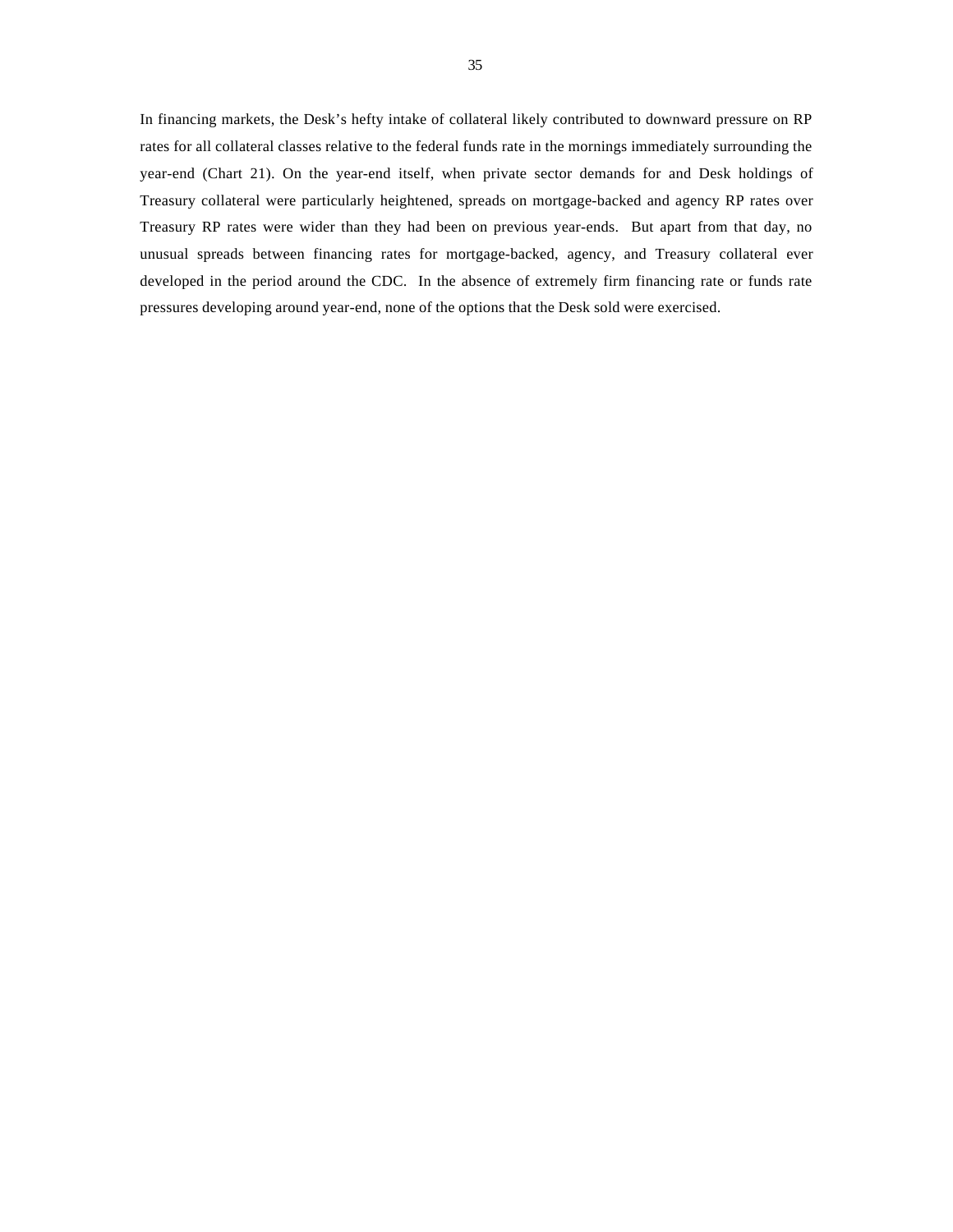In financing markets, the Desk's hefty intake of collateral likely contributed to downward pressure on RP rates for all collateral classes relative to the federal funds rate in the mornings immediately surrounding the year-end (Chart 21). On the year-end itself, when private sector demands for and Desk holdings of Treasury collateral were particularly heightened, spreads on mortgage-backed and agency RP rates over Treasury RP rates were wider than they had been on previous year-ends. But apart from that day, no unusual spreads between financing rates for mortgage-backed, agency, and Treasury collateral ever developed in the period around the CDC. In the absence of extremely firm financing rate or funds rate pressures developing around year-end, none of the options that the Desk sold were exercised.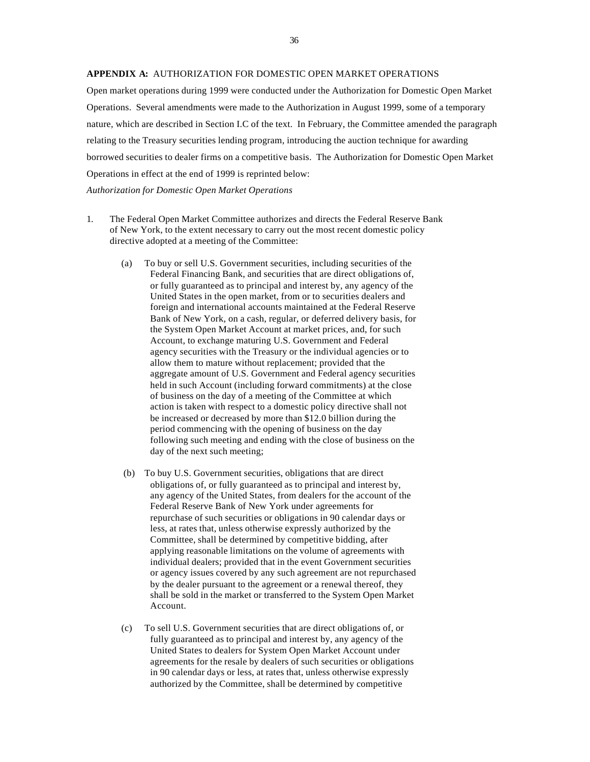**APPENDIX A:** AUTHORIZATION FOR DOMESTIC OPEN MARKET OPERATIONS

Open market operations during 1999 were conducted under the Authorization for Domestic Open Market Operations. Several amendments were made to the Authorization in August 1999, some of a temporary nature, which are described in Section I.C of the text. In February, the Committee amended the paragraph relating to the Treasury securities lending program, introducing the auction technique for awarding borrowed securities to dealer firms on a competitive basis. The Authorization for Domestic Open Market Operations in effect at the end of 1999 is reprinted below:

*Authorization for Domestic Open Market Operations*

1. The Federal Open Market Committee authorizes and directs the Federal Reserve Bank of New York, to the extent necessary to carry out the most recent domestic policy directive adopted at a meeting of the Committee:

   (a) To buy or sell U.S. Government securities, including securities of the Federal Financing Bank, and securities that are direct obligations of, or fully guaranteed as to principal and interest by, any agency of the United States in the open market, from or to securities dealers and foreign and international accounts maintained at the Federal Reserve Bank of New York, on a cash, regular, or deferred delivery basis, for the System Open Market Account at market prices, and, for such Account, to exchange maturing U.S. Government and Federal agency securities with the Treasury or the individual agencies or to allow them to mature without replacement; provided that the aggregate amount of U.S. Government and Federal agency securities held in such Account (including forward commitments) at the close of business on the day of a meeting of the Committee at which action is taken with respect to a domestic policy directive shall not be increased or decreased by more than $12.0 billion during the period commencing with the opening of business on the day following such meeting and ending with the close of business on the day of the next such meeting;

   (b) To buy U.S. Government securities, obligations that are direct obligations of, or fully guaranteed as to principal and interest by, any agency of the United States, from dealers for the account of the Federal Reserve Bank of New York under agreements for repurchase of such securities or obligations in 90 calendar days or less, at rates that, unless otherwise expressly authorized by the Committee, shall be determined by competitive bidding, after applying reasonable limitations on the volume of agreements with individual dealers; provided that in the event Government securities or agency issues covered by any such agreement are not repurchased by the dealer pursuant to the agreement or a renewal thereof, they shall be sold in the market or transferred to the System Open Market Account.

   (c) To sell U.S. Government securities that are direct obligations of, or fully guaranteed as to principal and interest by, any agency of the United States to dealers for System Open Market Account under agreements for the resale by dealers of such securities or obligations in 90 calendar days or less, at rates that, unless otherwise expressly authorized by the Committee, shall be determined by competitive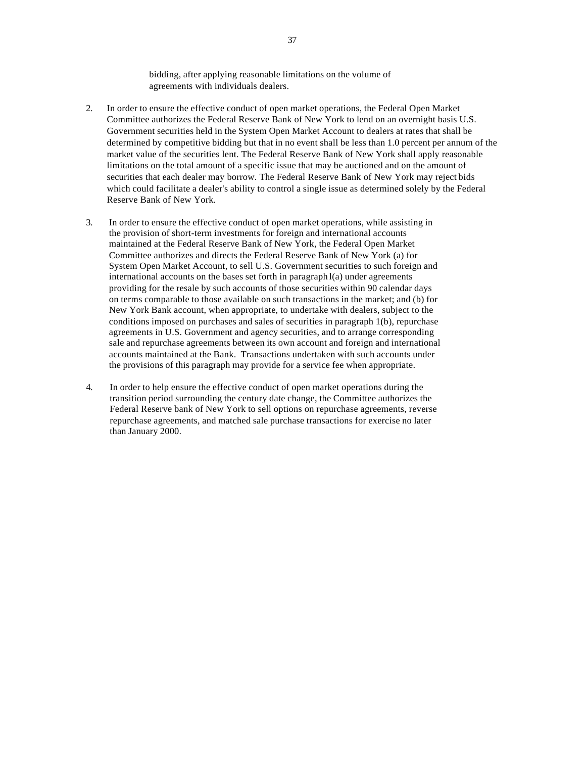bidding, after applying reasonable limitations on the volume of agreements with individuals dealers.

2. In order to ensure the effective conduct of open market operations, the Federal Open Market Committee authorizes the Federal Reserve Bank of New York to lend on an overnight basis U.S. Government securities held in the System Open Market Account to dealers at rates that shall be determined by competitive bidding but that in no event shall be less than 1.0 percent per annum of the market value of the securities lent. The Federal Reserve Bank of New York shall apply reasonable limitations on the total amount of a specific issue that may be auctioned and on the amount of securities that each dealer may borrow. The Federal Reserve Bank of New York may reject bids which could facilitate a dealer's ability to control a single issue as determined solely by the Federal Reserve Bank of New York.

3. In order to ensure the effective conduct of open market operations, while assisting in the provision of short-term investments for foreign and international accounts maintained at the Federal Reserve Bank of New York, the Federal Open Market Committee authorizes and directs the Federal Reserve Bank of New York (a) for System Open Market Account, to sell U.S. Government securities to such foreign and international accounts on the bases set forth in paragraph l(a) under agreements providing for the resale by such accounts of those securities within 90 calendar days on terms comparable to those available on such transactions in the market; and (b) for New York Bank account, when appropriate, to undertake with dealers, subject to the conditions imposed on purchases and sales of securities in paragraph 1(b), repurchase agreements in U.S. Government and agency securities, and to arrange corresponding sale and repurchase agreements between its own account and foreign and international accounts maintained at the Bank. Transactions undertaken with such accounts under the provisions of this paragraph may provide for a service fee when appropriate.

4. In order to help ensure the effective conduct of open market operations during the transition period surrounding the century date change, the Committee authorizes the Federal Reserve bank of New York to sell options on repurchase agreements, reverse repurchase agreements, and matched sale purchase transactions for exercise no later than January 2000.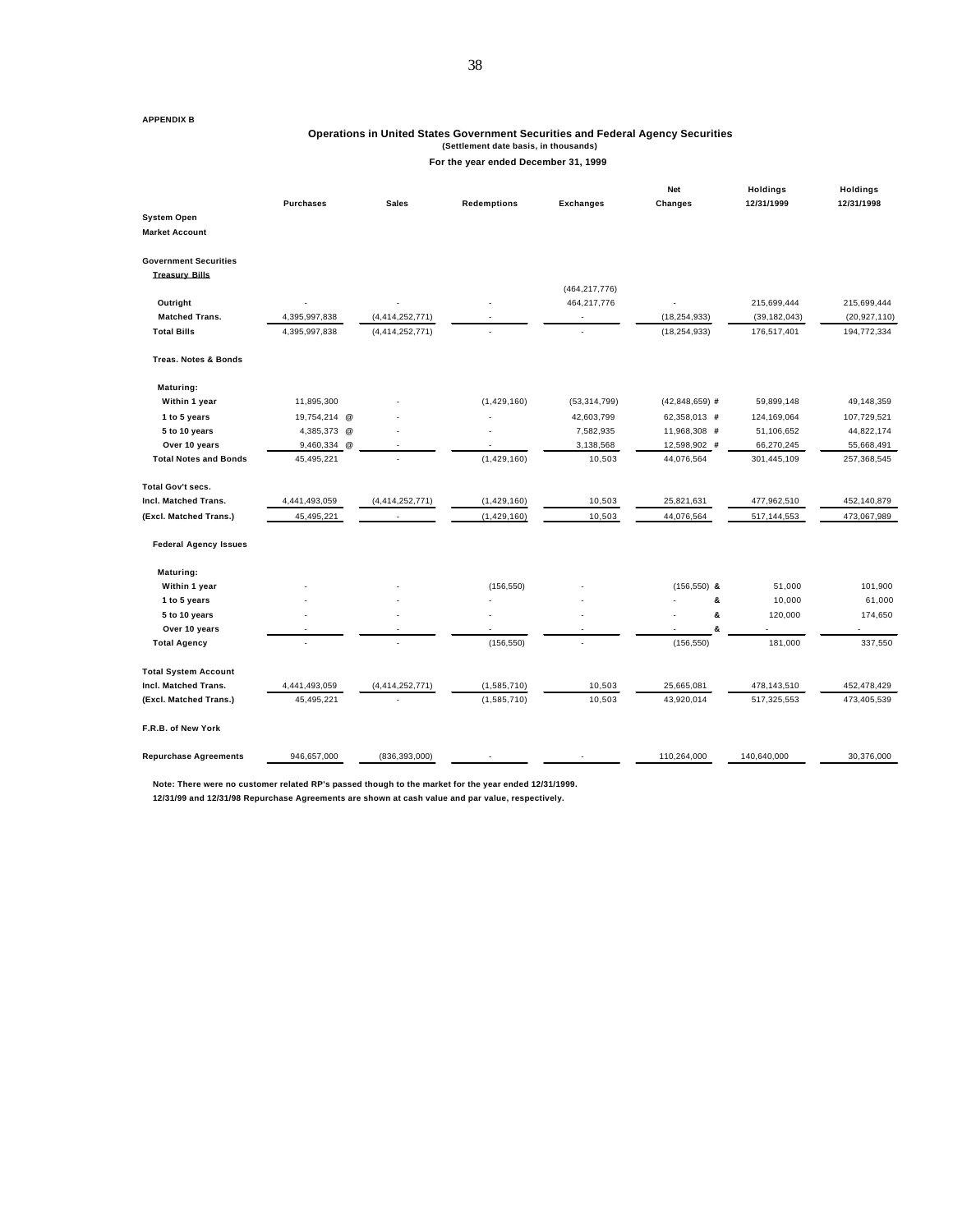**APPENDIX B**

## Operations in United States Government Securities and Federal Agency Securities

**(Settlement date basis, in thousands)**

**For the year ended December 31, 1999**

| | Purchases | Sales | Redemptions | Exchanges | Net Changes | Holdings 12/31/1999 | Holdings 12/31/1998 |
|---|---|---|---|---|---|---|---|
| **System Open Market Account** | | | | | | | |
| **Government Securities** | | | | | | | |
| **Treasury Bills** | | | | (464,217,776) | | | |
| Outright | - | - | - | 464,217,776 | - | 215,699,444 | 215,699,444 |
| Matched Trans. | 4,395,997,838 | (4,414,252,771) | - | - | (18,254,933) | (39,182,043) | (20,927,110) |
| **Total Bills** | 4,395,997,838 | (4,414,252,771) | - | - | (18,254,933) | 176,517,401 | 194,772,334 |
| **Treas. Notes & Bonds** | | | | | | | |
| Maturing: | | | | | | | |
| Within 1 year | 11,895,300 | - | (1,429,160) | (53,314,799) | (42,848,659) # | 59,899,148 | 49,148,359 |
| 1 to 5 years | 19,754,214 @ | - | - | 42,603,799 | 62,358,013 # | 124,169,064 | 107,729,521 |
| 5 to 10 years | 4,385,373 @ | - | - | 7,582,935 | 11,968,308 # | 51,106,652 | 44,822,174 |
| Over 10 years | 9,460,334 @ | - | - | 3,138,568 | 12,598,902 # | 66,270,245 | 55,668,491 |
| **Total Notes and Bonds** | 45,495,221 | - | (1,429,160) | 10,503 | 44,076,564 | 301,445,109 | 257,368,545 |
| **Total Gov't secs.** | | | | | | | |
| **Incl. Matched Trans.** | 4,441,493,059 | (4,414,252,771) | (1,429,160) | 10,503 | 25,821,631 | 477,962,510 | 452,140,879 |
| **(Excl. Matched Trans.)** | 45,495,221 | - | (1,429,160) | 10,503 | 44,076,564 | 517,144,553 | 473,067,989 |
| **Federal Agency Issues** | | | | | | | |
| Maturing: | | | | | | | |
| Within 1 year | - | - | (156,550) | - | (156,550) & | 51,000 | 101,900 |
| 1 to 5 years | - | - | - | - | - & | 10,000 | 61,000 |
| 5 to 10 years | - | - | - | - | - & | 120,000 | 174,650 |
| Over 10 years | - | - | - | - | - & | - | - |
| **Total Agency** | - | - | (156,550) | - | (156,550) | 181,000 | 337,550 |
| **Total System Account** | | | | | | | |
| **Incl. Matched Trans.** | 4,441,493,059 | (4,414,252,771) | (1,585,710) | 10,503 | 25,665,081 | 478,143,510 | 452,478,429 |
| **(Excl. Matched Trans.)** | 45,495,221 | - | (1,585,710) | 10,503 | 43,920,014 | 517,325,553 | 473,405,539 |
| **F.R.B. of New York** | | | | | | | |
| **Repurchase Agreements** | 946,657,000 | (836,393,000) | - | - | 110,264,000 | 140,640,000 | 30,376,000 |

**Note: There were no customer related RP's passed though to the market for the year ended 12/31/1999.**
**12/31/99 and 12/31/98 Repurchase Agreements are shown at cash value and par value, respectively.**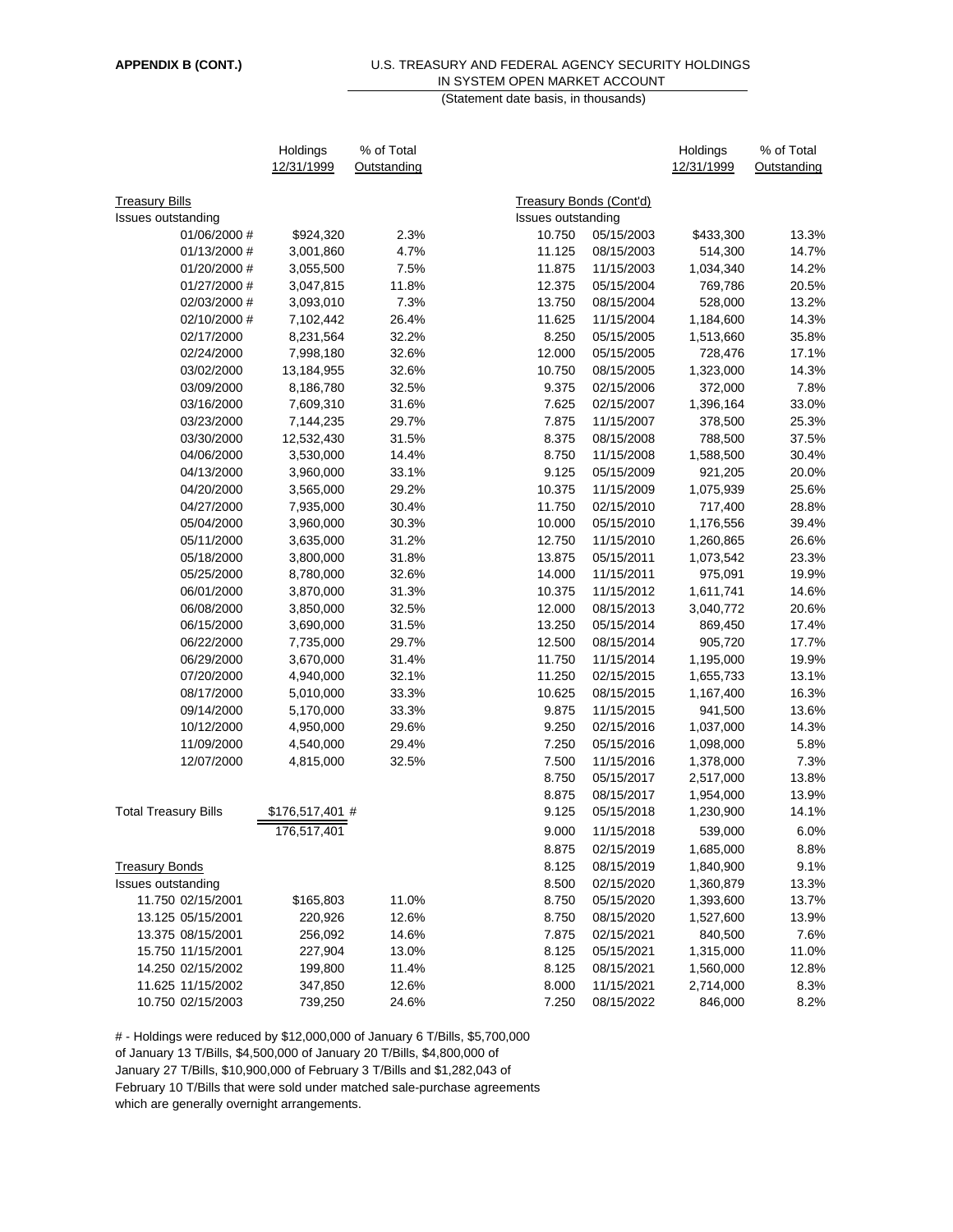**APPENDIX B (CONT.)**

U.S. TREASURY AND FEDERAL AGENCY SECURITY HOLDINGS
IN SYSTEM OPEN MARKET ACCOUNT
(Statement date basis, in thousands)

| | Holdings 12/31/1999 | % of Total Outstanding |
|---|---|---|
| **Treasury Bills** | | |
| Issues outstanding | | |
| 01/06/2000 # | $924,320 | 2.3% |
| 01/13/2000 # | 3,001,860 | 4.7% |
| 01/20/2000 # | 3,055,500 | 7.5% |
| 01/27/2000 # | 3,047,815 | 11.8% |
| 02/03/2000 # | 3,093,010 | 7.3% |
| 02/10/2000 # | 7,102,442 | 26.4% |
| 02/17/2000 | 8,231,564 | 32.2% |
| 02/24/2000 | 7,998,180 | 32.6% |
| 03/02/2000 | 13,184,955 | 32.6% |
| 03/09/2000 | 8,186,780 | 32.5% |
| 03/16/2000 | 7,609,310 | 31.6% |
| 03/23/2000 | 7,144,235 | 29.7% |
| 03/30/2000 | 12,532,430 | 31.5% |
| 04/06/2000 | 3,530,000 | 14.4% |
| 04/13/2000 | 3,960,000 | 33.1% |
| 04/20/2000 | 3,565,000 | 29.2% |
| 04/27/2000 | 7,935,000 | 30.4% |
| 05/04/2000 | 3,960,000 | 30.3% |
| 05/11/2000 | 3,635,000 | 31.2% |
| 05/18/2000 | 3,800,000 | 31.8% |
| 05/25/2000 | 8,780,000 | 32.6% |
| 06/01/2000 | 3,870,000 | 31.3% |
| 06/08/2000 | 3,850,000 | 32.5% |
| 06/15/2000 | 3,690,000 | 31.5% |
| 06/22/2000 | 7,735,000 | 29.7% |
| 06/29/2000 | 3,670,000 | 31.4% |
| 07/20/2000 | 4,940,000 | 32.1% |
| 08/17/2000 | 5,010,000 | 33.3% |
| 09/14/2000 | 5,170,000 | 33.3% |
| 10/12/2000 | 4,950,000 | 29.6% |
| 11/09/2000 | 4,540,000 | 29.4% |
| 12/07/2000 | 4,815,000 | 32.5% |
| **Total Treasury Bills** | $176,517,401 # | |
| | 176,517,401 | |

| | | Holdings 12/31/1999 | % of Total Outstanding |
|---|---|---|---|
| **Treasury Bonds** | | | |
| Issues outstanding | | | |
| 11.750 | 02/15/2001 | $165,803 | 11.0% |
| 13.125 | 05/15/2001 | 220,926 | 12.6% |
| 13.375 | 08/15/2001 | 256,092 | 14.6% |
| 15.750 | 11/15/2001 | 227,904 | 13.0% |
| 14.250 | 02/15/2002 | 199,800 | 11.4% |
| 11.625 | 11/15/2002 | 347,850 | 12.6% |
| 10.750 | 02/15/2003 | 739,250 | 24.6% |
| **Treasury Bonds (Cont'd)** | | | |
| Issues outstanding | | | |
| 10.750 | 05/15/2003 | $433,300 | 13.3% |
| 11.125 | 08/15/2003 | 514,300 | 14.7% |
| 11.875 | 11/15/2003 | 1,034,340 | 14.2% |
| 12.375 | 05/15/2004 | 769,786 | 20.5% |
| 13.750 | 08/15/2004 | 528,000 | 13.2% |
| 11.625 | 11/15/2004 | 1,184,600 | 14.3% |
| 8.250 | 05/15/2005 | 1,513,660 | 35.8% |
| 12.000 | 05/15/2005 | 728,476 | 17.1% |
| 10.750 | 08/15/2005 | 1,323,000 | 14.3% |
| 9.375 | 02/15/2006 | 372,000 | 7.8% |
| 7.625 | 02/15/2007 | 1,396,164 | 33.0% |
| 7.875 | 11/15/2007 | 378,500 | 25.3% |
| 8.375 | 08/15/2008 | 788,500 | 37.5% |
| 8.750 | 11/15/2008 | 1,588,500 | 30.4% |
| 9.125 | 05/15/2009 | 921,205 | 20.0% |
| 10.375 | 11/15/2009 | 1,075,939 | 25.6% |
| 11.750 | 02/15/2010 | 717,400 | 28.8% |
| 10.000 | 05/15/2010 | 1,176,556 | 39.4% |
| 12.750 | 11/15/2010 | 1,260,865 | 26.6% |
| 13.875 | 05/15/2011 | 1,073,542 | 23.3% |
| 14.000 | 11/15/2011 | 975,091 | 19.9% |
| 10.375 | 11/15/2012 | 1,611,741 | 14.6% |
| 12.000 | 08/15/2013 | 3,040,772 | 20.6% |
| 13.250 | 05/15/2014 | 869,450 | 17.4% |
| 12.500 | 08/15/2014 | 905,720 | 17.7% |
| 11.750 | 11/15/2014 | 1,195,000 | 19.9% |
| 11.250 | 02/15/2015 | 1,655,733 | 13.1% |
| 10.625 | 08/15/2015 | 1,167,400 | 16.3% |
| 9.875 | 11/15/2015 | 941,500 | 13.6% |
| 9.250 | 02/15/2016 | 1,037,000 | 14.3% |
| 7.250 | 05/15/2016 | 1,098,000 | 5.8% |
| 7.500 | 11/15/2016 | 1,378,000 | 7.3% |
| 8.750 | 05/15/2017 | 2,517,000 | 13.8% |
| 8.875 | 08/15/2017 | 1,954,000 | 13.9% |
| 9.125 | 05/15/2018 | 1,230,900 | 14.1% |
| 9.000 | 11/15/2018 | 539,000 | 6.0% |
| 8.875 | 02/15/2019 | 1,685,000 | 8.8% |
| 8.125 | 08/15/2019 | 1,840,900 | 9.1% |
| 8.500 | 02/15/2020 | 1,360,879 | 13.3% |
| 8.750 | 05/15/2020 | 1,393,600 | 13.7% |
| 8.750 | 08/15/2020 | 1,527,600 | 13.9% |
| 7.875 | 02/15/2021 | 840,500 | 7.6% |
| 8.125 | 05/15/2021 | 1,315,000 | 11.0% |
| 8.125 | 08/15/2021 | 1,560,000 | 12.8% |
| 8.000 | 11/15/2021 | 2,714,000 | 8.3% |
| 7.250 | 08/15/2022 | 846,000 | 8.2% |

# - Holdings were reduced by $12,000,000 of January 6 T/Bills, $5,700,000 of January 13 T/Bills, $4,500,000 of January 20 T/Bills, $4,800,000 of January 27 T/Bills, $10,900,000 of February 3 T/Bills and $1,282,043 of February 10 T/Bills that were sold under matched sale-purchase agreements which are generally overnight arrangements.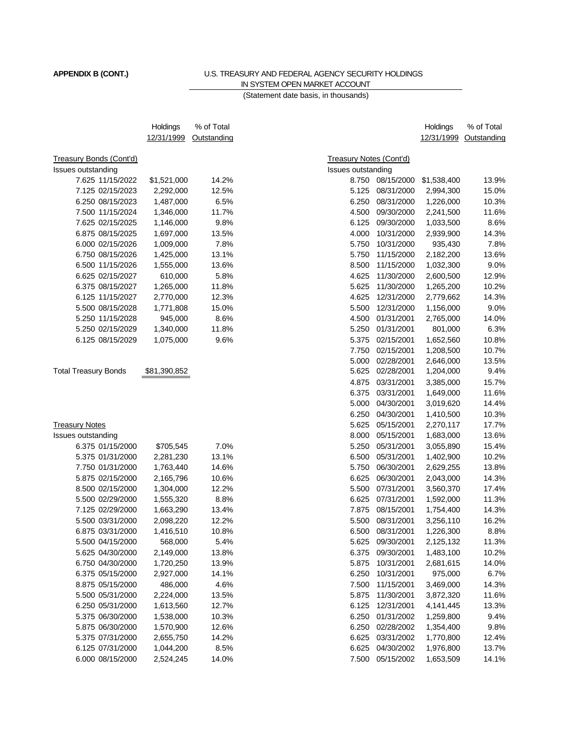**APPENDIX B (CONT.)**

U.S. TREASURY AND FEDERAL AGENCY SECURITY HOLDINGS
IN SYSTEM OPEN MARKET ACCOUNT
(Statement date basis, in thousands)

| | Holdings 12/31/1999 | % of Total Outstanding |
|---|---|---|
| **Treasury Bonds (Cont'd)** | | |
| Issues outstanding | | |
| 7.625 11/15/2022 | $1,521,000 | 14.2% |
| 7.125 02/15/2023 | 2,292,000 | 12.5% |
| 6.250 08/15/2023 | 1,487,000 | 6.5% |
| 7.500 11/15/2024 | 1,346,000 | 11.7% |
| 7.625 02/15/2025 | 1,146,000 | 9.8% |
| 6.875 08/15/2025 | 1,697,000 | 13.5% |
| 6.000 02/15/2026 | 1,009,000 | 7.8% |
| 6.750 08/15/2026 | 1,425,000 | 13.1% |
| 6.500 11/15/2026 | 1,555,000 | 13.6% |
| 6.625 02/15/2027 | 610,000 | 5.8% |
| 6.375 08/15/2027 | 1,265,000 | 11.8% |
| 6.125 11/15/2027 | 2,770,000 | 12.3% |
| 5.500 08/15/2028 | 1,771,808 | 15.0% |
| 5.250 11/15/2028 | 945,000 | 8.6% |
| 5.250 02/15/2029 | 1,340,000 | 11.8% |
| 6.125 08/15/2029 | 1,075,000 | 9.6% |
| Total Treasury Bonds | $81,390,852 | |
| **Treasury Notes** | | |
| Issues outstanding | | |
| 6.375 01/15/2000 | $705,545 | 7.0% |
| 5.375 01/31/2000 | 2,281,230 | 13.1% |
| 7.750 01/31/2000 | 1,763,440 | 14.6% |
| 5.875 02/15/2000 | 2,165,796 | 10.6% |
| 8.500 02/15/2000 | 1,304,000 | 12.2% |
| 5.500 02/29/2000 | 1,555,320 | 8.8% |
| 7.125 02/29/2000 | 1,663,290 | 13.4% |
| 5.500 03/31/2000 | 2,098,220 | 12.2% |
| 6.875 03/31/2000 | 1,416,510 | 10.8% |
| 5.500 04/15/2000 | 568,000 | 5.4% |
| 5.625 04/30/2000 | 2,149,000 | 13.8% |
| 6.750 04/30/2000 | 1,720,250 | 13.9% |
| 6.375 05/15/2000 | 2,927,000 | 14.1% |
| 8.875 05/15/2000 | 486,000 | 4.6% |
| 5.500 05/31/2000 | 2,224,000 | 13.5% |
| 6.250 05/31/2000 | 1,613,560 | 12.7% |
| 5.375 06/30/2000 | 1,538,000 | 10.3% |
| 5.875 06/30/2000 | 1,570,900 | 12.6% |
| 5.375 07/31/2000 | 2,655,750 | 14.2% |
| 6.125 07/31/2000 | 1,044,200 | 8.5% |
| 6.000 08/15/2000 | 2,524,245 | 14.0% |

| | Holdings 12/31/1999 | % of Total Outstanding |
|---|---|---|
| **Treasury Notes (Cont'd)** | | |
| Issues outstanding | | |
| 8.750 08/15/2000 | $1,538,400 | 13.9% |
| 5.125 08/31/2000 | 2,994,300 | 15.0% |
| 6.250 08/31/2000 | 1,226,000 | 10.3% |
| 4.500 09/30/2000 | 2,241,500 | 11.6% |
| 6.125 09/30/2000 | 1,033,500 | 8.6% |
| 4.000 10/31/2000 | 2,939,900 | 14.3% |
| 5.750 10/31/2000 | 935,430 | 7.8% |
| 5.750 11/15/2000 | 2,182,200 | 13.6% |
| 8.500 11/15/2000 | 1,032,300 | 9.0% |
| 4.625 11/30/2000 | 2,600,500 | 12.9% |
| 5.625 11/30/2000 | 1,265,200 | 10.2% |
| 4.625 12/31/2000 | 2,779,662 | 14.3% |
| 5.500 12/31/2000 | 1,156,000 | 9.0% |
| 4.500 01/31/2001 | 2,765,000 | 14.0% |
| 5.250 01/31/2001 | 801,000 | 6.3% |
| 5.375 02/15/2001 | 1,652,560 | 10.8% |
| 7.750 02/15/2001 | 1,208,500 | 10.7% |
| 5.000 02/28/2001 | 2,646,000 | 13.5% |
| 5.625 02/28/2001 | 1,204,000 | 9.4% |
| 4.875 03/31/2001 | 3,385,000 | 15.7% |
| 6.375 03/31/2001 | 1,649,000 | 11.6% |
| 5.000 04/30/2001 | 3,019,620 | 14.4% |
| 6.250 04/30/2001 | 1,410,500 | 10.3% |
| 5.625 05/15/2001 | 2,270,117 | 17.7% |
| 8.000 05/15/2001 | 1,683,000 | 13.6% |
| 5.250 05/31/2001 | 3,055,890 | 15.4% |
| 6.500 05/31/2001 | 1,402,900 | 10.2% |
| 5.750 06/30/2001 | 2,629,255 | 13.8% |
| 6.625 06/30/2001 | 2,043,000 | 14.3% |
| 5.500 07/31/2001 | 3,560,370 | 17.4% |
| 6.625 07/31/2001 | 1,592,000 | 11.3% |
| 7.875 08/15/2001 | 1,754,400 | 14.3% |
| 5.500 08/31/2001 | 3,256,110 | 16.2% |
| 6.500 08/31/2001 | 1,226,300 | 8.8% |
| 5.625 09/30/2001 | 2,125,132 | 11.3% |
| 6.375 09/30/2001 | 1,483,100 | 10.2% |
| 5.875 10/31/2001 | 2,681,615 | 14.0% |
| 6.250 10/31/2001 | 975,000 | 6.7% |
| 7.500 11/15/2001 | 3,469,000 | 14.3% |
| 5.875 11/30/2001 | 3,872,320 | 11.6% |
| 6.125 12/31/2001 | 4,141,445 | 13.3% |
| 6.250 01/31/2002 | 1,259,800 | 9.4% |
| 6.250 02/28/2002 | 1,354,400 | 9.8% |
| 6.625 03/31/2002 | 1,770,800 | 12.4% |
| 6.625 04/30/2002 | 1,976,800 | 13.7% |
| 7.500 05/15/2002 | 1,653,509 | 14.1% |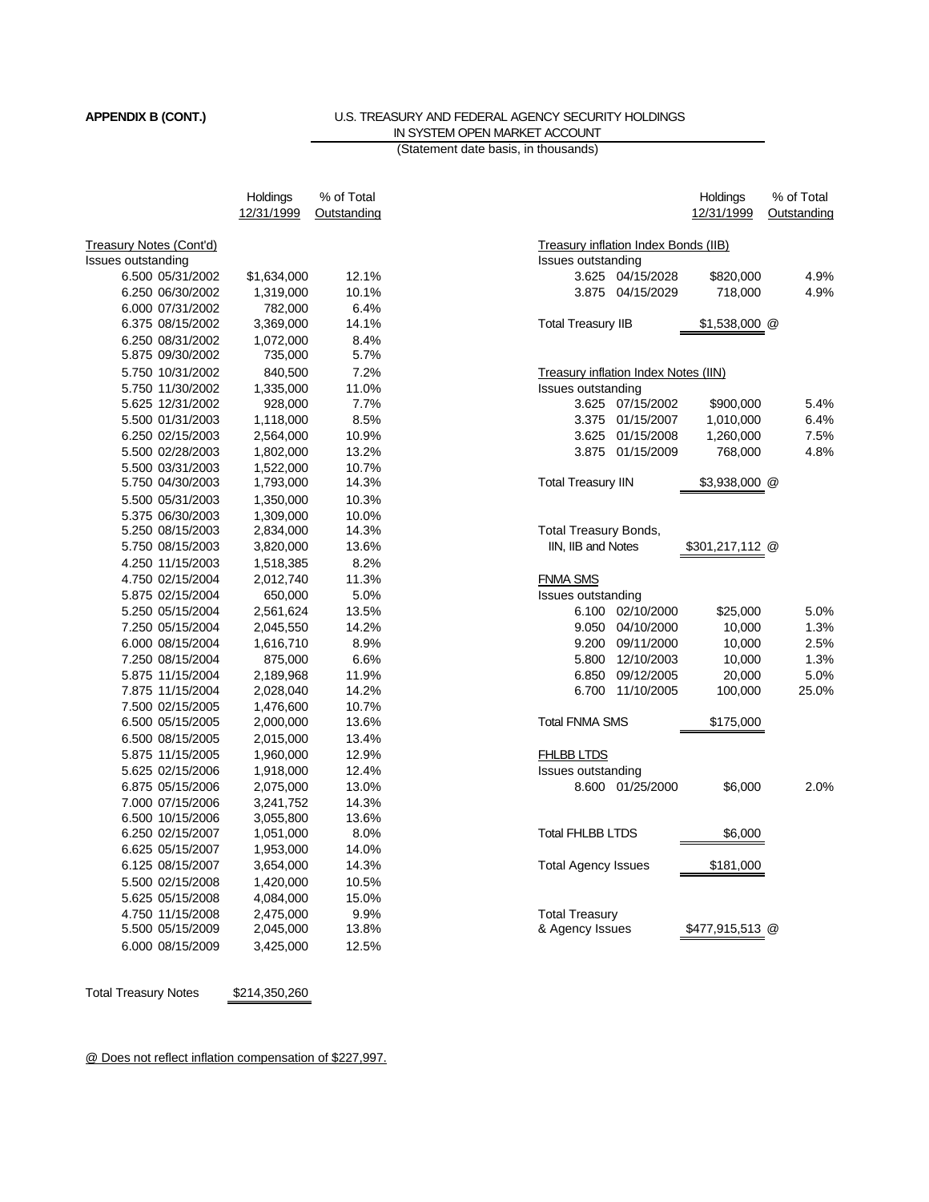**APPENDIX B (CONT.)**

U.S. TREASURY AND FEDERAL AGENCY SECURITY HOLDINGS IN SYSTEM OPEN MARKET ACCOUNT
(Statement date basis, in thousands)

| | Holdings 12/31/1999 | % of Total Outstanding |
|---|---|---|
| **Treasury Notes (Cont'd)** | | |
| Issues outstanding | | |
| 6.500 05/31/2002 | $1,634,000 | 12.1% |
| 6.250 06/30/2002 | 1,319,000 | 10.1% |
| 6.000 07/31/2002 | 782,000 | 6.4% |
| 6.375 08/15/2002 | 3,369,000 | 14.1% |
| 6.250 08/31/2002 | 1,072,000 | 8.4% |
| 5.875 09/30/2002 | 735,000 | 5.7% |
| 5.750 10/31/2002 | 840,500 | 7.2% |
| 5.750 11/30/2002 | 1,335,000 | 11.0% |
| 5.625 12/31/2002 | 928,000 | 7.7% |
| 5.500 01/31/2003 | 1,118,000 | 8.5% |
| 6.250 02/15/2003 | 2,564,000 | 10.9% |
| 5.500 02/28/2003 | 1,802,000 | 13.2% |
| 5.500 03/31/2003 | 1,522,000 | 10.7% |
| 5.750 04/30/2003 | 1,793,000 | 14.3% |
| 5.500 05/31/2003 | 1,350,000 | 10.3% |
| 5.375 06/30/2003 | 1,309,000 | 10.0% |
| 5.250 08/15/2003 | 2,834,000 | 14.3% |
| 5.750 08/15/2003 | 3,820,000 | 13.6% |
| 4.250 11/15/2003 | 1,518,385 | 8.2% |
| 4.750 02/15/2004 | 2,012,740 | 11.3% |
| 5.875 02/15/2004 | 650,000 | 5.0% |
| 5.250 05/15/2004 | 2,561,624 | 13.5% |
| 7.250 05/15/2004 | 2,045,550 | 14.2% |
| 6.000 08/15/2004 | 1,616,710 | 8.9% |
| 7.250 08/15/2004 | 875,000 | 6.6% |
| 5.875 11/15/2004 | 2,189,968 | 11.9% |
| 7.875 11/15/2004 | 2,028,040 | 14.2% |
| 7.500 02/15/2005 | 1,476,600 | 10.7% |
| 6.500 05/15/2005 | 2,000,000 | 13.6% |
| 6.500 08/15/2005 | 2,015,000 | 13.4% |
| 5.875 11/15/2005 | 1,960,000 | 12.9% |
| 5.625 02/15/2006 | 1,918,000 | 12.4% |
| 6.875 05/15/2006 | 2,075,000 | 13.0% |
| 7.000 07/15/2006 | 3,241,752 | 14.3% |
| 6.500 10/15/2006 | 3,055,800 | 13.6% |
| 6.250 02/15/2007 | 1,051,000 | 8.0% |
| 6.625 05/15/2007 | 1,953,000 | 14.0% |
| 6.125 08/15/2007 | 3,654,000 | 14.3% |
| 5.500 02/15/2008 | 1,420,000 | 10.5% |
| 5.625 05/15/2008 | 4,084,000 | 15.0% |
| 4.750 11/15/2008 | 2,475,000 | 9.9% |
| 5.500 05/15/2009 | 2,045,000 | 13.8% |
| 6.000 08/15/2009 | 3,425,000 | 12.5% |
| Total Treasury Notes | $214,350,260 | |

| | Holdings 12/31/1999 | % of Total Outstanding |
|---|---|---|
| **Treasury inflation Index Bonds (IIB)** | | |
| Issues outstanding | | |
| 3.625 04/15/2028 | $820,000 | 4.9% |
| 3.875 04/15/2029 | 718,000 | 4.9% |
| Total Treasury IIB | $1,538,000 @ | |
| **Treasury inflation Index Notes (IIN)** | | |
| Issues outstanding | | |
| 3.625 07/15/2002 | $900,000 | 5.4% |
| 3.375 01/15/2007 | 1,010,000 | 6.4% |
| 3.625 01/15/2008 | 1,260,000 | 7.5% |
| 3.875 01/15/2009 | 768,000 | 4.8% |
| Total Treasury IIN | $3,938,000 @ | |
| Total Treasury Bonds, IIN, IIB and Notes | $301,217,112 @ | |
| **FNMA SMS** | | |
| Issues outstanding | | |
| 6.100 02/10/2000 | $25,000 | 5.0% |
| 9.050 04/10/2000 | 10,000 | 1.3% |
| 9.200 09/11/2000 | 10,000 | 2.5% |
| 5.800 12/10/2003 | 10,000 | 1.3% |
| 6.850 09/12/2005 | 20,000 | 5.0% |
| 6.700 11/10/2005 | 100,000 | 25.0% |
| Total FNMA SMS | $175,000 | |
| **FHLBB LTDS** | | |
| Issues outstanding | | |
| 8.600 01/25/2000 | $6,000 | 2.0% |
| Total FHLBB LTDS | $6,000 | |
| Total Agency Issues | $181,000 | |
| Total Treasury & Agency Issues | $477,915,513 @ | |

@ Does not reflect inflation compensation of $227,997.